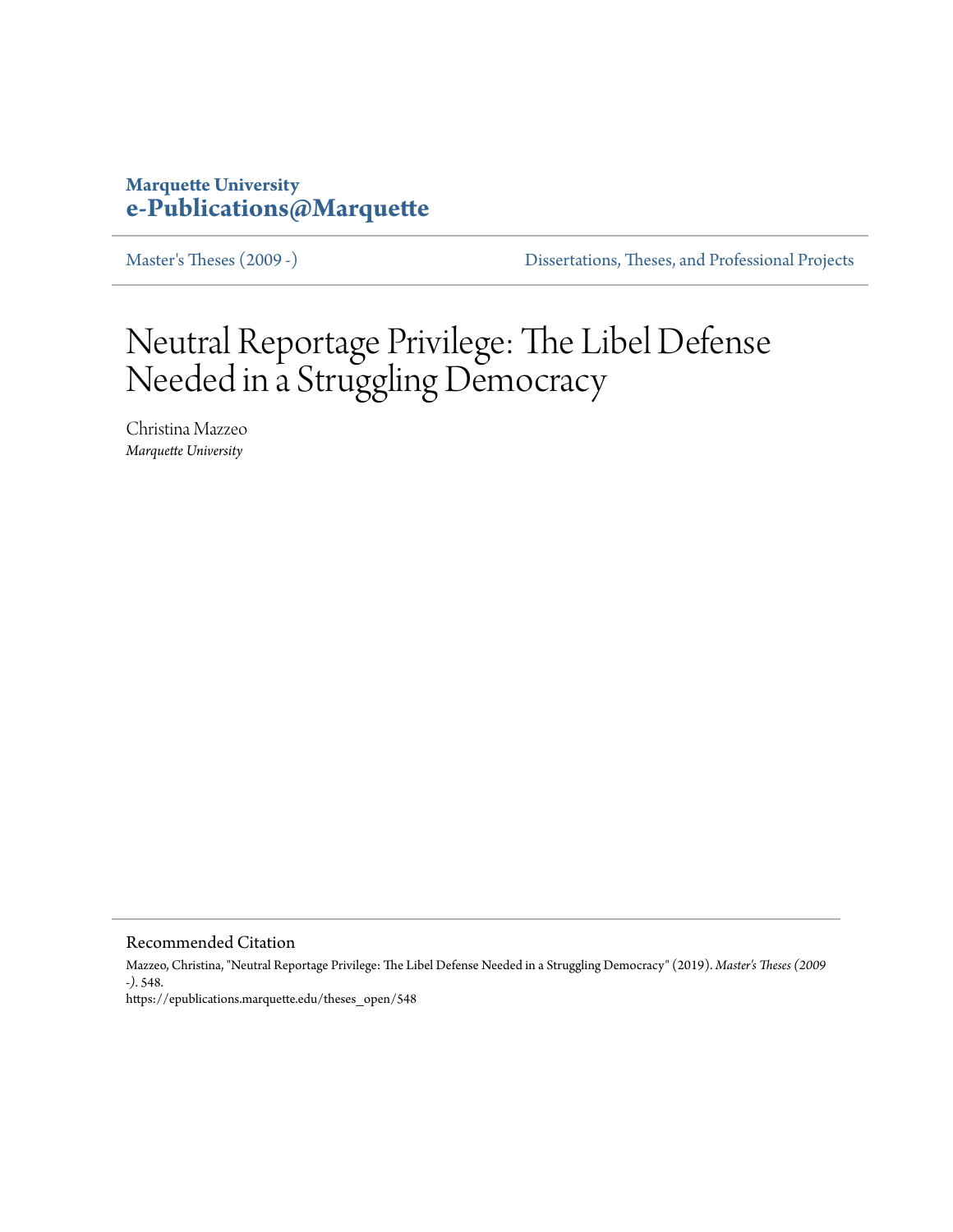**Marquette University**
**e-Publications@Marquette**

Master's Theses (2009 -) | Dissertations, Theses, and Professional Projects

# Neutral Reportage Privilege: The Libel Defense Needed in a Struggling Democracy

Christina Mazzeo
*Marquette University*

## Recommended Citation

Mazzeo, Christina, "Neutral Reportage Privilege: The Libel Defense Needed in a Struggling Democracy" (2019). *Master's Theses (2009 -)*. 548.
https://epublications.marquette.edu/theses_open/548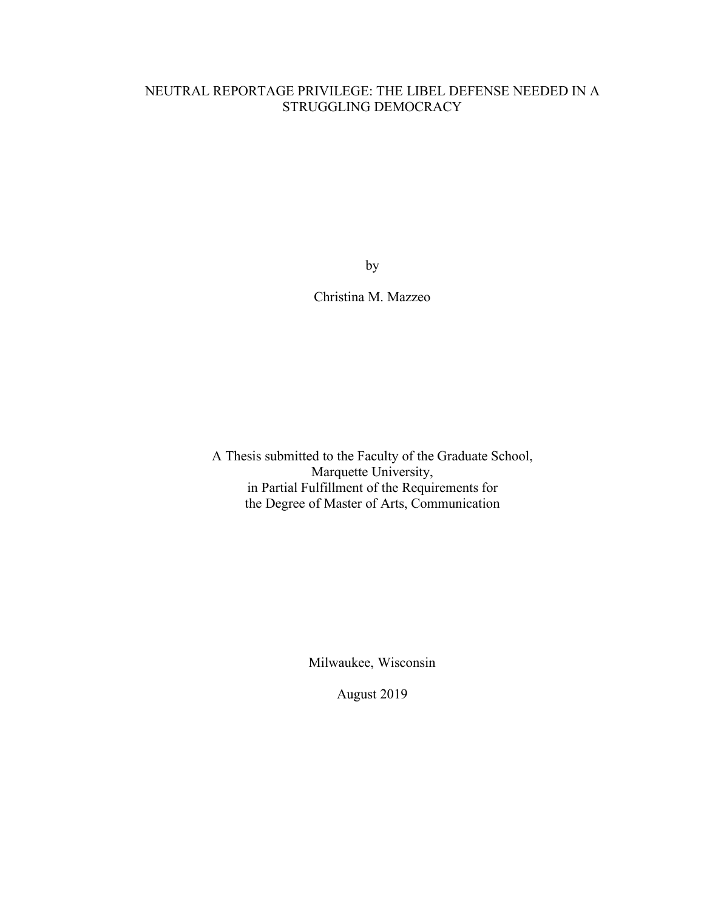# NEUTRAL REPORTAGE PRIVILEGE: THE LIBEL DEFENSE NEEDED IN A STRUGGLING DEMOCRACY

by

Christina M. Mazzeo

A Thesis submitted to the Faculty of the Graduate School,
Marquette University,
in Partial Fulfillment of the Requirements for
the Degree of Master of Arts, Communication

Milwaukee, Wisconsin

August 2019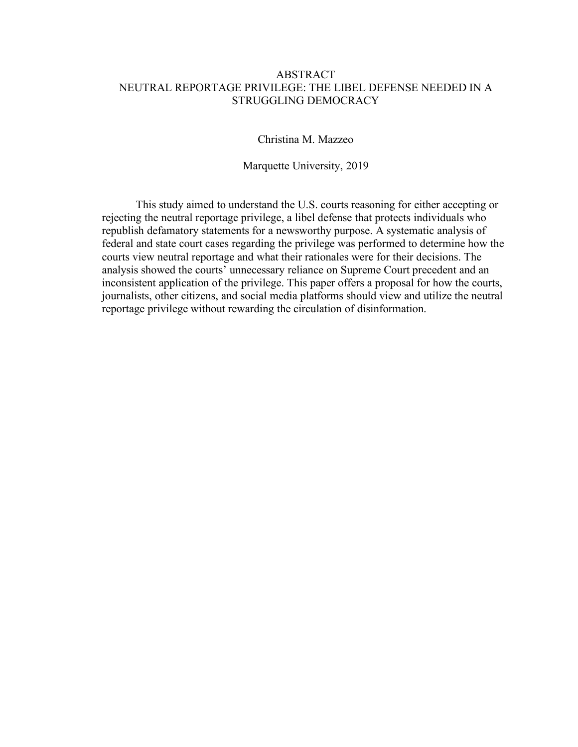# ABSTRACT

## NEUTRAL REPORTAGE PRIVILEGE: THE LIBEL DEFENSE NEEDED IN A STRUGGLING DEMOCRACY

Christina M. Mazzeo

Marquette University, 2019

This study aimed to understand the U.S. courts reasoning for either accepting or rejecting the neutral reportage privilege, a libel defense that protects individuals who republish defamatory statements for a newsworthy purpose. A systematic analysis of federal and state court cases regarding the privilege was performed to determine how the courts view neutral reportage and what their rationales were for their decisions. The analysis showed the courts' unnecessary reliance on Supreme Court precedent and an inconsistent application of the privilege. This paper offers a proposal for how the courts, journalists, other citizens, and social media platforms should view and utilize the neutral reportage privilege without rewarding the circulation of disinformation.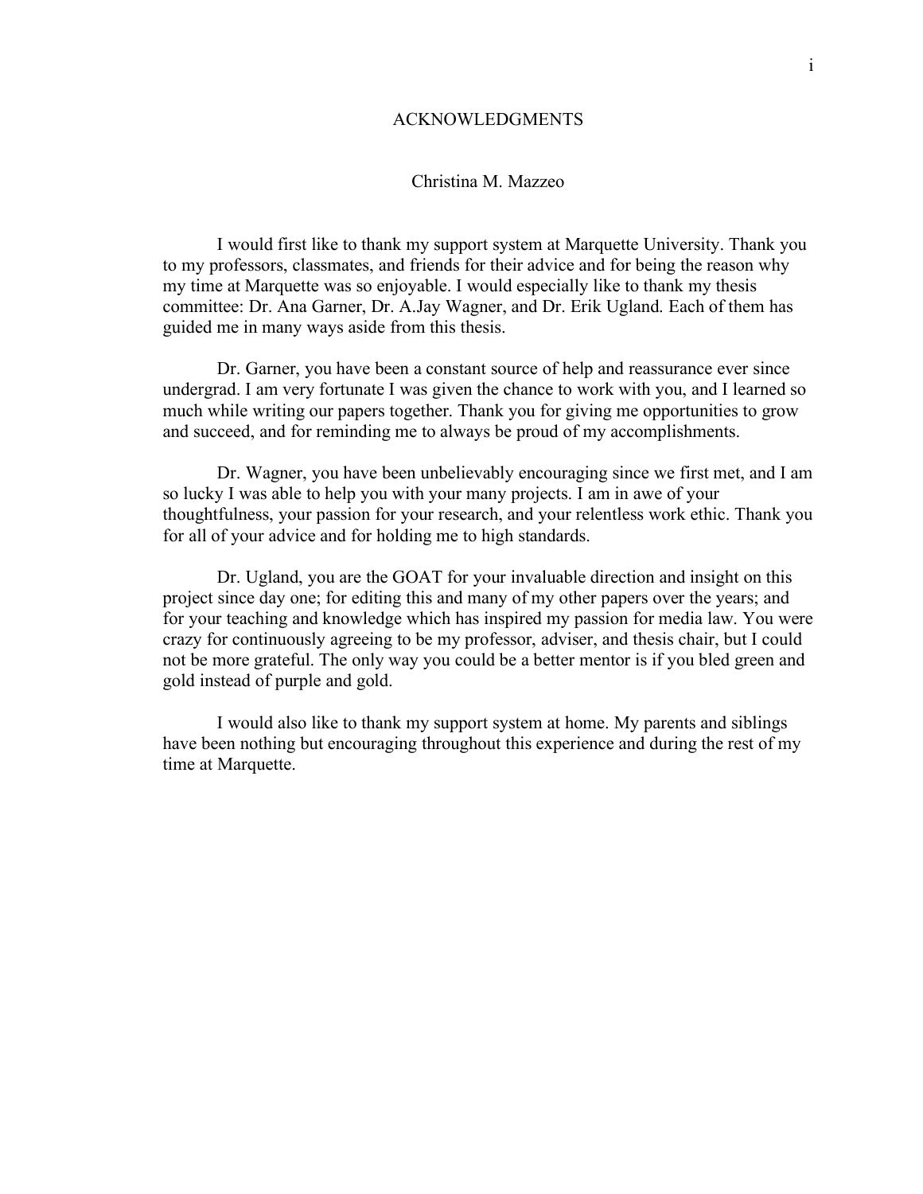# ACKNOWLEDGMENTS

Christina M. Mazzeo

I would first like to thank my support system at Marquette University. Thank you to my professors, classmates, and friends for their advice and for being the reason why my time at Marquette was so enjoyable. I would especially like to thank my thesis committee: Dr. Ana Garner, Dr. A.Jay Wagner, and Dr. Erik Ugland. Each of them has guided me in many ways aside from this thesis.

Dr. Garner, you have been a constant source of help and reassurance ever since undergrad. I am very fortunate I was given the chance to work with you, and I learned so much while writing our papers together. Thank you for giving me opportunities to grow and succeed, and for reminding me to always be proud of my accomplishments.

Dr. Wagner, you have been unbelievably encouraging since we first met, and I am so lucky I was able to help you with your many projects. I am in awe of your thoughtfulness, your passion for your research, and your relentless work ethic. Thank you for all of your advice and for holding me to high standards.

Dr. Ugland, you are the GOAT for your invaluable direction and insight on this project since day one; for editing this and many of my other papers over the years; and for your teaching and knowledge which has inspired my passion for media law. You were crazy for continuously agreeing to be my professor, adviser, and thesis chair, but I could not be more grateful. The only way you could be a better mentor is if you bled green and gold instead of purple and gold.

I would also like to thank my support system at home. My parents and siblings have been nothing but encouraging throughout this experience and during the rest of my time at Marquette.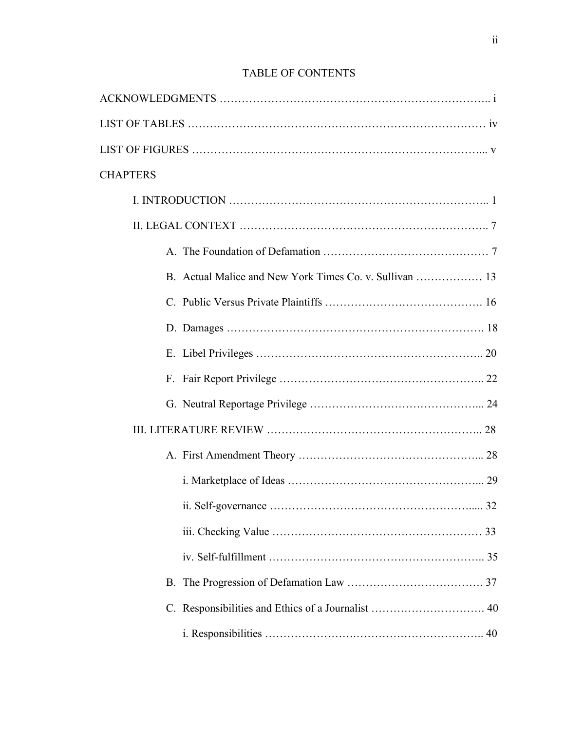# TABLE OF CONTENTS

ACKNOWLEDGMENTS …………………………………………………………….. i

LIST OF TABLES ………………………………………………………………… iv

LIST OF FIGURES ……………………………………………………………... v

CHAPTERS

I. INTRODUCTION …………………………………………………………….. 1

II. LEGAL CONTEXT ……………………………………………………….. 7

A. The Foundation of Defamation ……………………………………… 7

B. Actual Malice and New York Times Co. v. Sullivan ……………… 13

C. Public Versus Private Plaintiffs ……………………………………. 16

D. Damages ………………………………………………………. 18

E. Libel Privileges …………………………………………………….. 20

F. Fair Report Privilege …………………………………………….. 22

G. Neutral Reportage Privilege ……………………………………... 24

III. LITERATURE REVIEW ……………………………………………….. 28

A. First Amendment Theory …………………………………………... 28

i. Marketplace of Ideas ……………………………………………... 29

ii. Self-governance …………………………………………….... 32

iii. Checking Value ………………………………………………… 33

iv. Self-fulfillment ………………………………………………... 35

B. The Progression of Defamation Law ………………………………. 37

C. Responsibilities and Ethics of a Journalist …………………………. 40

i. Responsibilities …………………………………………………….. 40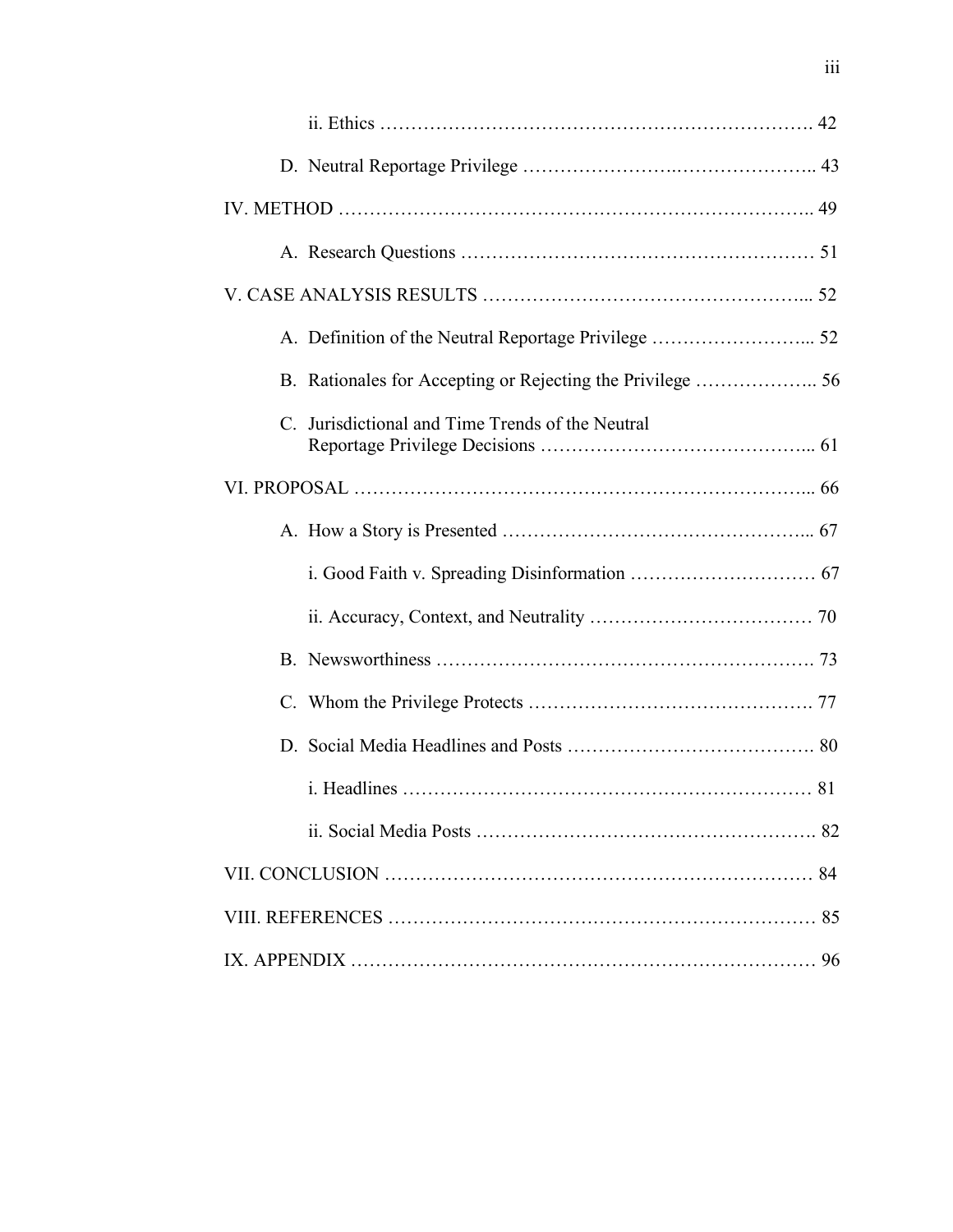ii. Ethics ………………………………………………………………. 42

D. Neutral Reportage Privilege ……………………………………….. 43

IV. METHOD ……………………………………………………………….. 49

A. Research Questions ………………………………………………… 51

V. CASE ANALYSIS RESULTS ……………………………………………... 52

A. Definition of the Neutral Reportage Privilege ……………………... 52

B. Rationales for Accepting or Rejecting the Privilege ……………….. 56

C. Jurisdictional and Time Trends of the Neutral Reportage Privilege Decisions …………………………………... 61

VI. PROPOSAL ……………………………………………………………... 66

A. How a Story is Presented …………………………………………... 67

i. Good Faith v. Spreading Disinformation ………………………… 67

ii. Accuracy, Context, and Neutrality ……………………………… 70

B. Newsworthiness ……………………………………………………. 73

C. Whom the Privilege Protects ………………………………………. 77

D. Social Media Headlines and Posts …………………………………. 80

i. Headlines ………………………………………………………… 81

ii. Social Media Posts ………………………………………………. 82

VII. CONCLUSION ………………………………………………………… 84

VIII. REFERENCES ………………………………………………………… 85

IX. APPENDIX ……………………………………………………………… 96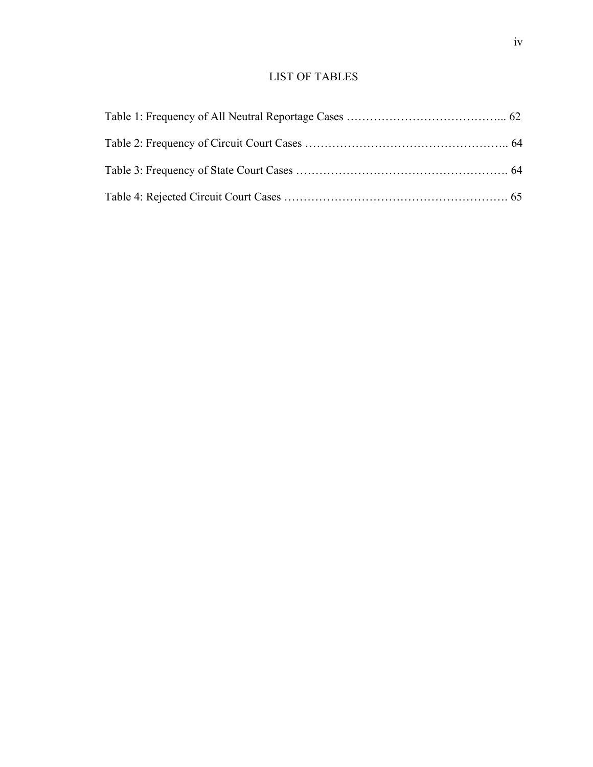# LIST OF TABLES

Table 1: Frequency of All Neutral Reportage Cases ………………………………….. 62

Table 2: Frequency of Circuit Court Cases …………………………………………….. 64

Table 3: Frequency of State Court Cases ………………………………………………. 64

Table 4: Rejected Circuit Court Cases …………………………………………………. 65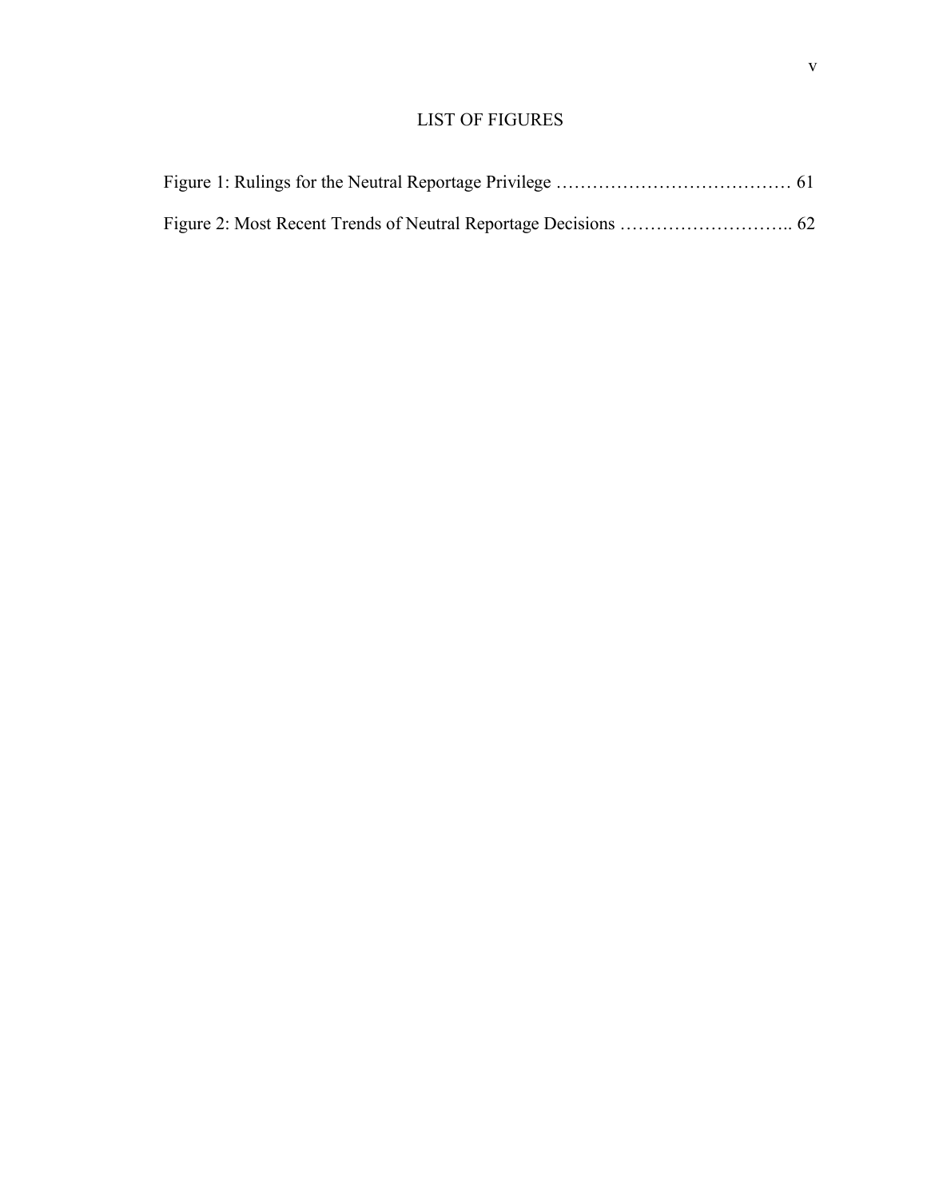# LIST OF FIGURES

Figure 1: Rulings for the Neutral Reportage Privilege …………………………………… 61

Figure 2: Most Recent Trends of Neutral Reportage Decisions ……………………….. 62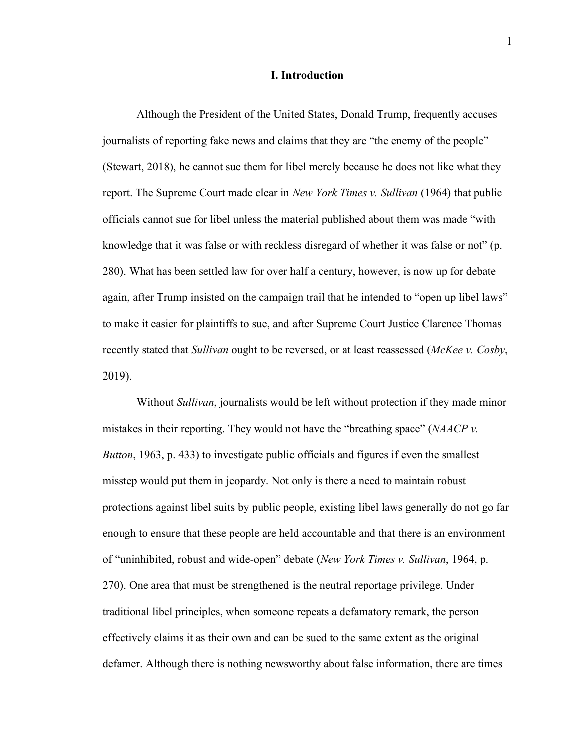# I. Introduction

Although the President of the United States, Donald Trump, frequently accuses journalists of reporting fake news and claims that they are "the enemy of the people" (Stewart, 2018), he cannot sue them for libel merely because he does not like what they report. The Supreme Court made clear in *New York Times v. Sullivan* (1964) that public officials cannot sue for libel unless the material published about them was made "with knowledge that it was false or with reckless disregard of whether it was false or not" (p. 280). What has been settled law for over half a century, however, is now up for debate again, after Trump insisted on the campaign trail that he intended to "open up libel laws" to make it easier for plaintiffs to sue, and after Supreme Court Justice Clarence Thomas recently stated that *Sullivan* ought to be reversed, or at least reassessed (*McKee v. Cosby*, 2019).

Without *Sullivan*, journalists would be left without protection if they made minor mistakes in their reporting. They would not have the "breathing space" (*NAACP v. Button*, 1963, p. 433) to investigate public officials and figures if even the smallest misstep would put them in jeopardy. Not only is there a need to maintain robust protections against libel suits by public people, existing libel laws generally do not go far enough to ensure that these people are held accountable and that there is an environment of "uninhibited, robust and wide-open" debate (*New York Times v. Sullivan*, 1964, p. 270). One area that must be strengthened is the neutral reportage privilege. Under traditional libel principles, when someone repeats a defamatory remark, the person effectively claims it as their own and can be sued to the same extent as the original defamer. Although there is nothing newsworthy about false information, there are times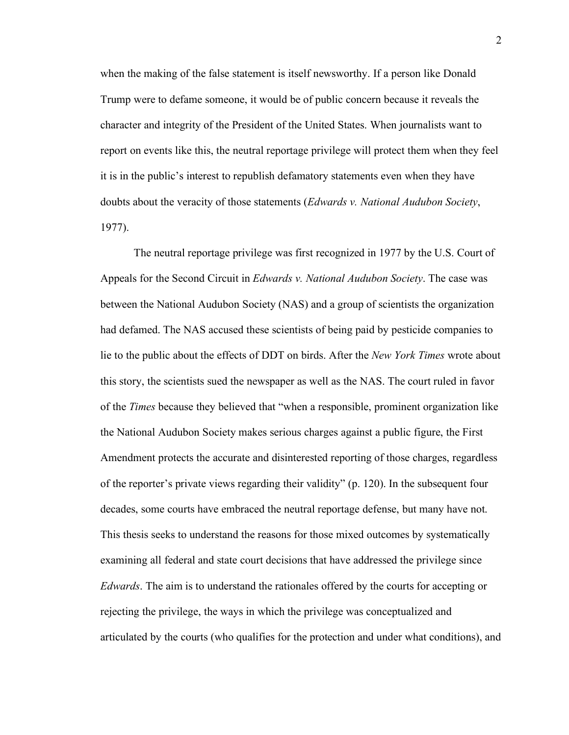when the making of the false statement is itself newsworthy. If a person like Donald Trump were to defame someone, it would be of public concern because it reveals the character and integrity of the President of the United States. When journalists want to report on events like this, the neutral reportage privilege will protect them when they feel it is in the public's interest to republish defamatory statements even when they have doubts about the veracity of those statements (*Edwards v. National Audubon Society*, 1977).

The neutral reportage privilege was first recognized in 1977 by the U.S. Court of Appeals for the Second Circuit in *Edwards v. National Audubon Society*. The case was between the National Audubon Society (NAS) and a group of scientists the organization had defamed. The NAS accused these scientists of being paid by pesticide companies to lie to the public about the effects of DDT on birds. After the *New York Times* wrote about this story, the scientists sued the newspaper as well as the NAS. The court ruled in favor of the *Times* because they believed that "when a responsible, prominent organization like the National Audubon Society makes serious charges against a public figure, the First Amendment protects the accurate and disinterested reporting of those charges, regardless of the reporter's private views regarding their validity" (p. 120). In the subsequent four decades, some courts have embraced the neutral reportage defense, but many have not. This thesis seeks to understand the reasons for those mixed outcomes by systematically examining all federal and state court decisions that have addressed the privilege since *Edwards*. The aim is to understand the rationales offered by the courts for accepting or rejecting the privilege, the ways in which the privilege was conceptualized and articulated by the courts (who qualifies for the protection and under what conditions), and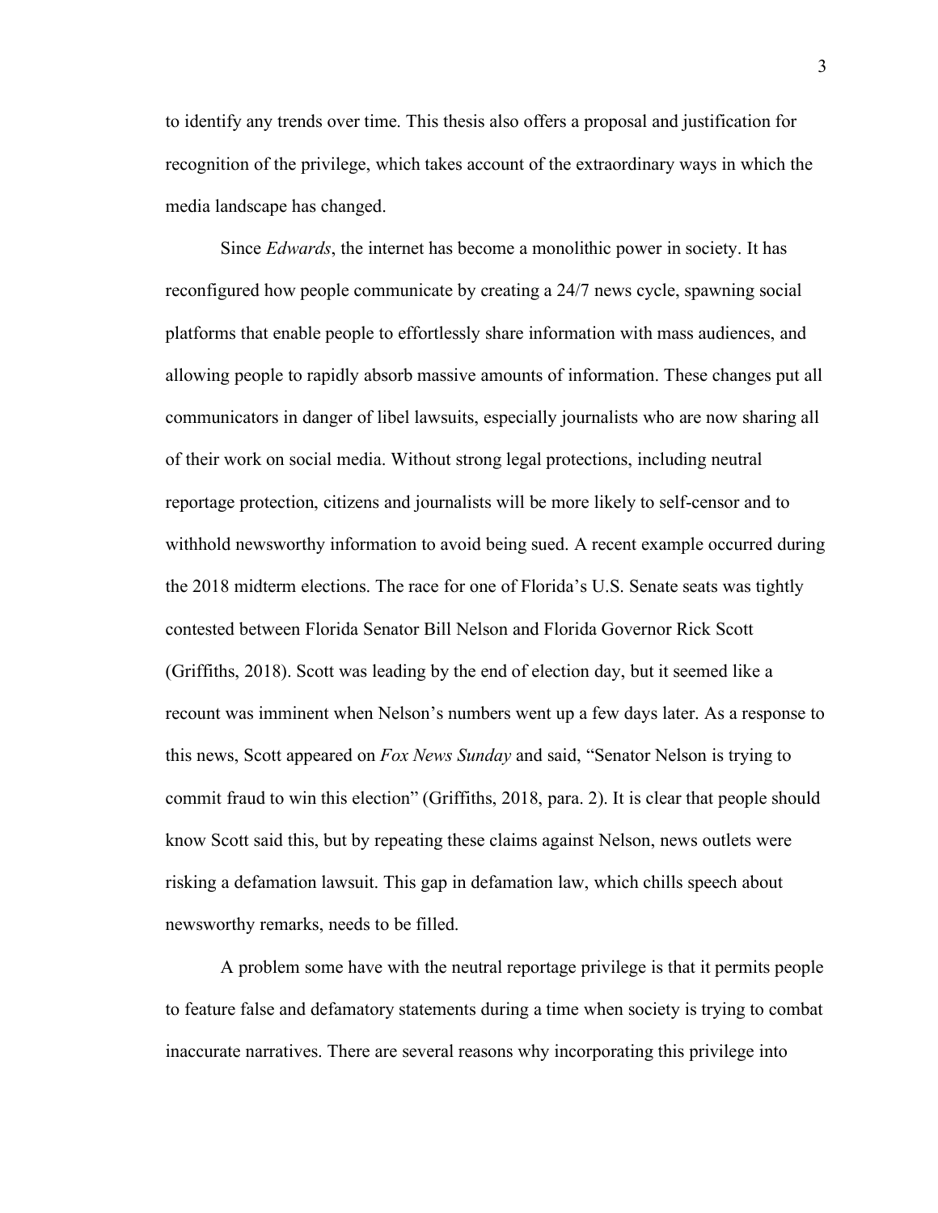to identify any trends over time. This thesis also offers a proposal and justification for recognition of the privilege, which takes account of the extraordinary ways in which the media landscape has changed.

Since *Edwards*, the internet has become a monolithic power in society. It has reconfigured how people communicate by creating a 24/7 news cycle, spawning social platforms that enable people to effortlessly share information with mass audiences, and allowing people to rapidly absorb massive amounts of information. These changes put all communicators in danger of libel lawsuits, especially journalists who are now sharing all of their work on social media. Without strong legal protections, including neutral reportage protection, citizens and journalists will be more likely to self-censor and to withhold newsworthy information to avoid being sued. A recent example occurred during the 2018 midterm elections. The race for one of Florida's U.S. Senate seats was tightly contested between Florida Senator Bill Nelson and Florida Governor Rick Scott (Griffiths, 2018). Scott was leading by the end of election day, but it seemed like a recount was imminent when Nelson's numbers went up a few days later. As a response to this news, Scott appeared on *Fox News Sunday* and said, "Senator Nelson is trying to commit fraud to win this election" (Griffiths, 2018, para. 2). It is clear that people should know Scott said this, but by repeating these claims against Nelson, news outlets were risking a defamation lawsuit. This gap in defamation law, which chills speech about newsworthy remarks, needs to be filled.

A problem some have with the neutral reportage privilege is that it permits people to feature false and defamatory statements during a time when society is trying to combat inaccurate narratives. There are several reasons why incorporating this privilege into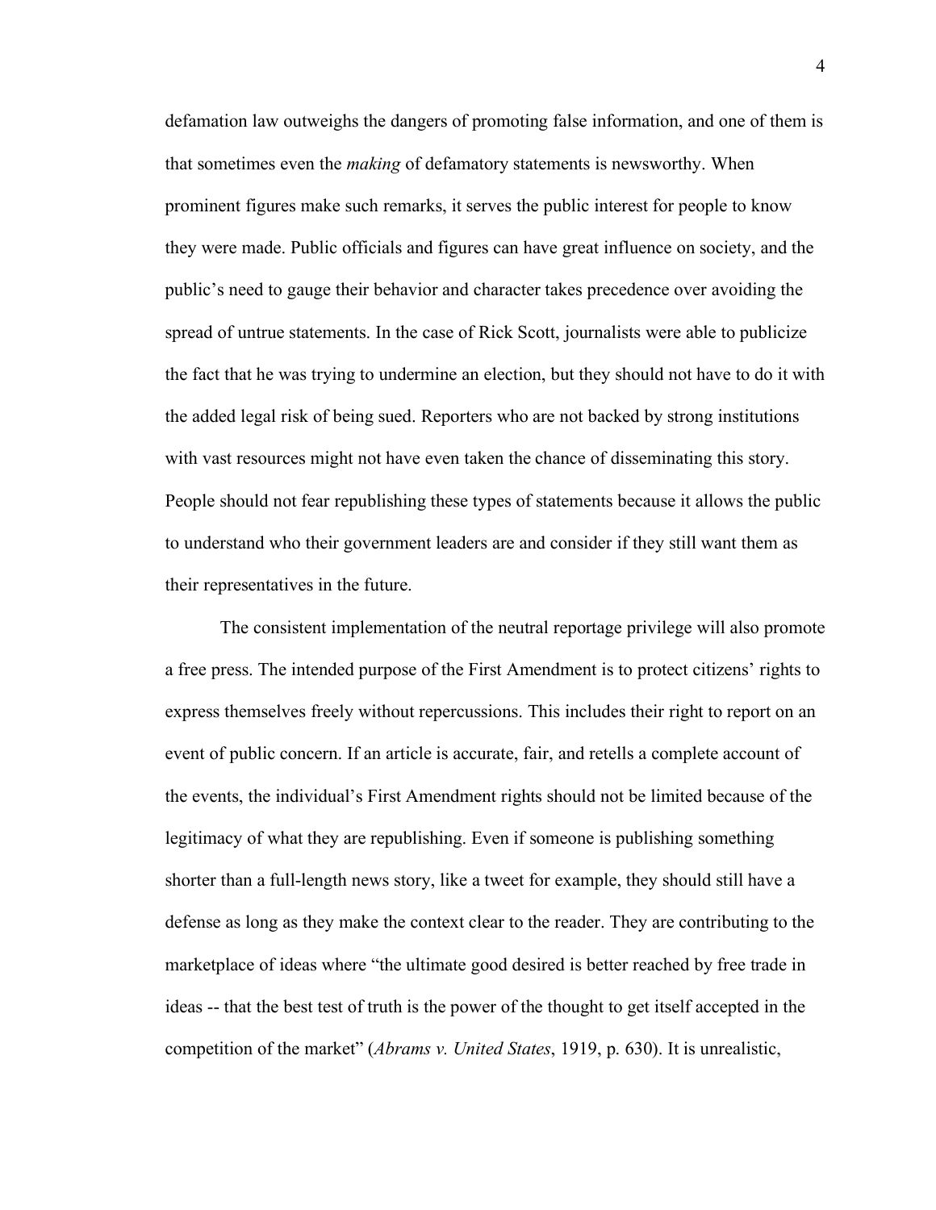defamation law outweighs the dangers of promoting false information, and one of them is that sometimes even the *making* of defamatory statements is newsworthy. When prominent figures make such remarks, it serves the public interest for people to know they were made. Public officials and figures can have great influence on society, and the public's need to gauge their behavior and character takes precedence over avoiding the spread of untrue statements. In the case of Rick Scott, journalists were able to publicize the fact that he was trying to undermine an election, but they should not have to do it with the added legal risk of being sued. Reporters who are not backed by strong institutions with vast resources might not have even taken the chance of disseminating this story. People should not fear republishing these types of statements because it allows the public to understand who their government leaders are and consider if they still want them as their representatives in the future.

The consistent implementation of the neutral reportage privilege will also promote a free press. The intended purpose of the First Amendment is to protect citizens' rights to express themselves freely without repercussions. This includes their right to report on an event of public concern. If an article is accurate, fair, and retells a complete account of the events, the individual's First Amendment rights should not be limited because of the legitimacy of what they are republishing. Even if someone is publishing something shorter than a full-length news story, like a tweet for example, they should still have a defense as long as they make the context clear to the reader. They are contributing to the marketplace of ideas where "the ultimate good desired is better reached by free trade in ideas -- that the best test of truth is the power of the thought to get itself accepted in the competition of the market" (*Abrams v. United States*, 1919, p. 630). It is unrealistic,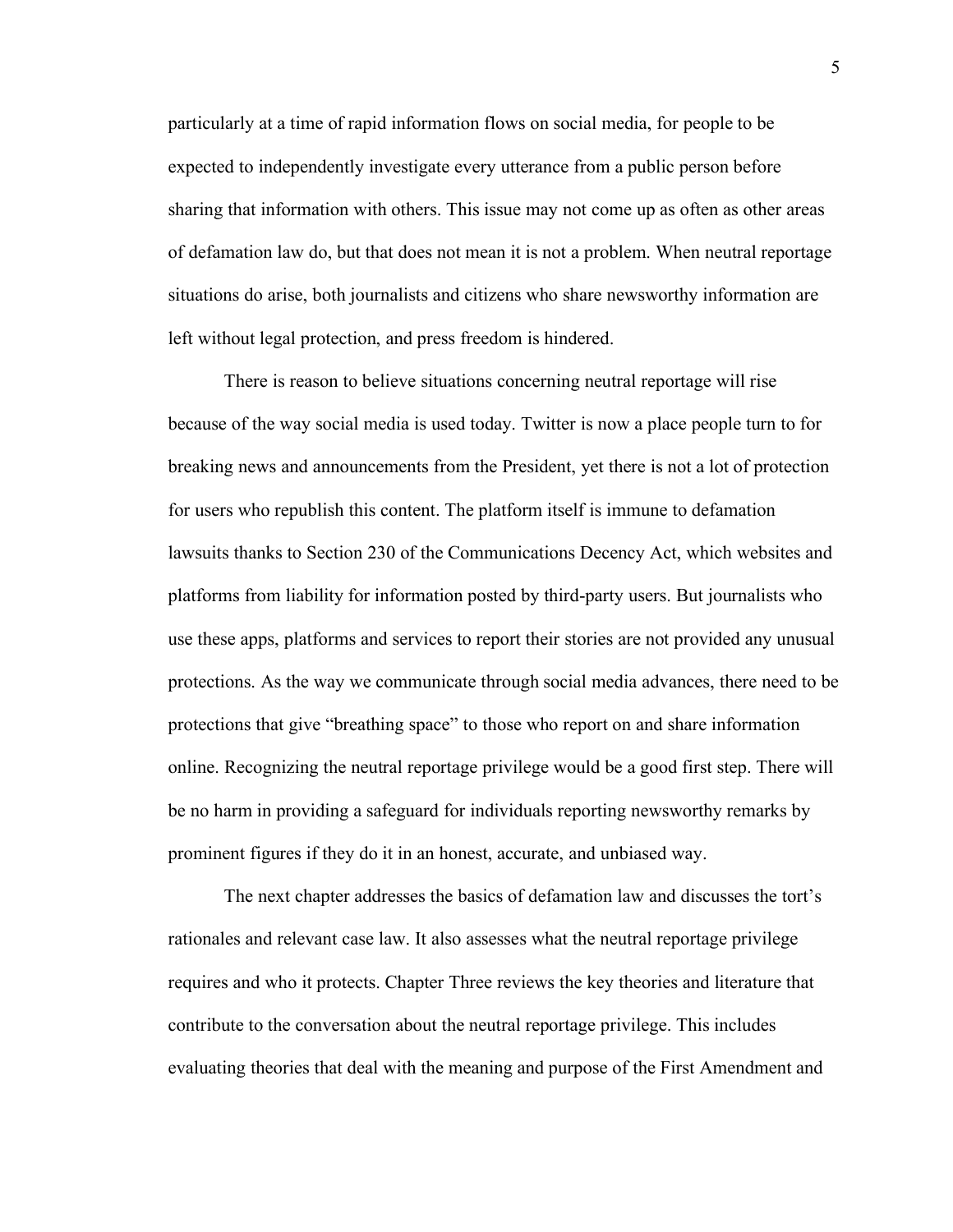particularly at a time of rapid information flows on social media, for people to be expected to independently investigate every utterance from a public person before sharing that information with others. This issue may not come up as often as other areas of defamation law do, but that does not mean it is not a problem. When neutral reportage situations do arise, both journalists and citizens who share newsworthy information are left without legal protection, and press freedom is hindered.

There is reason to believe situations concerning neutral reportage will rise because of the way social media is used today. Twitter is now a place people turn to for breaking news and announcements from the President, yet there is not a lot of protection for users who republish this content. The platform itself is immune to defamation lawsuits thanks to Section 230 of the Communications Decency Act, which websites and platforms from liability for information posted by third-party users. But journalists who use these apps, platforms and services to report their stories are not provided any unusual protections. As the way we communicate through social media advances, there need to be protections that give "breathing space" to those who report on and share information online. Recognizing the neutral reportage privilege would be a good first step. There will be no harm in providing a safeguard for individuals reporting newsworthy remarks by prominent figures if they do it in an honest, accurate, and unbiased way.

The next chapter addresses the basics of defamation law and discusses the tort's rationales and relevant case law. It also assesses what the neutral reportage privilege requires and who it protects. Chapter Three reviews the key theories and literature that contribute to the conversation about the neutral reportage privilege. This includes evaluating theories that deal with the meaning and purpose of the First Amendment and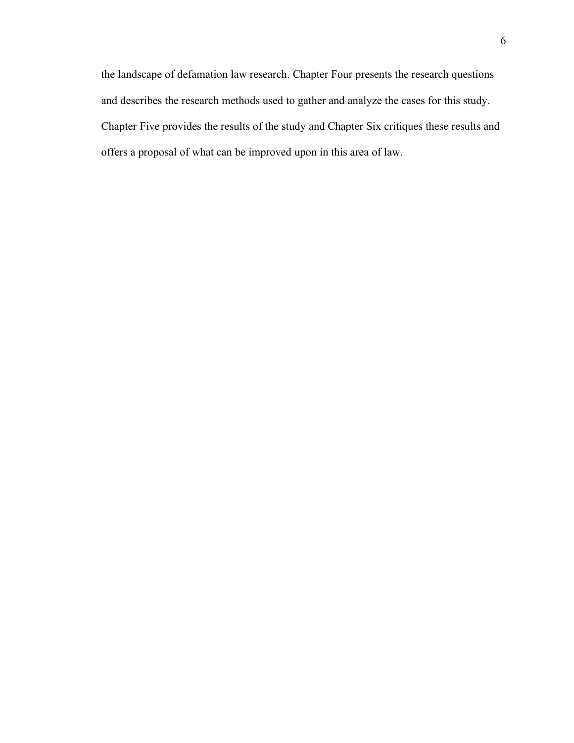the landscape of defamation law research. Chapter Four presents the research questions and describes the research methods used to gather and analyze the cases for this study. Chapter Five provides the results of the study and Chapter Six critiques these results and offers a proposal of what can be improved upon in this area of law.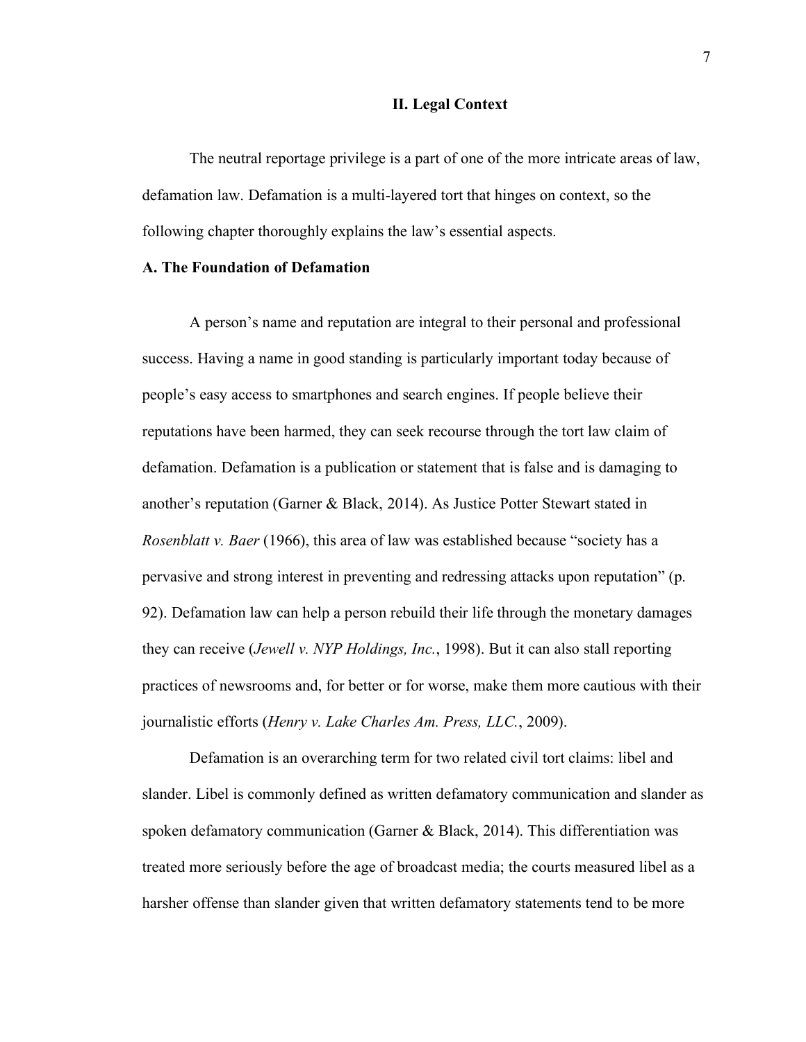## II. Legal Context

The neutral reportage privilege is a part of one of the more intricate areas of law, defamation law. Defamation is a multi-layered tort that hinges on context, so the following chapter thoroughly explains the law's essential aspects.

### A. The Foundation of Defamation

A person's name and reputation are integral to their personal and professional success. Having a name in good standing is particularly important today because of people's easy access to smartphones and search engines. If people believe their reputations have been harmed, they can seek recourse through the tort law claim of defamation. Defamation is a publication or statement that is false and is damaging to another's reputation (Garner & Black, 2014). As Justice Potter Stewart stated in *Rosenblatt v. Baer* (1966), this area of law was established because "society has a pervasive and strong interest in preventing and redressing attacks upon reputation" (p. 92). Defamation law can help a person rebuild their life through the monetary damages they can receive (*Jewell v. NYP Holdings, Inc.*, 1998). But it can also stall reporting practices of newsrooms and, for better or for worse, make them more cautious with their journalistic efforts (*Henry v. Lake Charles Am. Press, LLC.*, 2009).

Defamation is an overarching term for two related civil tort claims: libel and slander. Libel is commonly defined as written defamatory communication and slander as spoken defamatory communication (Garner & Black, 2014). This differentiation was treated more seriously before the age of broadcast media; the courts measured libel as a harsher offense than slander given that written defamatory statements tend to be more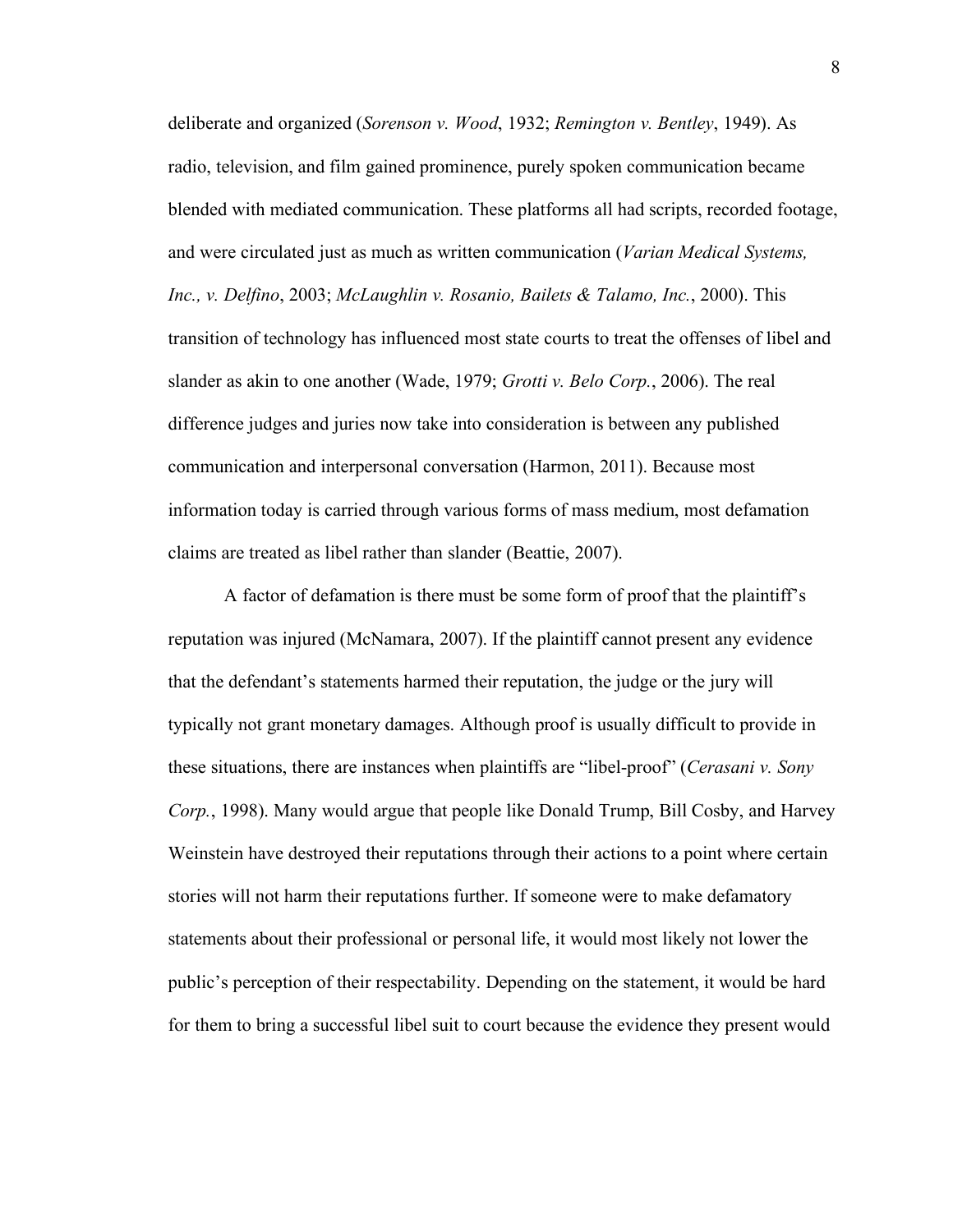deliberate and organized (*Sorenson v. Wood*, 1932; *Remington v. Bentley*, 1949). As radio, television, and film gained prominence, purely spoken communication became blended with mediated communication. These platforms all had scripts, recorded footage, and were circulated just as much as written communication (*Varian Medical Systems, Inc., v. Delfino*, 2003; *McLaughlin v. Rosanio, Bailets & Talamo, Inc.*, 2000). This transition of technology has influenced most state courts to treat the offenses of libel and slander as akin to one another (Wade, 1979; *Grotti v. Belo Corp.*, 2006). The real difference judges and juries now take into consideration is between any published communication and interpersonal conversation (Harmon, 2011). Because most information today is carried through various forms of mass medium, most defamation claims are treated as libel rather than slander (Beattie, 2007).

A factor of defamation is there must be some form of proof that the plaintiff's reputation was injured (McNamara, 2007). If the plaintiff cannot present any evidence that the defendant's statements harmed their reputation, the judge or the jury will typically not grant monetary damages. Although proof is usually difficult to provide in these situations, there are instances when plaintiffs are "libel-proof" (*Cerasani v. Sony Corp.*, 1998). Many would argue that people like Donald Trump, Bill Cosby, and Harvey Weinstein have destroyed their reputations through their actions to a point where certain stories will not harm their reputations further. If someone were to make defamatory statements about their professional or personal life, it would most likely not lower the public's perception of their respectability. Depending on the statement, it would be hard for them to bring a successful libel suit to court because the evidence they present would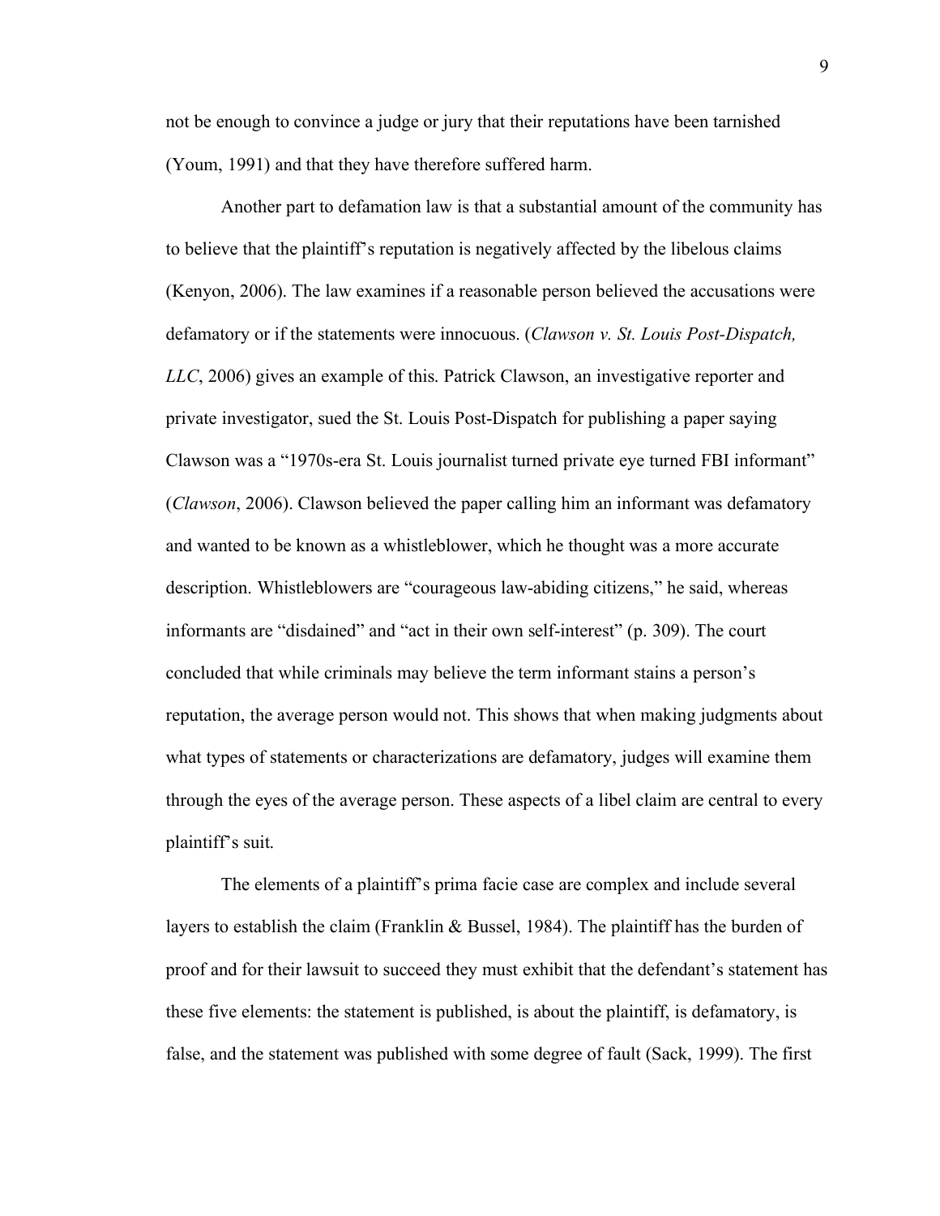not be enough to convince a judge or jury that their reputations have been tarnished (Youm, 1991) and that they have therefore suffered harm.

Another part to defamation law is that a substantial amount of the community has to believe that the plaintiff's reputation is negatively affected by the libelous claims (Kenyon, 2006). The law examines if a reasonable person believed the accusations were defamatory or if the statements were innocuous. (*Clawson v. St. Louis Post-Dispatch, LLC*, 2006) gives an example of this. Patrick Clawson, an investigative reporter and private investigator, sued the St. Louis Post-Dispatch for publishing a paper saying Clawson was a "1970s-era St. Louis journalist turned private eye turned FBI informant" (*Clawson*, 2006). Clawson believed the paper calling him an informant was defamatory and wanted to be known as a whistleblower, which he thought was a more accurate description. Whistleblowers are "courageous law-abiding citizens," he said, whereas informants are "disdained" and "act in their own self-interest" (p. 309). The court concluded that while criminals may believe the term informant stains a person's reputation, the average person would not. This shows that when making judgments about what types of statements or characterizations are defamatory, judges will examine them through the eyes of the average person. These aspects of a libel claim are central to every plaintiff's suit.

The elements of a plaintiff's prima facie case are complex and include several layers to establish the claim (Franklin & Bussel, 1984). The plaintiff has the burden of proof and for their lawsuit to succeed they must exhibit that the defendant's statement has these five elements: the statement is published, is about the plaintiff, is defamatory, is false, and the statement was published with some degree of fault (Sack, 1999). The first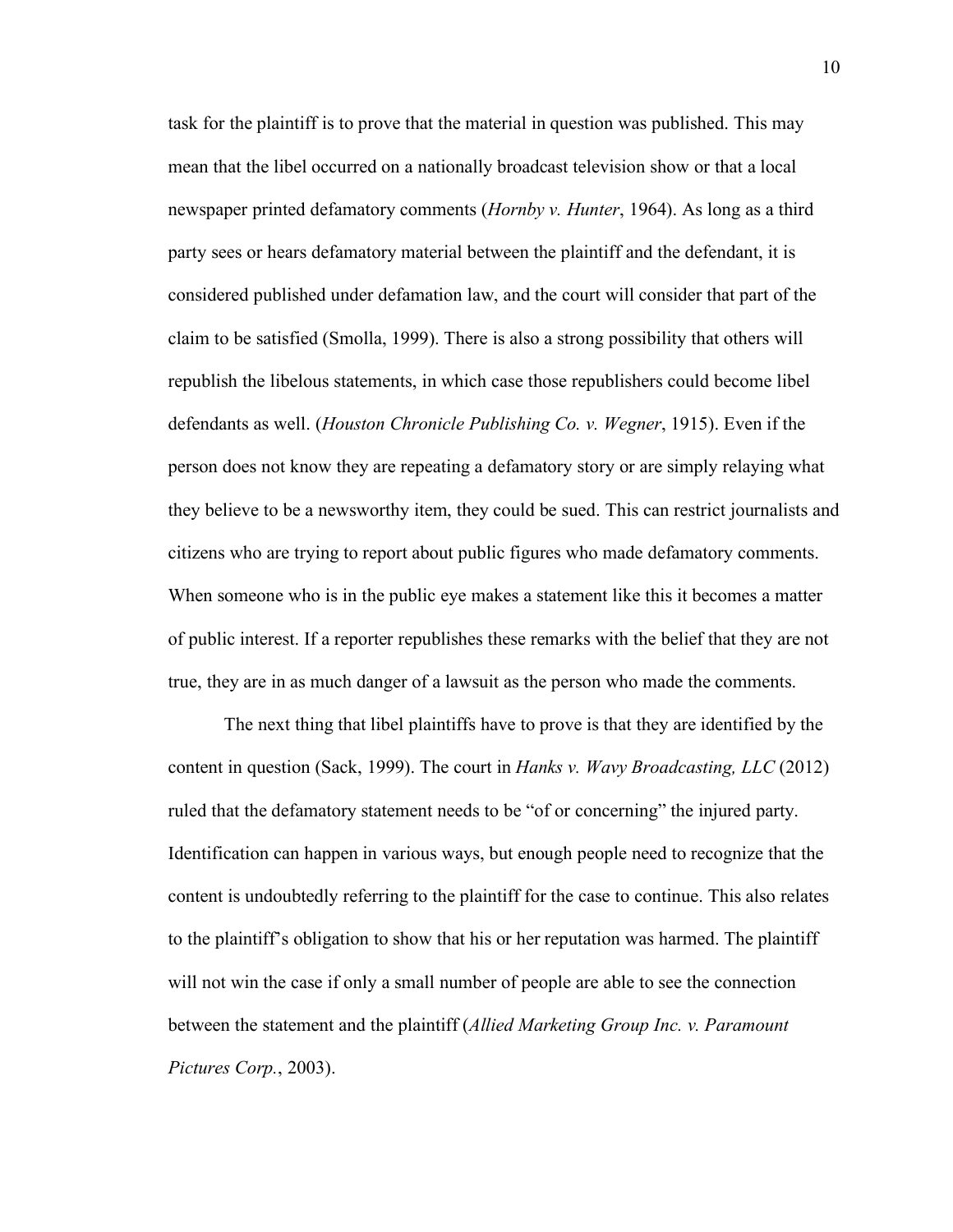task for the plaintiff is to prove that the material in question was published. This may mean that the libel occurred on a nationally broadcast television show or that a local newspaper printed defamatory comments (*Hornby v. Hunter*, 1964). As long as a third party sees or hears defamatory material between the plaintiff and the defendant, it is considered published under defamation law, and the court will consider that part of the claim to be satisfied (Smolla, 1999). There is also a strong possibility that others will republish the libelous statements, in which case those republishers could become libel defendants as well. (*Houston Chronicle Publishing Co. v. Wegner*, 1915). Even if the person does not know they are repeating a defamatory story or are simply relaying what they believe to be a newsworthy item, they could be sued. This can restrict journalists and citizens who are trying to report about public figures who made defamatory comments. When someone who is in the public eye makes a statement like this it becomes a matter of public interest. If a reporter republishes these remarks with the belief that they are not true, they are in as much danger of a lawsuit as the person who made the comments.

The next thing that libel plaintiffs have to prove is that they are identified by the content in question (Sack, 1999). The court in *Hanks v. Wavy Broadcasting, LLC* (2012) ruled that the defamatory statement needs to be "of or concerning" the injured party. Identification can happen in various ways, but enough people need to recognize that the content is undoubtedly referring to the plaintiff for the case to continue. This also relates to the plaintiff's obligation to show that his or her reputation was harmed. The plaintiff will not win the case if only a small number of people are able to see the connection between the statement and the plaintiff (*Allied Marketing Group Inc. v. Paramount Pictures Corp.*, 2003).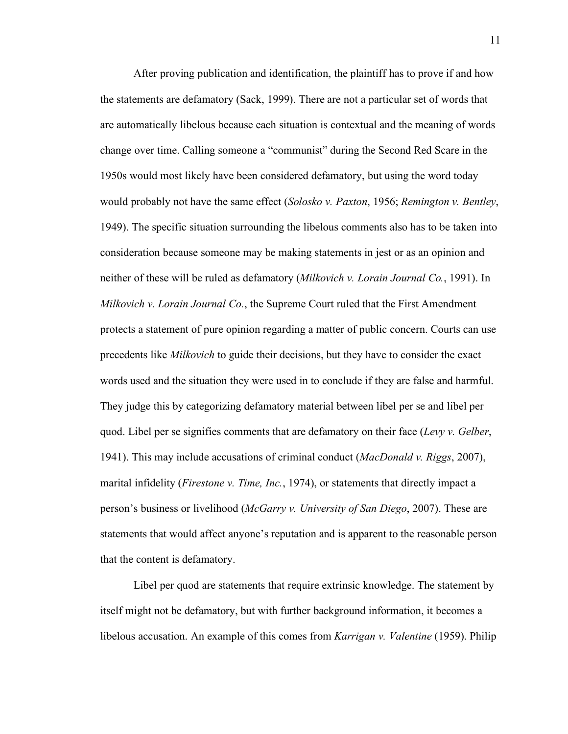After proving publication and identification, the plaintiff has to prove if and how the statements are defamatory (Sack, 1999). There are not a particular set of words that are automatically libelous because each situation is contextual and the meaning of words change over time. Calling someone a "communist" during the Second Red Scare in the 1950s would most likely have been considered defamatory, but using the word today would probably not have the same effect (*Solosko v. Paxton*, 1956; *Remington v. Bentley*, 1949). The specific situation surrounding the libelous comments also has to be taken into consideration because someone may be making statements in jest or as an opinion and neither of these will be ruled as defamatory (*Milkovich v. Lorain Journal Co.*, 1991). In *Milkovich v. Lorain Journal Co.*, the Supreme Court ruled that the First Amendment protects a statement of pure opinion regarding a matter of public concern. Courts can use precedents like *Milkovich* to guide their decisions, but they have to consider the exact words used and the situation they were used in to conclude if they are false and harmful. They judge this by categorizing defamatory material between libel per se and libel per quod. Libel per se signifies comments that are defamatory on their face (*Levy v. Gelber*, 1941). This may include accusations of criminal conduct (*MacDonald v. Riggs*, 2007), marital infidelity (*Firestone v. Time, Inc.*, 1974), or statements that directly impact a person's business or livelihood (*McGarry v. University of San Diego*, 2007). These are statements that would affect anyone's reputation and is apparent to the reasonable person that the content is defamatory.

Libel per quod are statements that require extrinsic knowledge. The statement by itself might not be defamatory, but with further background information, it becomes a libelous accusation. An example of this comes from *Karrigan v. Valentine* (1959). Philip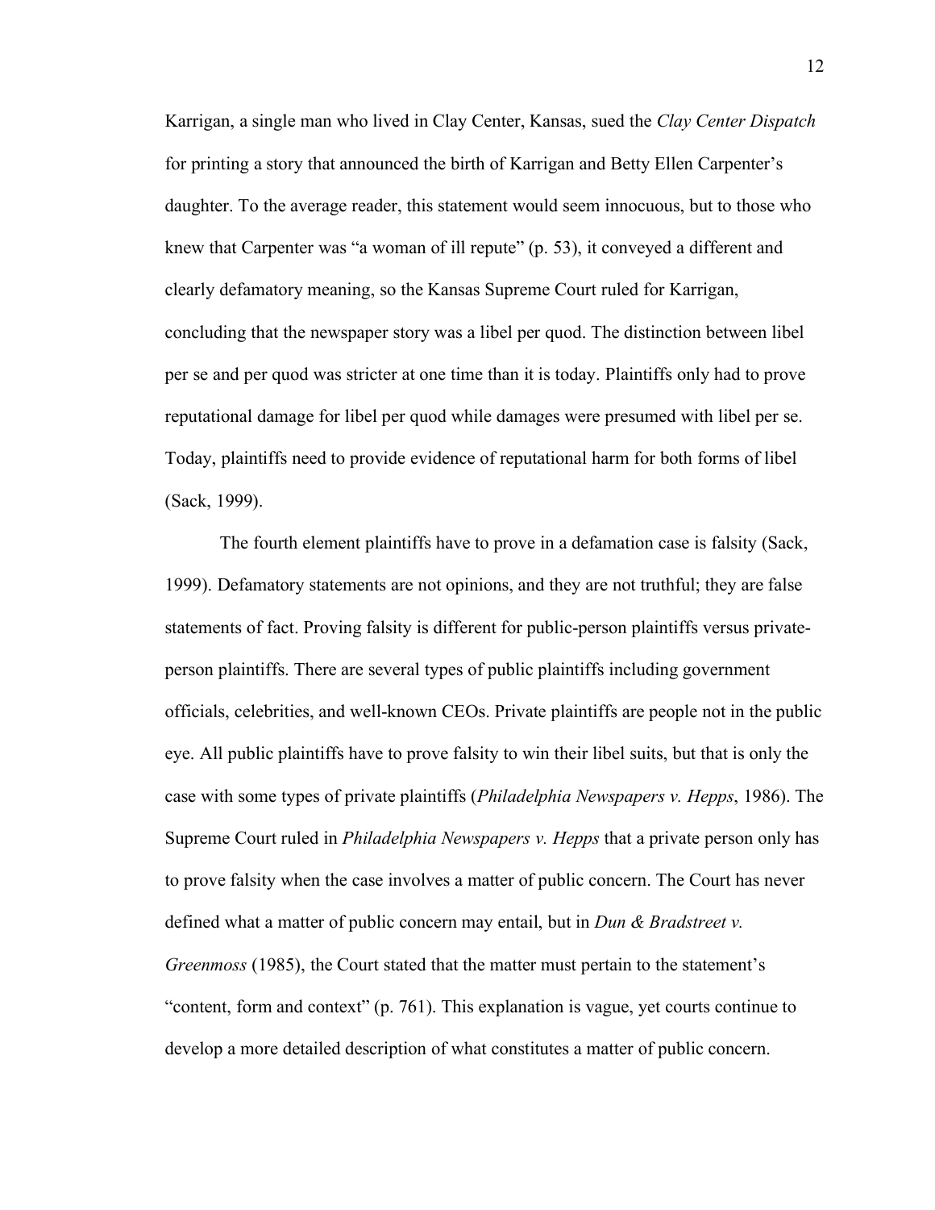Karrigan, a single man who lived in Clay Center, Kansas, sued the *Clay Center Dispatch* for printing a story that announced the birth of Karrigan and Betty Ellen Carpenter's daughter. To the average reader, this statement would seem innocuous, but to those who knew that Carpenter was "a woman of ill repute" (p. 53), it conveyed a different and clearly defamatory meaning, so the Kansas Supreme Court ruled for Karrigan, concluding that the newspaper story was a libel per quod. The distinction between libel per se and per quod was stricter at one time than it is today. Plaintiffs only had to prove reputational damage for libel per quod while damages were presumed with libel per se. Today, plaintiffs need to provide evidence of reputational harm for both forms of libel (Sack, 1999).

The fourth element plaintiffs have to prove in a defamation case is falsity (Sack, 1999). Defamatory statements are not opinions, and they are not truthful; they are false statements of fact. Proving falsity is different for public-person plaintiffs versus private-person plaintiffs. There are several types of public plaintiffs including government officials, celebrities, and well-known CEOs. Private plaintiffs are people not in the public eye. All public plaintiffs have to prove falsity to win their libel suits, but that is only the case with some types of private plaintiffs (*Philadelphia Newspapers v. Hepps*, 1986). The Supreme Court ruled in *Philadelphia Newspapers v. Hepps* that a private person only has to prove falsity when the case involves a matter of public concern. The Court has never defined what a matter of public concern may entail, but in *Dun & Bradstreet v. Greenmoss* (1985), the Court stated that the matter must pertain to the statement's "content, form and context" (p. 761). This explanation is vague, yet courts continue to develop a more detailed description of what constitutes a matter of public concern.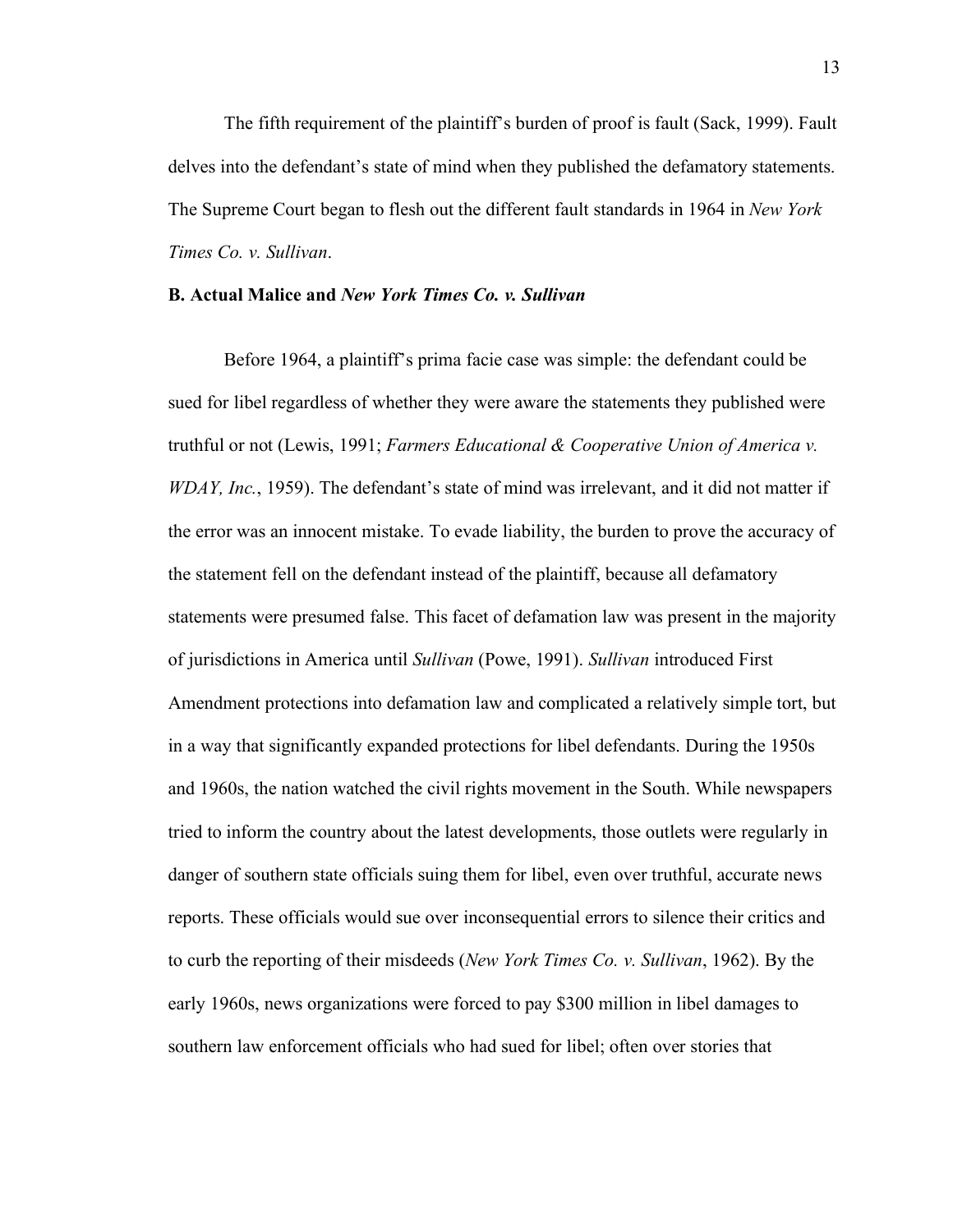The fifth requirement of the plaintiff's burden of proof is fault (Sack, 1999). Fault delves into the defendant's state of mind when they published the defamatory statements. The Supreme Court began to flesh out the different fault standards in 1964 in *New York Times Co. v. Sullivan*.

### B. Actual Malice and *New York Times Co. v. Sullivan*

Before 1964, a plaintiff's prima facie case was simple: the defendant could be sued for libel regardless of whether they were aware the statements they published were truthful or not (Lewis, 1991; *Farmers Educational & Cooperative Union of America v. WDAY, Inc.*, 1959). The defendant's state of mind was irrelevant, and it did not matter if the error was an innocent mistake. To evade liability, the burden to prove the accuracy of the statement fell on the defendant instead of the plaintiff, because all defamatory statements were presumed false. This facet of defamation law was present in the majority of jurisdictions in America until *Sullivan* (Powe, 1991). *Sullivan* introduced First Amendment protections into defamation law and complicated a relatively simple tort, but in a way that significantly expanded protections for libel defendants. During the 1950s and 1960s, the nation watched the civil rights movement in the South. While newspapers tried to inform the country about the latest developments, those outlets were regularly in danger of southern state officials suing them for libel, even over truthful, accurate news reports. These officials would sue over inconsequential errors to silence their critics and to curb the reporting of their misdeeds (*New York Times Co. v. Sullivan*, 1962). By the early 1960s, news organizations were forced to pay $300 million in libel damages to southern law enforcement officials who had sued for libel; often over stories that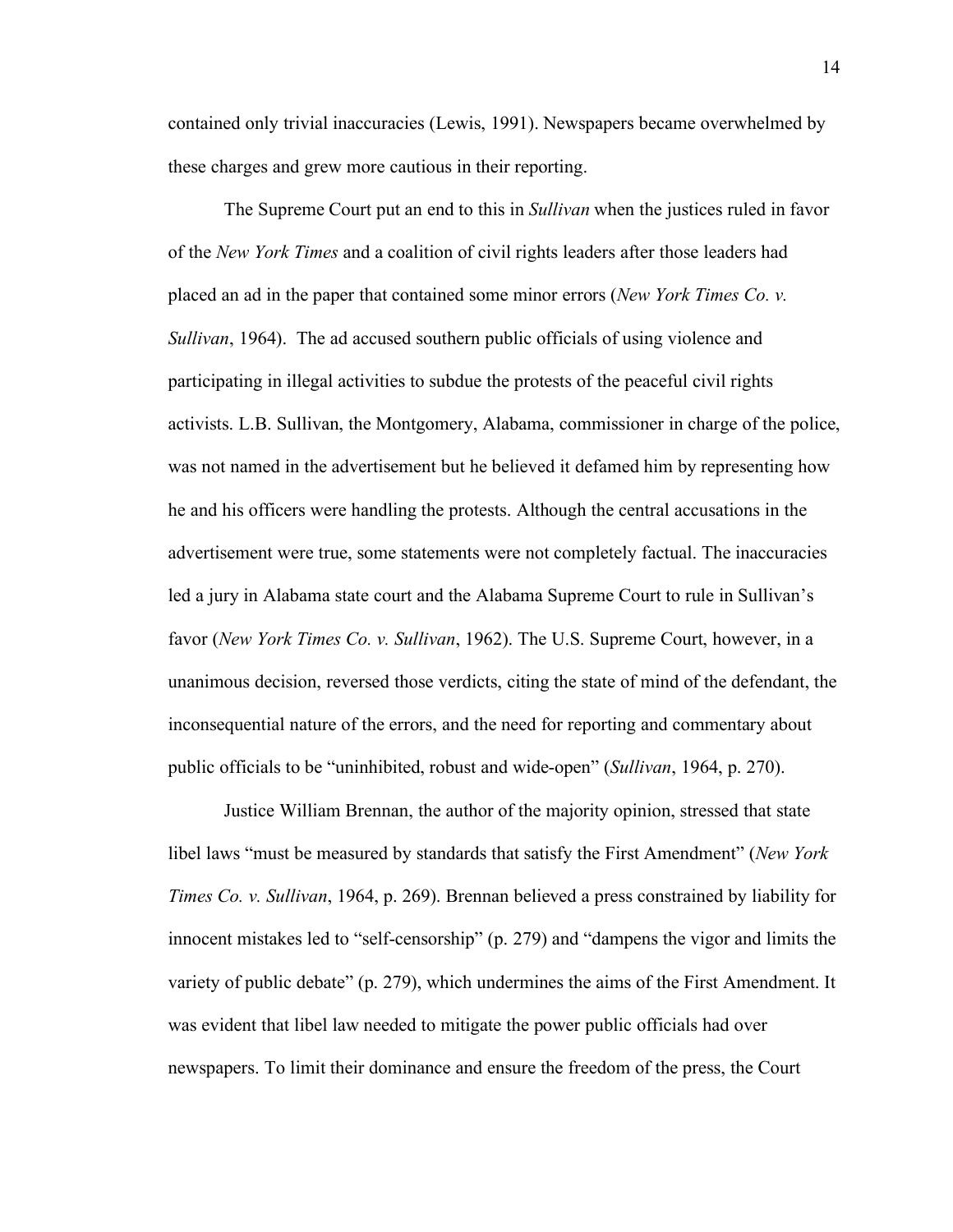contained only trivial inaccuracies (Lewis, 1991). Newspapers became overwhelmed by these charges and grew more cautious in their reporting.

The Supreme Court put an end to this in *Sullivan* when the justices ruled in favor of the *New York Times* and a coalition of civil rights leaders after those leaders had placed an ad in the paper that contained some minor errors (*New York Times Co. v. Sullivan*, 1964). The ad accused southern public officials of using violence and participating in illegal activities to subdue the protests of the peaceful civil rights activists. L.B. Sullivan, the Montgomery, Alabama, commissioner in charge of the police, was not named in the advertisement but he believed it defamed him by representing how he and his officers were handling the protests. Although the central accusations in the advertisement were true, some statements were not completely factual. The inaccuracies led a jury in Alabama state court and the Alabama Supreme Court to rule in Sullivan's favor (*New York Times Co. v. Sullivan*, 1962). The U.S. Supreme Court, however, in a unanimous decision, reversed those verdicts, citing the state of mind of the defendant, the inconsequential nature of the errors, and the need for reporting and commentary about public officials to be "uninhibited, robust and wide-open" (*Sullivan*, 1964, p. 270).

Justice William Brennan, the author of the majority opinion, stressed that state libel laws "must be measured by standards that satisfy the First Amendment" (*New York Times Co. v. Sullivan*, 1964, p. 269). Brennan believed a press constrained by liability for innocent mistakes led to "self-censorship" (p. 279) and "dampens the vigor and limits the variety of public debate" (p. 279), which undermines the aims of the First Amendment. It was evident that libel law needed to mitigate the power public officials had over newspapers. To limit their dominance and ensure the freedom of the press, the Court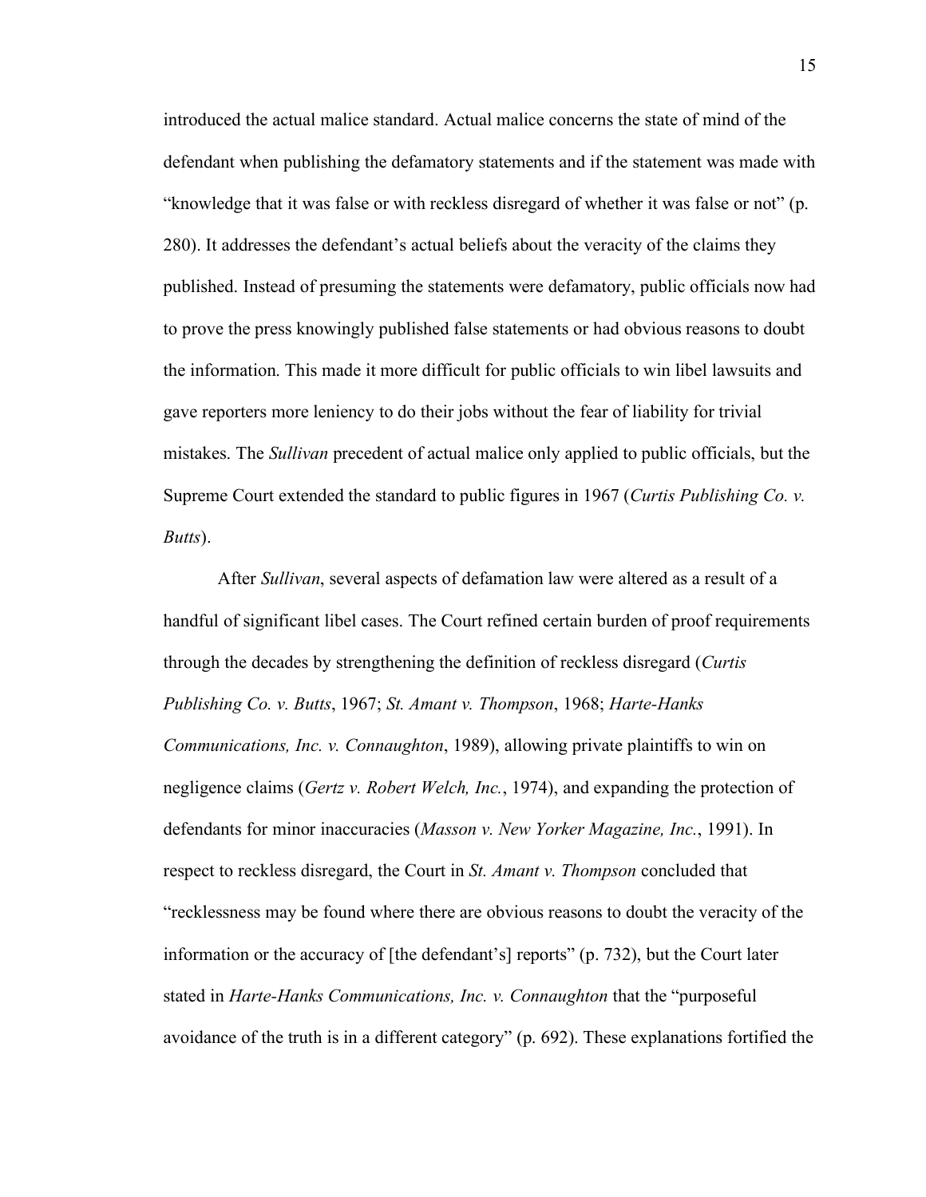introduced the actual malice standard. Actual malice concerns the state of mind of the defendant when publishing the defamatory statements and if the statement was made with "knowledge that it was false or with reckless disregard of whether it was false or not" (p. 280). It addresses the defendant's actual beliefs about the veracity of the claims they published. Instead of presuming the statements were defamatory, public officials now had to prove the press knowingly published false statements or had obvious reasons to doubt the information. This made it more difficult for public officials to win libel lawsuits and gave reporters more leniency to do their jobs without the fear of liability for trivial mistakes. The *Sullivan* precedent of actual malice only applied to public officials, but the Supreme Court extended the standard to public figures in 1967 (*Curtis Publishing Co. v. Butts*).

After *Sullivan*, several aspects of defamation law were altered as a result of a handful of significant libel cases. The Court refined certain burden of proof requirements through the decades by strengthening the definition of reckless disregard (*Curtis Publishing Co. v. Butts*, 1967; *St. Amant v. Thompson*, 1968; *Harte-Hanks Communications, Inc. v. Connaughton*, 1989), allowing private plaintiffs to win on negligence claims (*Gertz v. Robert Welch, Inc.*, 1974), and expanding the protection of defendants for minor inaccuracies (*Masson v. New Yorker Magazine, Inc.*, 1991). In respect to reckless disregard, the Court in *St. Amant v. Thompson* concluded that "recklessness may be found where there are obvious reasons to doubt the veracity of the information or the accuracy of [the defendant's] reports" (p. 732), but the Court later stated in *Harte-Hanks Communications, Inc. v. Connaughton* that the "purposeful avoidance of the truth is in a different category" (p. 692). These explanations fortified the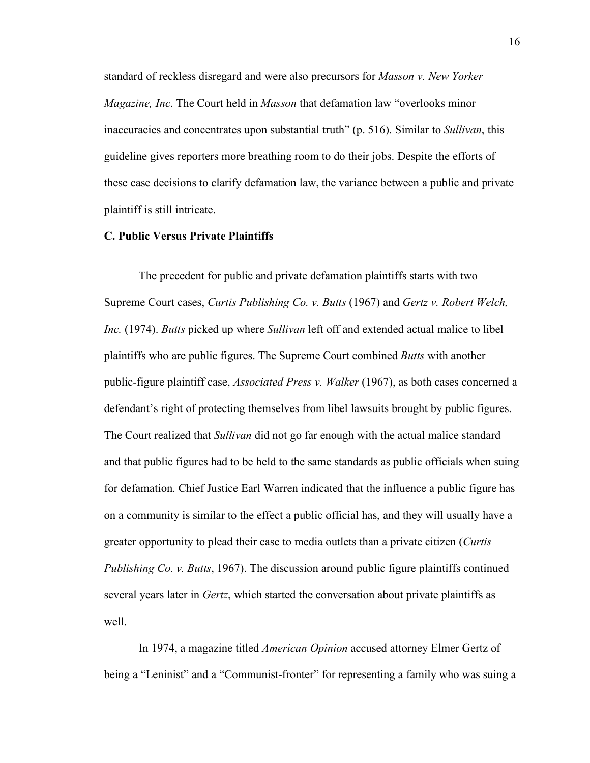standard of reckless disregard and were also precursors for *Masson v. New Yorker Magazine, Inc*. The Court held in *Masson* that defamation law "overlooks minor inaccuracies and concentrates upon substantial truth" (p. 516). Similar to *Sullivan*, this guideline gives reporters more breathing room to do their jobs. Despite the efforts of these case decisions to clarify defamation law, the variance between a public and private plaintiff is still intricate.

### C. Public Versus Private Plaintiffs

The precedent for public and private defamation plaintiffs starts with two Supreme Court cases, *Curtis Publishing Co. v. Butts* (1967) and *Gertz v. Robert Welch, Inc.* (1974). *Butts* picked up where *Sullivan* left off and extended actual malice to libel plaintiffs who are public figures. The Supreme Court combined *Butts* with another public-figure plaintiff case, *Associated Press v. Walker* (1967), as both cases concerned a defendant's right of protecting themselves from libel lawsuits brought by public figures. The Court realized that *Sullivan* did not go far enough with the actual malice standard and that public figures had to be held to the same standards as public officials when suing for defamation. Chief Justice Earl Warren indicated that the influence a public figure has on a community is similar to the effect a public official has, and they will usually have a greater opportunity to plead their case to media outlets than a private citizen (*Curtis Publishing Co. v. Butts*, 1967). The discussion around public figure plaintiffs continued several years later in *Gertz*, which started the conversation about private plaintiffs as well.

In 1974, a magazine titled *American Opinion* accused attorney Elmer Gertz of being a "Leninist" and a "Communist-fronter" for representing a family who was suing a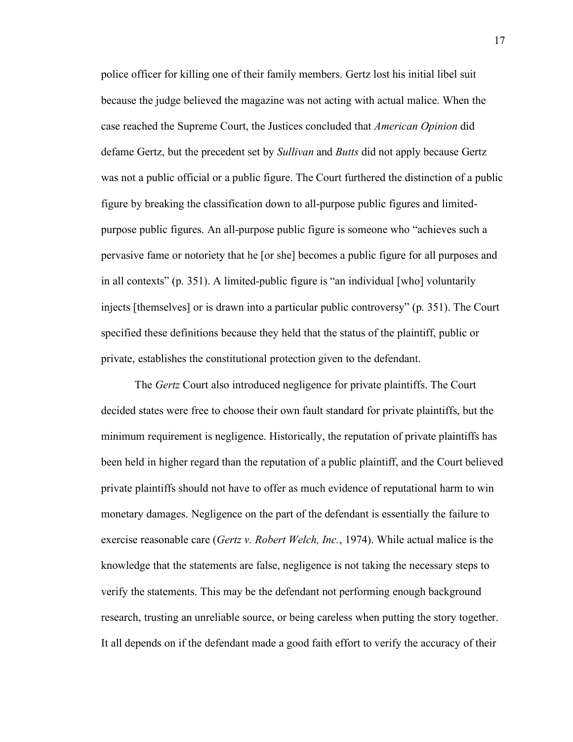police officer for killing one of their family members. Gertz lost his initial libel suit because the judge believed the magazine was not acting with actual malice. When the case reached the Supreme Court, the Justices concluded that *American Opinion* did defame Gertz, but the precedent set by *Sullivan* and *Butts* did not apply because Gertz was not a public official or a public figure. The Court furthered the distinction of a public figure by breaking the classification down to all-purpose public figures and limited-purpose public figures. An all-purpose public figure is someone who "achieves such a pervasive fame or notoriety that he [or she] becomes a public figure for all purposes and in all contexts" (p. 351). A limited-public figure is "an individual [who] voluntarily injects [themselves] or is drawn into a particular public controversy" (p. 351). The Court specified these definitions because they held that the status of the plaintiff, public or private, establishes the constitutional protection given to the defendant.

The *Gertz* Court also introduced negligence for private plaintiffs. The Court decided states were free to choose their own fault standard for private plaintiffs, but the minimum requirement is negligence. Historically, the reputation of private plaintiffs has been held in higher regard than the reputation of a public plaintiff, and the Court believed private plaintiffs should not have to offer as much evidence of reputational harm to win monetary damages. Negligence on the part of the defendant is essentially the failure to exercise reasonable care (*Gertz v. Robert Welch, Inc.*, 1974). While actual malice is the knowledge that the statements are false, negligence is not taking the necessary steps to verify the statements. This may be the defendant not performing enough background research, trusting an unreliable source, or being careless when putting the story together. It all depends on if the defendant made a good faith effort to verify the accuracy of their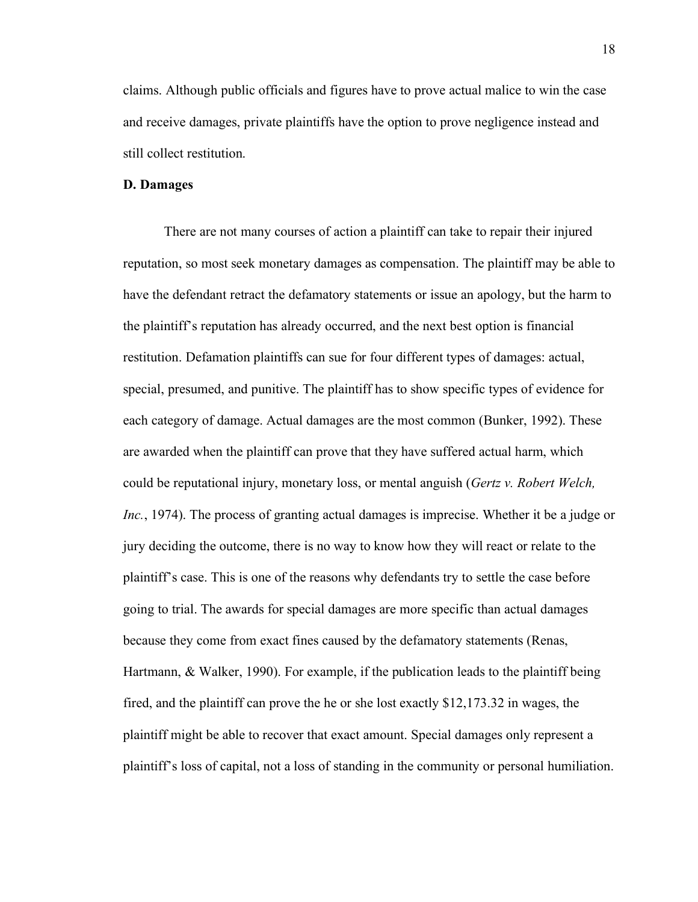claims. Although public officials and figures have to prove actual malice to win the case and receive damages, private plaintiffs have the option to prove negligence instead and still collect restitution.

**D. Damages**

There are not many courses of action a plaintiff can take to repair their injured reputation, so most seek monetary damages as compensation. The plaintiff may be able to have the defendant retract the defamatory statements or issue an apology, but the harm to the plaintiff's reputation has already occurred, and the next best option is financial restitution. Defamation plaintiffs can sue for four different types of damages: actual, special, presumed, and punitive. The plaintiff has to show specific types of evidence for each category of damage. Actual damages are the most common (Bunker, 1992). These are awarded when the plaintiff can prove that they have suffered actual harm, which could be reputational injury, monetary loss, or mental anguish (*Gertz v. Robert Welch, Inc.*, 1974). The process of granting actual damages is imprecise. Whether it be a judge or jury deciding the outcome, there is no way to know how they will react or relate to the plaintiff's case. This is one of the reasons why defendants try to settle the case before going to trial. The awards for special damages are more specific than actual damages because they come from exact fines caused by the defamatory statements (Renas, Hartmann, & Walker, 1990). For example, if the publication leads to the plaintiff being fired, and the plaintiff can prove the he or she lost exactly $12,173.32 in wages, the plaintiff might be able to recover that exact amount. Special damages only represent a plaintiff's loss of capital, not a loss of standing in the community or personal humiliation.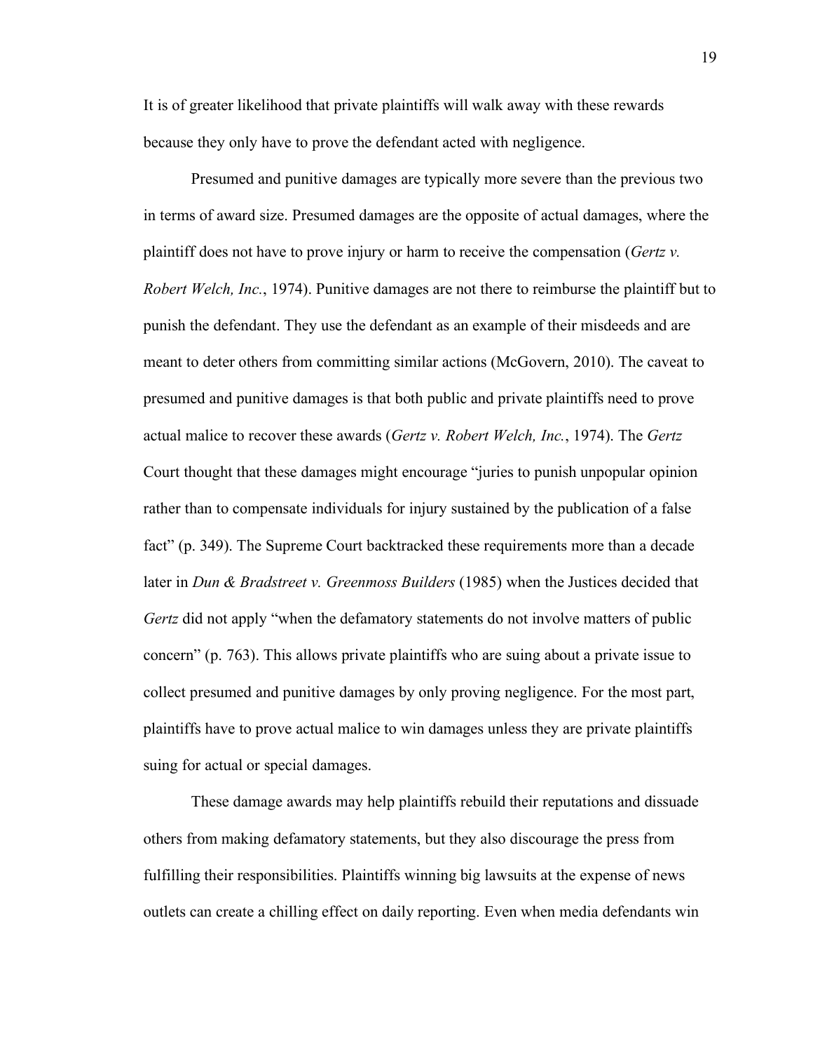It is of greater likelihood that private plaintiffs will walk away with these rewards because they only have to prove the defendant acted with negligence.

Presumed and punitive damages are typically more severe than the previous two in terms of award size. Presumed damages are the opposite of actual damages, where the plaintiff does not have to prove injury or harm to receive the compensation (*Gertz v. Robert Welch, Inc.*, 1974). Punitive damages are not there to reimburse the plaintiff but to punish the defendant. They use the defendant as an example of their misdeeds and are meant to deter others from committing similar actions (McGovern, 2010). The caveat to presumed and punitive damages is that both public and private plaintiffs need to prove actual malice to recover these awards (*Gertz v. Robert Welch, Inc.*, 1974). The *Gertz* Court thought that these damages might encourage "juries to punish unpopular opinion rather than to compensate individuals for injury sustained by the publication of a false fact" (p. 349). The Supreme Court backtracked these requirements more than a decade later in *Dun & Bradstreet v. Greenmoss Builders* (1985) when the Justices decided that *Gertz* did not apply "when the defamatory statements do not involve matters of public concern" (p. 763). This allows private plaintiffs who are suing about a private issue to collect presumed and punitive damages by only proving negligence. For the most part, plaintiffs have to prove actual malice to win damages unless they are private plaintiffs suing for actual or special damages.

These damage awards may help plaintiffs rebuild their reputations and dissuade others from making defamatory statements, but they also discourage the press from fulfilling their responsibilities. Plaintiffs winning big lawsuits at the expense of news outlets can create a chilling effect on daily reporting. Even when media defendants win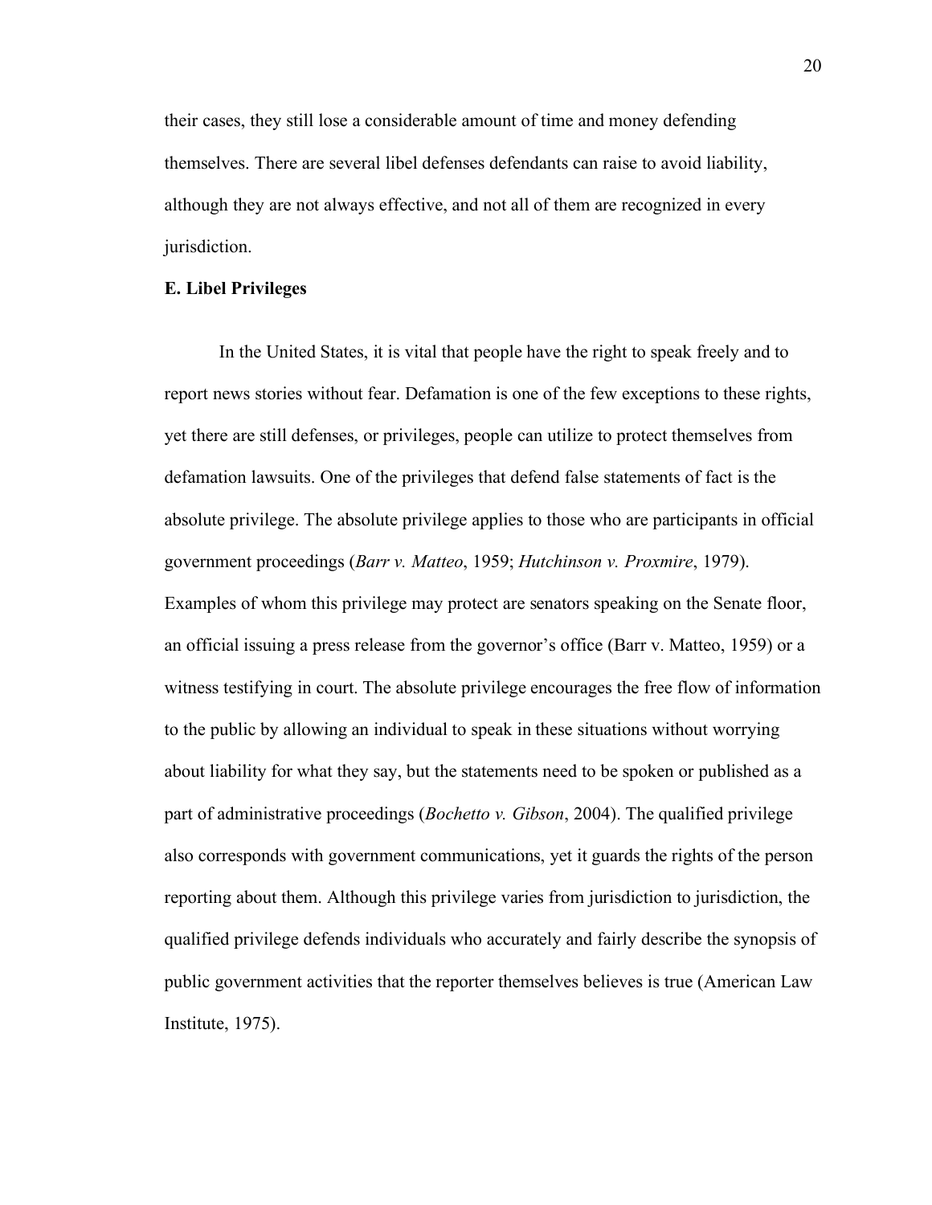their cases, they still lose a considerable amount of time and money defending themselves. There are several libel defenses defendants can raise to avoid liability, although they are not always effective, and not all of them are recognized in every jurisdiction.

**E. Libel Privileges**

In the United States, it is vital that people have the right to speak freely and to report news stories without fear. Defamation is one of the few exceptions to these rights, yet there are still defenses, or privileges, people can utilize to protect themselves from defamation lawsuits. One of the privileges that defend false statements of fact is the absolute privilege. The absolute privilege applies to those who are participants in official government proceedings (*Barr v. Matteo*, 1959; *Hutchinson v. Proxmire*, 1979). Examples of whom this privilege may protect are senators speaking on the Senate floor, an official issuing a press release from the governor's office (Barr v. Matteo, 1959) or a witness testifying in court. The absolute privilege encourages the free flow of information to the public by allowing an individual to speak in these situations without worrying about liability for what they say, but the statements need to be spoken or published as a part of administrative proceedings (*Bochetto v. Gibson*, 2004). The qualified privilege also corresponds with government communications, yet it guards the rights of the person reporting about them. Although this privilege varies from jurisdiction to jurisdiction, the qualified privilege defends individuals who accurately and fairly describe the synopsis of public government activities that the reporter themselves believes is true (American Law Institute, 1975).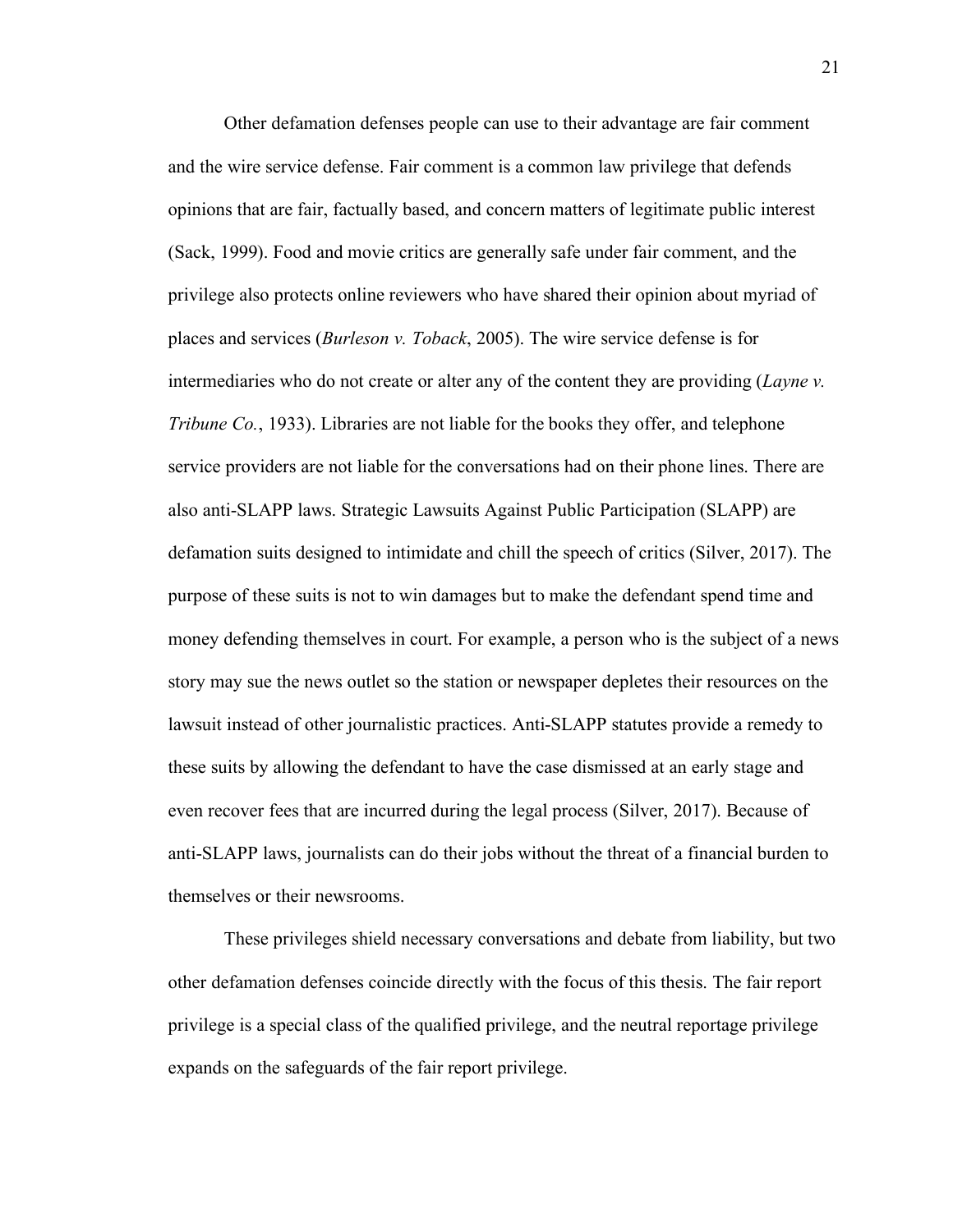Other defamation defenses people can use to their advantage are fair comment and the wire service defense. Fair comment is a common law privilege that defends opinions that are fair, factually based, and concern matters of legitimate public interest (Sack, 1999). Food and movie critics are generally safe under fair comment, and the privilege also protects online reviewers who have shared their opinion about myriad of places and services (*Burleson v. Toback*, 2005). The wire service defense is for intermediaries who do not create or alter any of the content they are providing (*Layne v. Tribune Co.*, 1933). Libraries are not liable for the books they offer, and telephone service providers are not liable for the conversations had on their phone lines. There are also anti-SLAPP laws. Strategic Lawsuits Against Public Participation (SLAPP) are defamation suits designed to intimidate and chill the speech of critics (Silver, 2017). The purpose of these suits is not to win damages but to make the defendant spend time and money defending themselves in court. For example, a person who is the subject of a news story may sue the news outlet so the station or newspaper depletes their resources on the lawsuit instead of other journalistic practices. Anti-SLAPP statutes provide a remedy to these suits by allowing the defendant to have the case dismissed at an early stage and even recover fees that are incurred during the legal process (Silver, 2017). Because of anti-SLAPP laws, journalists can do their jobs without the threat of a financial burden to themselves or their newsrooms.

These privileges shield necessary conversations and debate from liability, but two other defamation defenses coincide directly with the focus of this thesis. The fair report privilege is a special class of the qualified privilege, and the neutral reportage privilege expands on the safeguards of the fair report privilege.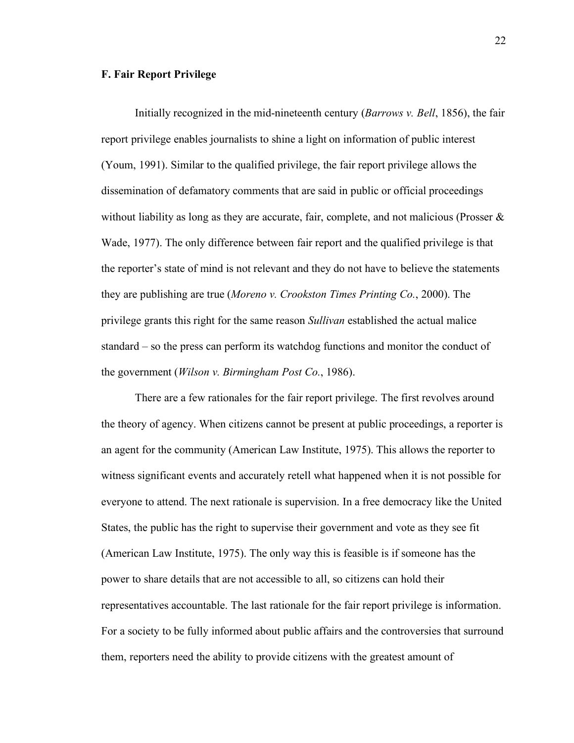### F. Fair Report Privilege

Initially recognized in the mid-nineteenth century (*Barrows v. Bell*, 1856), the fair report privilege enables journalists to shine a light on information of public interest (Youm, 1991). Similar to the qualified privilege, the fair report privilege allows the dissemination of defamatory comments that are said in public or official proceedings without liability as long as they are accurate, fair, complete, and not malicious (Prosser & Wade, 1977). The only difference between fair report and the qualified privilege is that the reporter's state of mind is not relevant and they do not have to believe the statements they are publishing are true (*Moreno v. Crookston Times Printing Co.*, 2000). The privilege grants this right for the same reason *Sullivan* established the actual malice standard – so the press can perform its watchdog functions and monitor the conduct of the government (*Wilson v. Birmingham Post Co.*, 1986).

There are a few rationales for the fair report privilege. The first revolves around the theory of agency. When citizens cannot be present at public proceedings, a reporter is an agent for the community (American Law Institute, 1975). This allows the reporter to witness significant events and accurately retell what happened when it is not possible for everyone to attend. The next rationale is supervision. In a free democracy like the United States, the public has the right to supervise their government and vote as they see fit (American Law Institute, 1975). The only way this is feasible is if someone has the power to share details that are not accessible to all, so citizens can hold their representatives accountable. The last rationale for the fair report privilege is information. For a society to be fully informed about public affairs and the controversies that surround them, reporters need the ability to provide citizens with the greatest amount of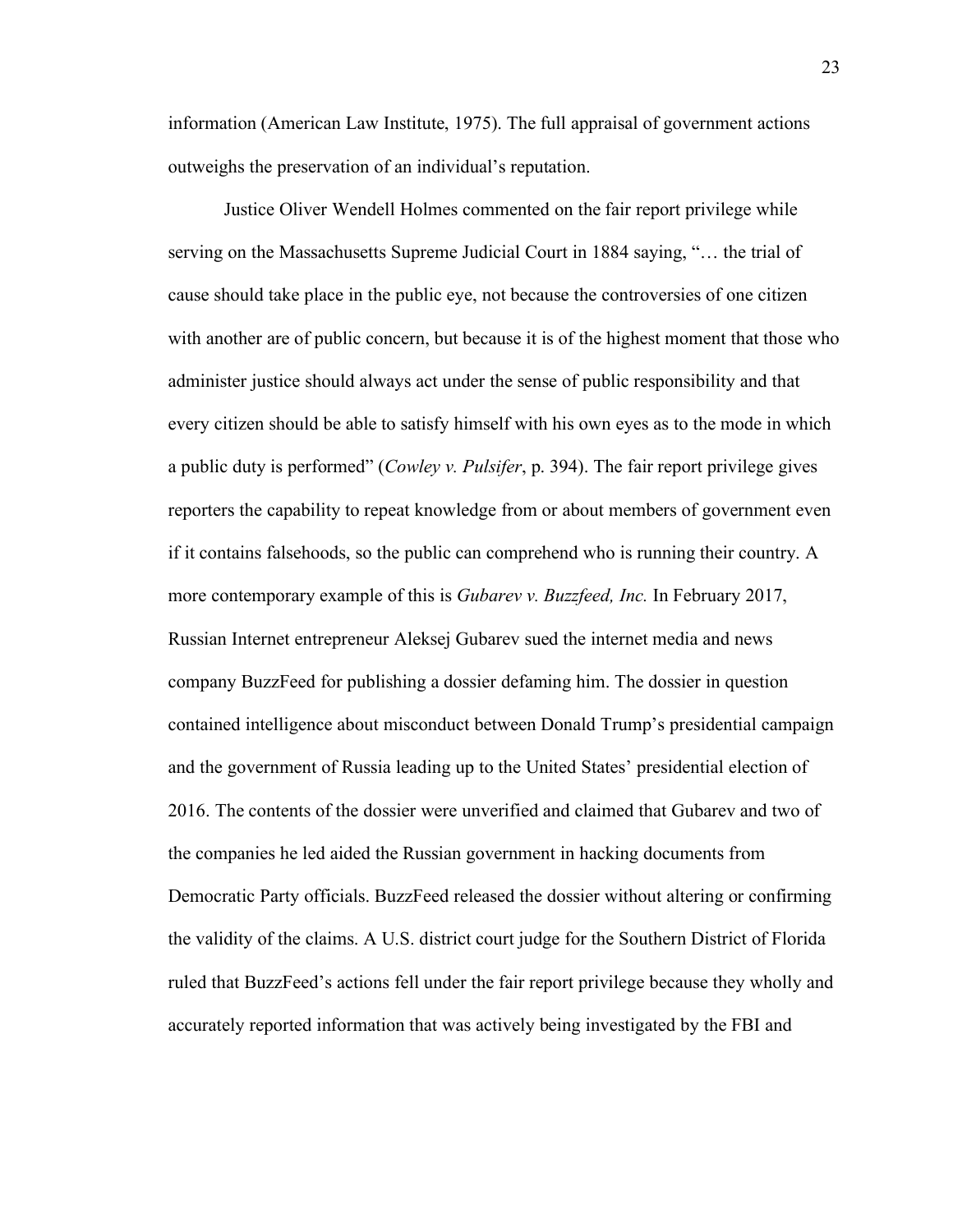information (American Law Institute, 1975). The full appraisal of government actions outweighs the preservation of an individual's reputation.

Justice Oliver Wendell Holmes commented on the fair report privilege while serving on the Massachusetts Supreme Judicial Court in 1884 saying, "… the trial of cause should take place in the public eye, not because the controversies of one citizen with another are of public concern, but because it is of the highest moment that those who administer justice should always act under the sense of public responsibility and that every citizen should be able to satisfy himself with his own eyes as to the mode in which a public duty is performed" (*Cowley v. Pulsifer*, p. 394). The fair report privilege gives reporters the capability to repeat knowledge from or about members of government even if it contains falsehoods, so the public can comprehend who is running their country. A more contemporary example of this is *Gubarev v. Buzzfeed, Inc.* In February 2017, Russian Internet entrepreneur Aleksej Gubarev sued the internet media and news company BuzzFeed for publishing a dossier defaming him. The dossier in question contained intelligence about misconduct between Donald Trump's presidential campaign and the government of Russia leading up to the United States' presidential election of 2016. The contents of the dossier were unverified and claimed that Gubarev and two of the companies he led aided the Russian government in hacking documents from Democratic Party officials. BuzzFeed released the dossier without altering or confirming the validity of the claims. A U.S. district court judge for the Southern District of Florida ruled that BuzzFeed's actions fell under the fair report privilege because they wholly and accurately reported information that was actively being investigated by the FBI and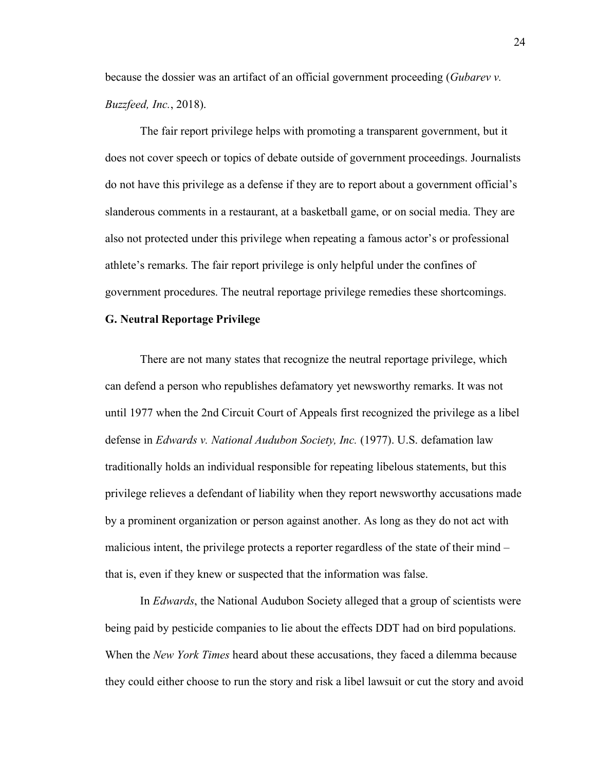because the dossier was an artifact of an official government proceeding (*Gubarev v. Buzzfeed, Inc.*, 2018).

The fair report privilege helps with promoting a transparent government, but it does not cover speech or topics of debate outside of government proceedings. Journalists do not have this privilege as a defense if they are to report about a government official's slanderous comments in a restaurant, at a basketball game, or on social media. They are also not protected under this privilege when repeating a famous actor's or professional athlete's remarks. The fair report privilege is only helpful under the confines of government procedures. The neutral reportage privilege remedies these shortcomings.

### G. Neutral Reportage Privilege

There are not many states that recognize the neutral reportage privilege, which can defend a person who republishes defamatory yet newsworthy remarks. It was not until 1977 when the 2nd Circuit Court of Appeals first recognized the privilege as a libel defense in *Edwards v. National Audubon Society, Inc.* (1977). U.S. defamation law traditionally holds an individual responsible for repeating libelous statements, but this privilege relieves a defendant of liability when they report newsworthy accusations made by a prominent organization or person against another. As long as they do not act with malicious intent, the privilege protects a reporter regardless of the state of their mind – that is, even if they knew or suspected that the information was false.

In *Edwards*, the National Audubon Society alleged that a group of scientists were being paid by pesticide companies to lie about the effects DDT had on bird populations. When the *New York Times* heard about these accusations, they faced a dilemma because they could either choose to run the story and risk a libel lawsuit or cut the story and avoid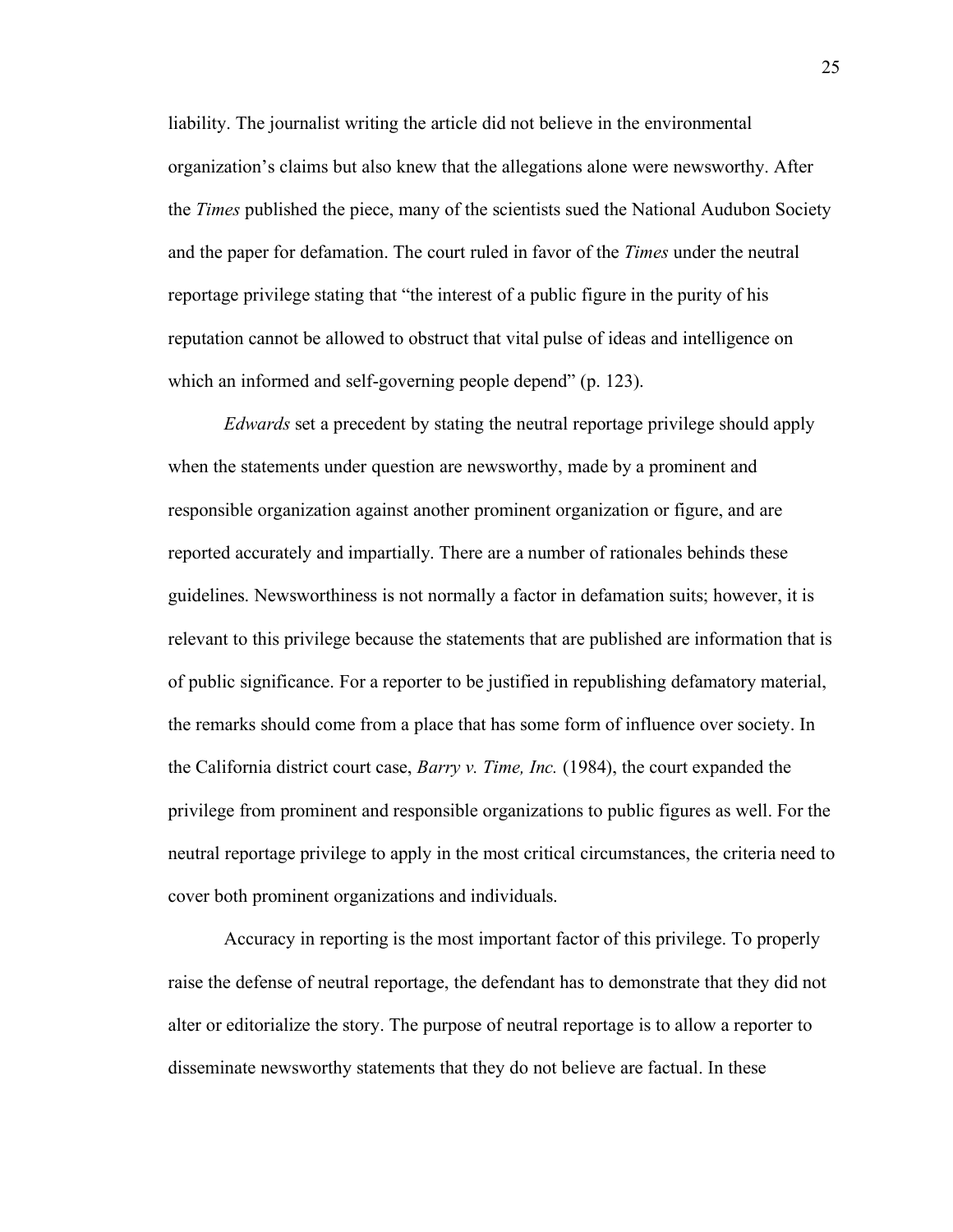liability. The journalist writing the article did not believe in the environmental organization's claims but also knew that the allegations alone were newsworthy. After the *Times* published the piece, many of the scientists sued the National Audubon Society and the paper for defamation. The court ruled in favor of the *Times* under the neutral reportage privilege stating that "the interest of a public figure in the purity of his reputation cannot be allowed to obstruct that vital pulse of ideas and intelligence on which an informed and self-governing people depend" (p. 123).

*Edwards* set a precedent by stating the neutral reportage privilege should apply when the statements under question are newsworthy, made by a prominent and responsible organization against another prominent organization or figure, and are reported accurately and impartially. There are a number of rationales behinds these guidelines. Newsworthiness is not normally a factor in defamation suits; however, it is relevant to this privilege because the statements that are published are information that is of public significance. For a reporter to be justified in republishing defamatory material, the remarks should come from a place that has some form of influence over society. In the California district court case, *Barry v. Time, Inc.* (1984), the court expanded the privilege from prominent and responsible organizations to public figures as well. For the neutral reportage privilege to apply in the most critical circumstances, the criteria need to cover both prominent organizations and individuals.

Accuracy in reporting is the most important factor of this privilege. To properly raise the defense of neutral reportage, the defendant has to demonstrate that they did not alter or editorialize the story. The purpose of neutral reportage is to allow a reporter to disseminate newsworthy statements that they do not believe are factual. In these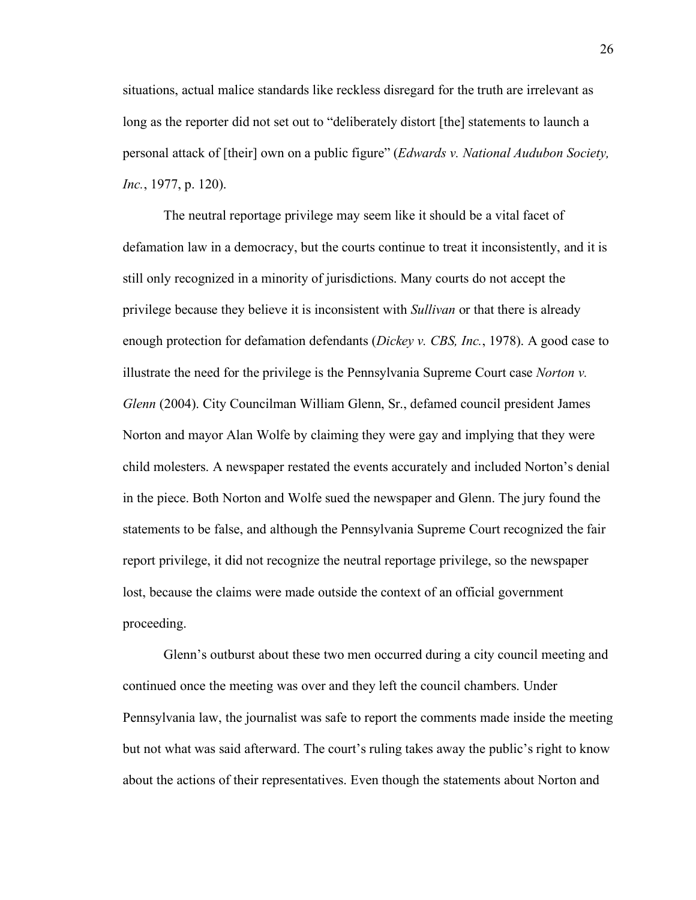situations, actual malice standards like reckless disregard for the truth are irrelevant as long as the reporter did not set out to "deliberately distort [the] statements to launch a personal attack of [their] own on a public figure" (*Edwards v. National Audubon Society, Inc.*, 1977, p. 120).

The neutral reportage privilege may seem like it should be a vital facet of defamation law in a democracy, but the courts continue to treat it inconsistently, and it is still only recognized in a minority of jurisdictions. Many courts do not accept the privilege because they believe it is inconsistent with *Sullivan* or that there is already enough protection for defamation defendants (*Dickey v. CBS, Inc.*, 1978). A good case to illustrate the need for the privilege is the Pennsylvania Supreme Court case *Norton v. Glenn* (2004). City Councilman William Glenn, Sr., defamed council president James Norton and mayor Alan Wolfe by claiming they were gay and implying that they were child molesters. A newspaper restated the events accurately and included Norton's denial in the piece. Both Norton and Wolfe sued the newspaper and Glenn. The jury found the statements to be false, and although the Pennsylvania Supreme Court recognized the fair report privilege, it did not recognize the neutral reportage privilege, so the newspaper lost, because the claims were made outside the context of an official government proceeding.

Glenn's outburst about these two men occurred during a city council meeting and continued once the meeting was over and they left the council chambers. Under Pennsylvania law, the journalist was safe to report the comments made inside the meeting but not what was said afterward. The court's ruling takes away the public's right to know about the actions of their representatives. Even though the statements about Norton and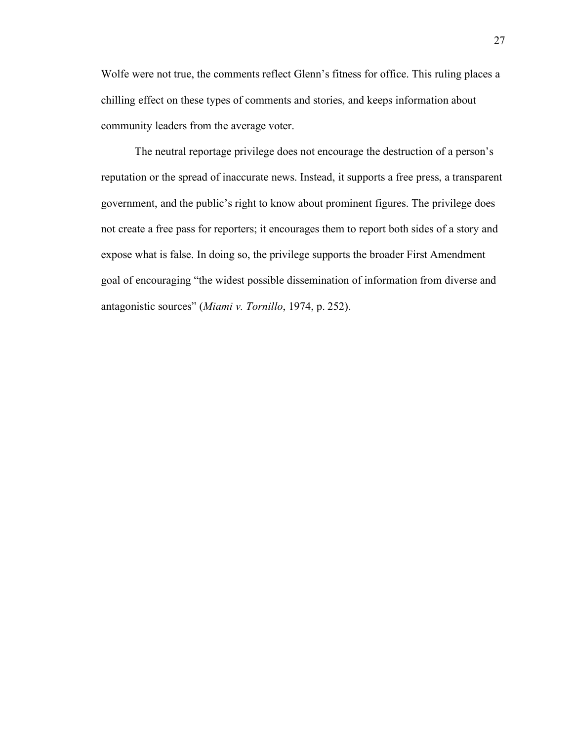Wolfe were not true, the comments reflect Glenn's fitness for office. This ruling places a chilling effect on these types of comments and stories, and keeps information about community leaders from the average voter.

The neutral reportage privilege does not encourage the destruction of a person's reputation or the spread of inaccurate news. Instead, it supports a free press, a transparent government, and the public's right to know about prominent figures. The privilege does not create a free pass for reporters; it encourages them to report both sides of a story and expose what is false. In doing so, the privilege supports the broader First Amendment goal of encouraging "the widest possible dissemination of information from diverse and antagonistic sources" (*Miami v. Tornillo*, 1974, p. 252).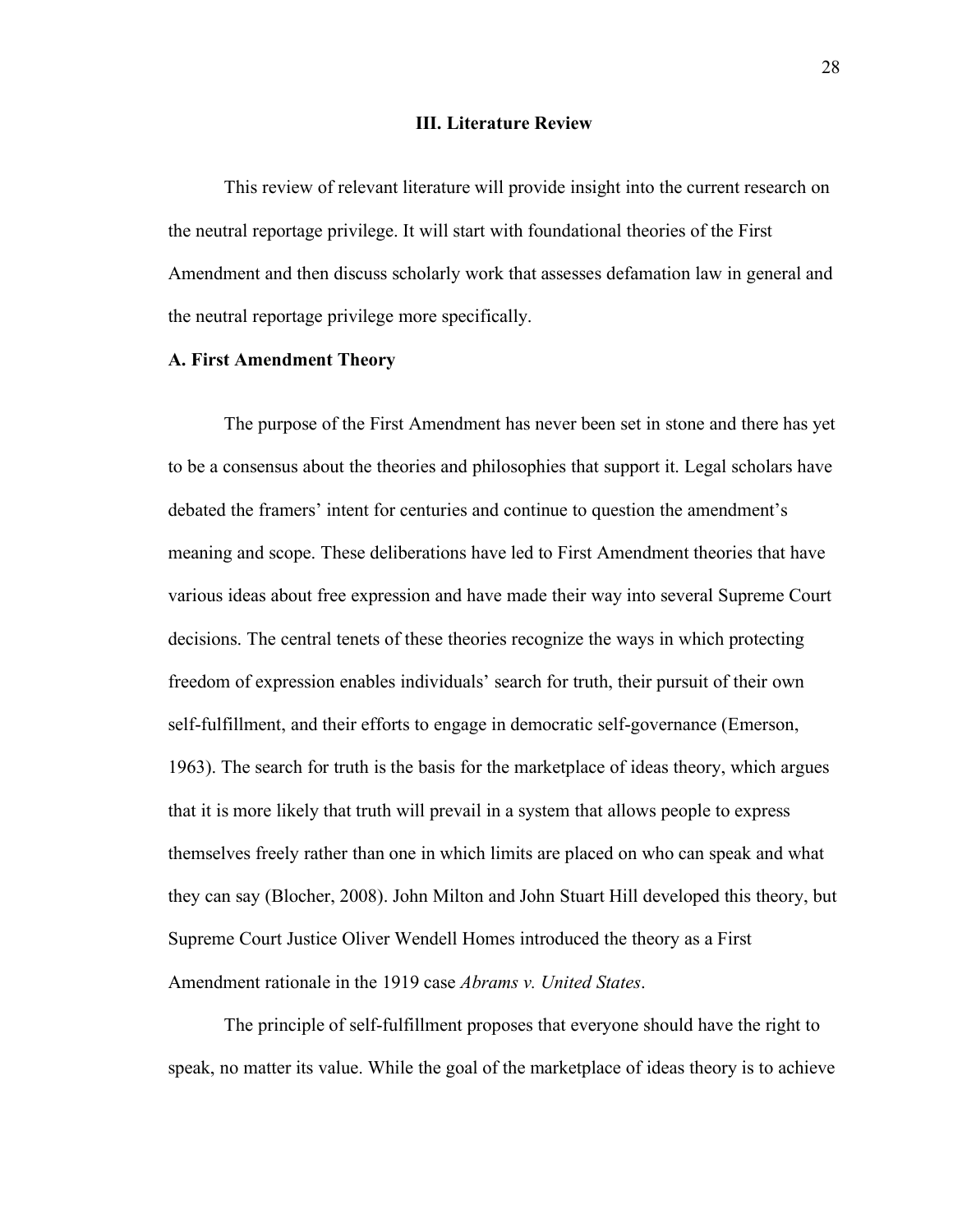## III. Literature Review

This review of relevant literature will provide insight into the current research on the neutral reportage privilege. It will start with foundational theories of the First Amendment and then discuss scholarly work that assesses defamation law in general and the neutral reportage privilege more specifically.

### A. First Amendment Theory

The purpose of the First Amendment has never been set in stone and there has yet to be a consensus about the theories and philosophies that support it. Legal scholars have debated the framers' intent for centuries and continue to question the amendment's meaning and scope. These deliberations have led to First Amendment theories that have various ideas about free expression and have made their way into several Supreme Court decisions. The central tenets of these theories recognize the ways in which protecting freedom of expression enables individuals' search for truth, their pursuit of their own self-fulfillment, and their efforts to engage in democratic self-governance (Emerson, 1963). The search for truth is the basis for the marketplace of ideas theory, which argues that it is more likely that truth will prevail in a system that allows people to express themselves freely rather than one in which limits are placed on who can speak and what they can say (Blocher, 2008). John Milton and John Stuart Hill developed this theory, but Supreme Court Justice Oliver Wendell Homes introduced the theory as a First Amendment rationale in the 1919 case *Abrams v. United States*.

The principle of self-fulfillment proposes that everyone should have the right to speak, no matter its value. While the goal of the marketplace of ideas theory is to achieve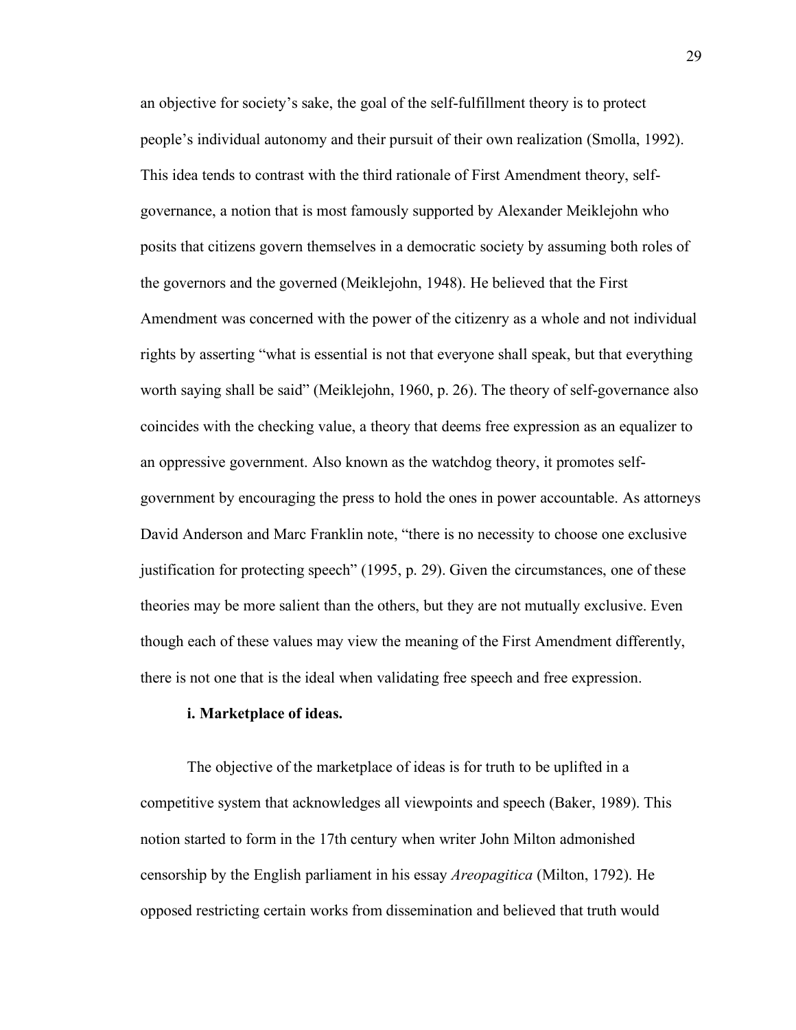an objective for society's sake, the goal of the self-fulfillment theory is to protect people's individual autonomy and their pursuit of their own realization (Smolla, 1992). This idea tends to contrast with the third rationale of First Amendment theory, self-governance, a notion that is most famously supported by Alexander Meiklejohn who posits that citizens govern themselves in a democratic society by assuming both roles of the governors and the governed (Meiklejohn, 1948). He believed that the First Amendment was concerned with the power of the citizenry as a whole and not individual rights by asserting "what is essential is not that everyone shall speak, but that everything worth saying shall be said" (Meiklejohn, 1960, p. 26). The theory of self-governance also coincides with the checking value, a theory that deems free expression as an equalizer to an oppressive government. Also known as the watchdog theory, it promotes self-government by encouraging the press to hold the ones in power accountable. As attorneys David Anderson and Marc Franklin note, "there is no necessity to choose one exclusive justification for protecting speech" (1995, p. 29). Given the circumstances, one of these theories may be more salient than the others, but they are not mutually exclusive. Even though each of these values may view the meaning of the First Amendment differently, there is not one that is the ideal when validating free speech and free expression.

**i. Marketplace of ideas.**

The objective of the marketplace of ideas is for truth to be uplifted in a competitive system that acknowledges all viewpoints and speech (Baker, 1989). This notion started to form in the 17th century when writer John Milton admonished censorship by the English parliament in his essay *Areopagitica* (Milton, 1792). He opposed restricting certain works from dissemination and believed that truth would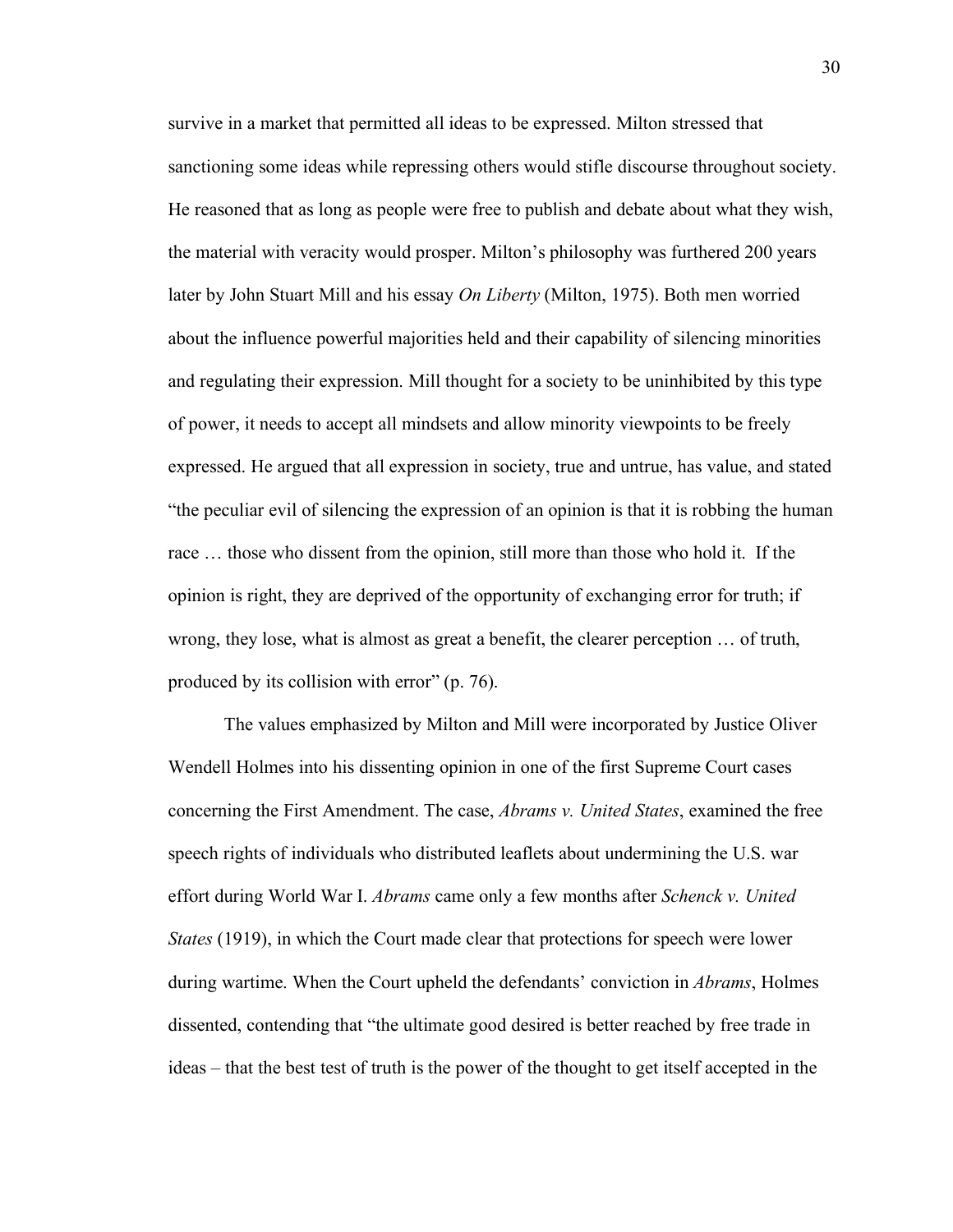survive in a market that permitted all ideas to be expressed. Milton stressed that sanctioning some ideas while repressing others would stifle discourse throughout society. He reasoned that as long as people were free to publish and debate about what they wish, the material with veracity would prosper. Milton's philosophy was furthered 200 years later by John Stuart Mill and his essay *On Liberty* (Milton, 1975). Both men worried about the influence powerful majorities held and their capability of silencing minorities and regulating their expression. Mill thought for a society to be uninhibited by this type of power, it needs to accept all mindsets and allow minority viewpoints to be freely expressed. He argued that all expression in society, true and untrue, has value, and stated "the peculiar evil of silencing the expression of an opinion is that it is robbing the human race … those who dissent from the opinion, still more than those who hold it. If the opinion is right, they are deprived of the opportunity of exchanging error for truth; if wrong, they lose, what is almost as great a benefit, the clearer perception … of truth, produced by its collision with error" (p. 76).

The values emphasized by Milton and Mill were incorporated by Justice Oliver Wendell Holmes into his dissenting opinion in one of the first Supreme Court cases concerning the First Amendment. The case, *Abrams v. United States*, examined the free speech rights of individuals who distributed leaflets about undermining the U.S. war effort during World War I. *Abrams* came only a few months after *Schenck v. United States* (1919), in which the Court made clear that protections for speech were lower during wartime. When the Court upheld the defendants' conviction in *Abrams*, Holmes dissented, contending that "the ultimate good desired is better reached by free trade in ideas – that the best test of truth is the power of the thought to get itself accepted in the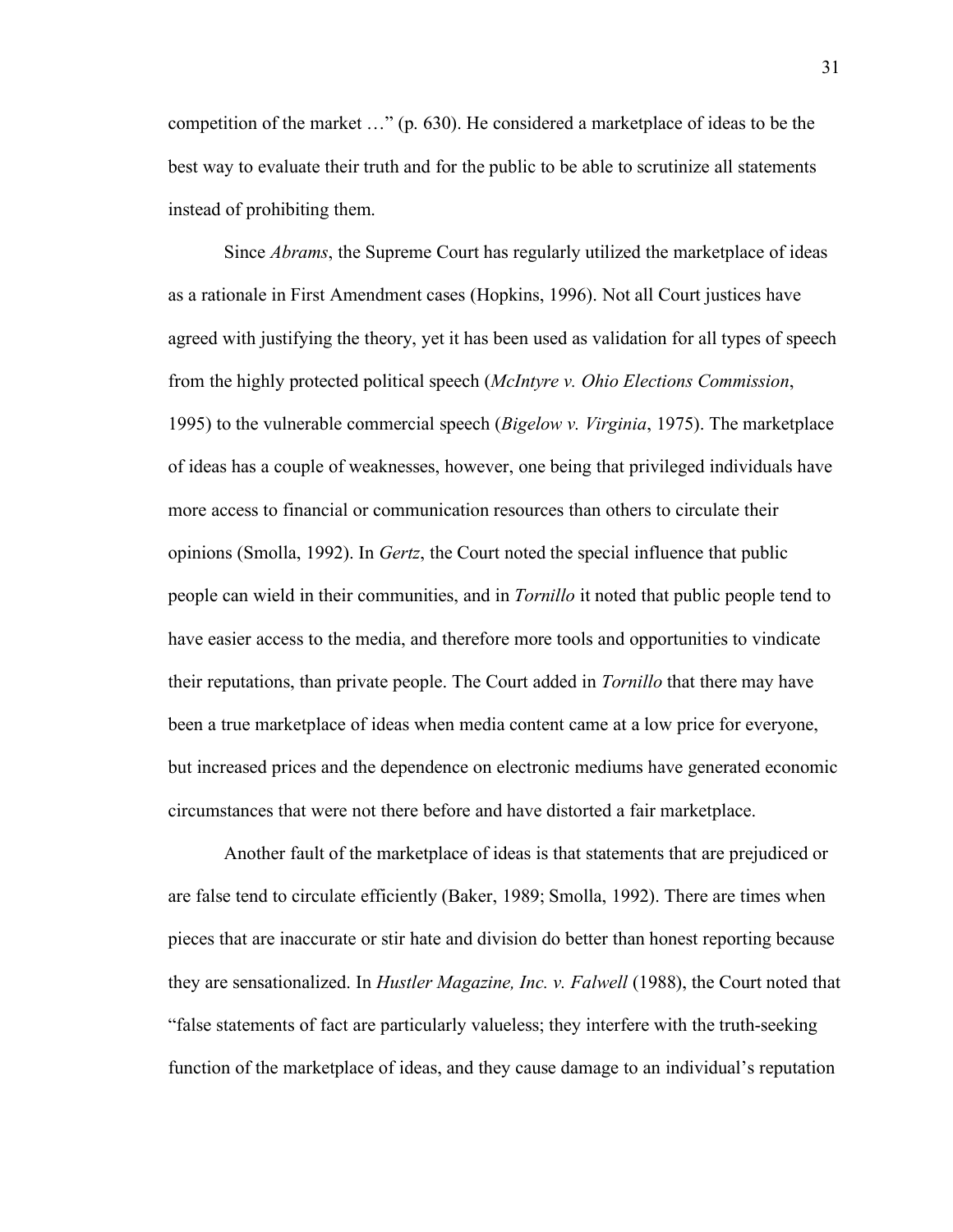competition of the market …" (p. 630). He considered a marketplace of ideas to be the best way to evaluate their truth and for the public to be able to scrutinize all statements instead of prohibiting them.

Since *Abrams*, the Supreme Court has regularly utilized the marketplace of ideas as a rationale in First Amendment cases (Hopkins, 1996). Not all Court justices have agreed with justifying the theory, yet it has been used as validation for all types of speech from the highly protected political speech (*McIntyre v. Ohio Elections Commission*, 1995) to the vulnerable commercial speech (*Bigelow v. Virginia*, 1975). The marketplace of ideas has a couple of weaknesses, however, one being that privileged individuals have more access to financial or communication resources than others to circulate their opinions (Smolla, 1992). In *Gertz*, the Court noted the special influence that public people can wield in their communities, and in *Tornillo* it noted that public people tend to have easier access to the media, and therefore more tools and opportunities to vindicate their reputations, than private people. The Court added in *Tornillo* that there may have been a true marketplace of ideas when media content came at a low price for everyone, but increased prices and the dependence on electronic mediums have generated economic circumstances that were not there before and have distorted a fair marketplace.

Another fault of the marketplace of ideas is that statements that are prejudiced or are false tend to circulate efficiently (Baker, 1989; Smolla, 1992). There are times when pieces that are inaccurate or stir hate and division do better than honest reporting because they are sensationalized. In *Hustler Magazine, Inc. v. Falwell* (1988), the Court noted that "false statements of fact are particularly valueless; they interfere with the truth-seeking function of the marketplace of ideas, and they cause damage to an individual's reputation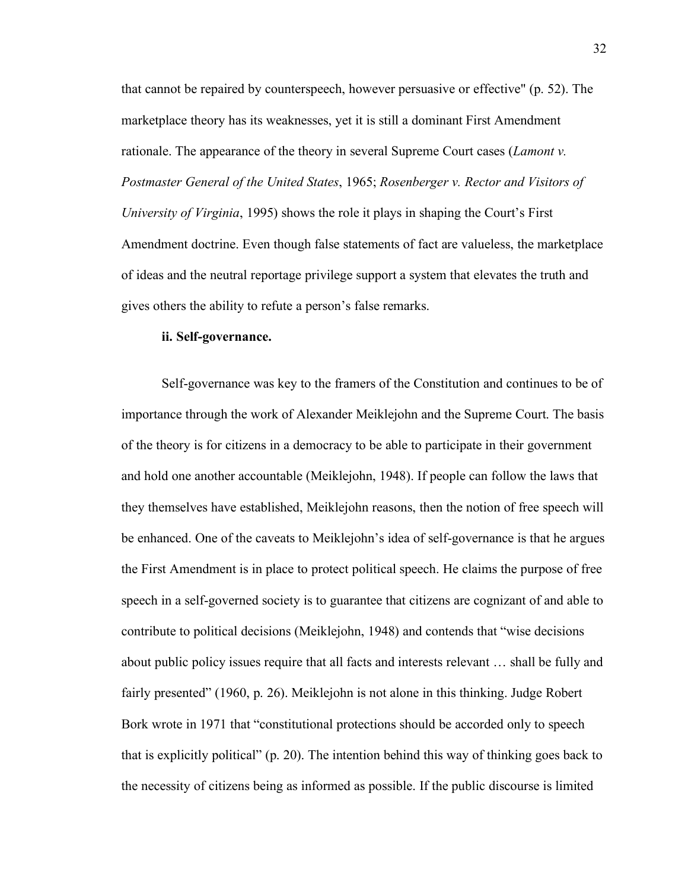that cannot be repaired by counterspeech, however persuasive or effective" (p. 52). The marketplace theory has its weaknesses, yet it is still a dominant First Amendment rationale. The appearance of the theory in several Supreme Court cases (*Lamont v. Postmaster General of the United States*, 1965; *Rosenberger v. Rector and Visitors of University of Virginia*, 1995) shows the role it plays in shaping the Court's First Amendment doctrine. Even though false statements of fact are valueless, the marketplace of ideas and the neutral reportage privilege support a system that elevates the truth and gives others the ability to refute a person's false remarks.

**ii. Self-governance.**

Self-governance was key to the framers of the Constitution and continues to be of importance through the work of Alexander Meiklejohn and the Supreme Court. The basis of the theory is for citizens in a democracy to be able to participate in their government and hold one another accountable (Meiklejohn, 1948). If people can follow the laws that they themselves have established, Meiklejohn reasons, then the notion of free speech will be enhanced. One of the caveats to Meiklejohn's idea of self-governance is that he argues the First Amendment is in place to protect political speech. He claims the purpose of free speech in a self-governed society is to guarantee that citizens are cognizant of and able to contribute to political decisions (Meiklejohn, 1948) and contends that "wise decisions about public policy issues require that all facts and interests relevant … shall be fully and fairly presented" (1960, p. 26). Meiklejohn is not alone in this thinking. Judge Robert Bork wrote in 1971 that "constitutional protections should be accorded only to speech that is explicitly political" (p. 20). The intention behind this way of thinking goes back to the necessity of citizens being as informed as possible. If the public discourse is limited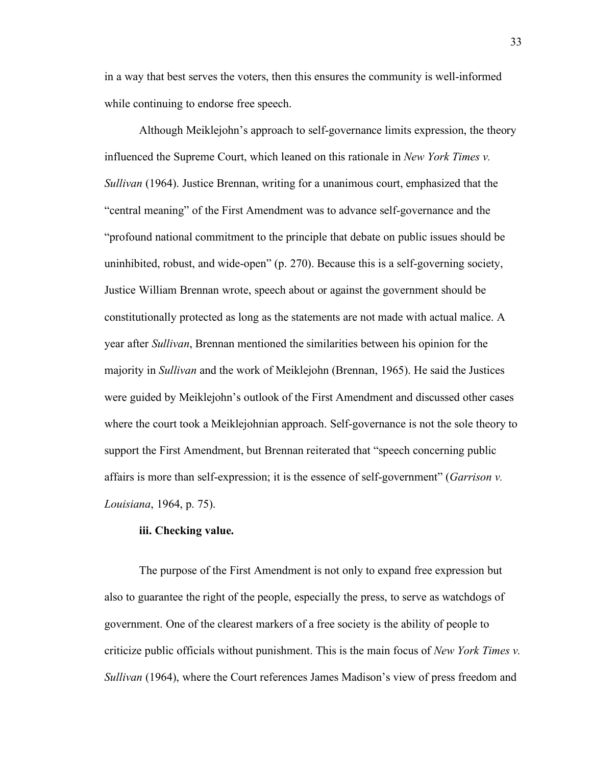in a way that best serves the voters, then this ensures the community is well-informed while continuing to endorse free speech.

Although Meiklejohn's approach to self-governance limits expression, the theory influenced the Supreme Court, which leaned on this rationale in *New York Times v. Sullivan* (1964). Justice Brennan, writing for a unanimous court, emphasized that the "central meaning" of the First Amendment was to advance self-governance and the "profound national commitment to the principle that debate on public issues should be uninhibited, robust, and wide-open" (p. 270). Because this is a self-governing society, Justice William Brennan wrote, speech about or against the government should be constitutionally protected as long as the statements are not made with actual malice. A year after *Sullivan*, Brennan mentioned the similarities between his opinion for the majority in *Sullivan* and the work of Meiklejohn (Brennan, 1965). He said the Justices were guided by Meiklejohn's outlook of the First Amendment and discussed other cases where the court took a Meiklejohnian approach. Self-governance is not the sole theory to support the First Amendment, but Brennan reiterated that "speech concerning public affairs is more than self-expression; it is the essence of self-government" (*Garrison v. Louisiana*, 1964, p. 75).

**iii. Checking value.**

The purpose of the First Amendment is not only to expand free expression but also to guarantee the right of the people, especially the press, to serve as watchdogs of government. One of the clearest markers of a free society is the ability of people to criticize public officials without punishment. This is the main focus of *New York Times v. Sullivan* (1964), where the Court references James Madison's view of press freedom and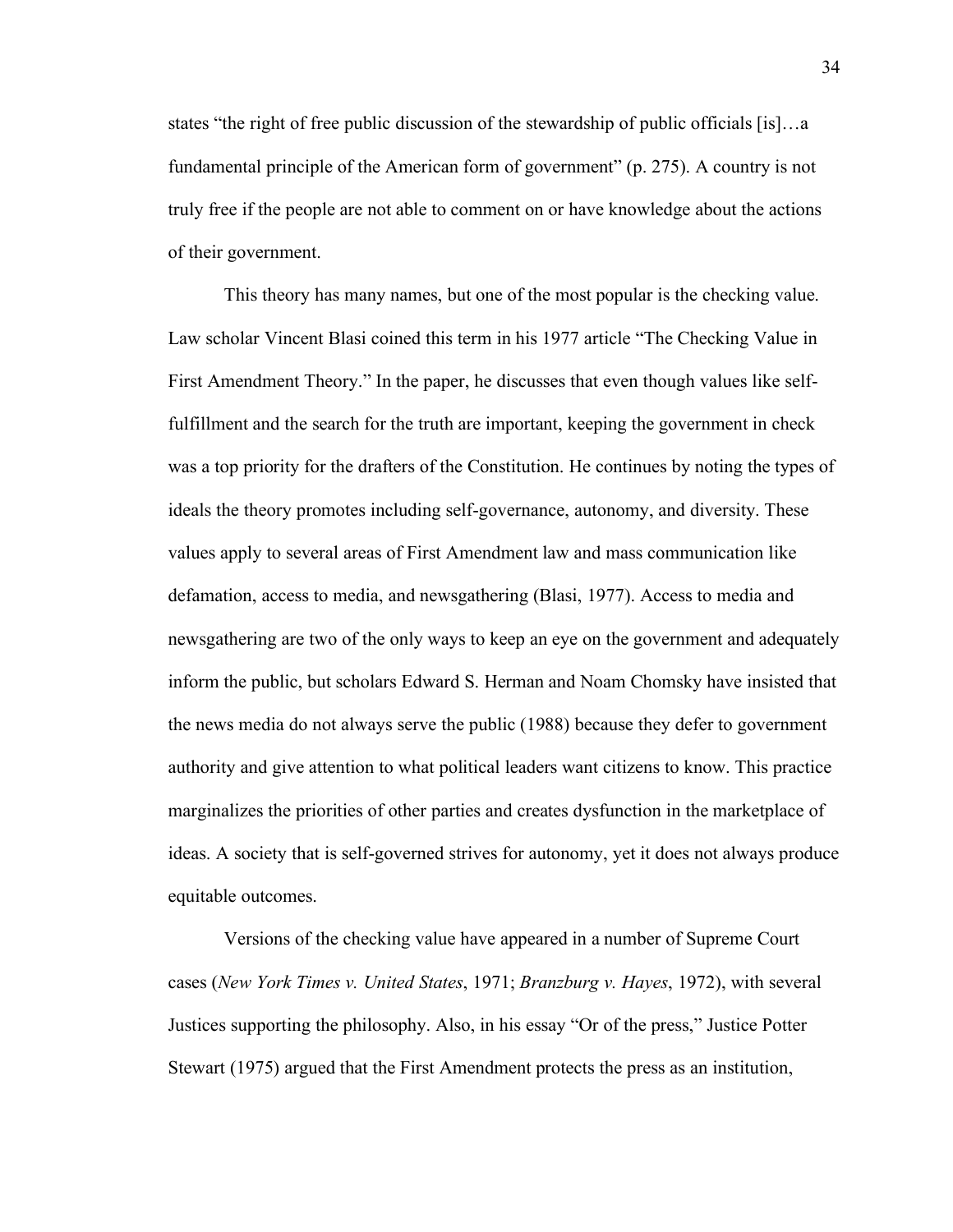states "the right of free public discussion of the stewardship of public officials [is]…a fundamental principle of the American form of government" (p. 275). A country is not truly free if the people are not able to comment on or have knowledge about the actions of their government.

This theory has many names, but one of the most popular is the checking value. Law scholar Vincent Blasi coined this term in his 1977 article "The Checking Value in First Amendment Theory." In the paper, he discusses that even though values like self-fulfillment and the search for the truth are important, keeping the government in check was a top priority for the drafters of the Constitution. He continues by noting the types of ideals the theory promotes including self-governance, autonomy, and diversity. These values apply to several areas of First Amendment law and mass communication like defamation, access to media, and newsgathering (Blasi, 1977). Access to media and newsgathering are two of the only ways to keep an eye on the government and adequately inform the public, but scholars Edward S. Herman and Noam Chomsky have insisted that the news media do not always serve the public (1988) because they defer to government authority and give attention to what political leaders want citizens to know. This practice marginalizes the priorities of other parties and creates dysfunction in the marketplace of ideas. A society that is self-governed strives for autonomy, yet it does not always produce equitable outcomes.

Versions of the checking value have appeared in a number of Supreme Court cases (*New York Times v. United States*, 1971; *Branzburg v. Hayes*, 1972), with several Justices supporting the philosophy. Also, in his essay "Or of the press," Justice Potter Stewart (1975) argued that the First Amendment protects the press as an institution,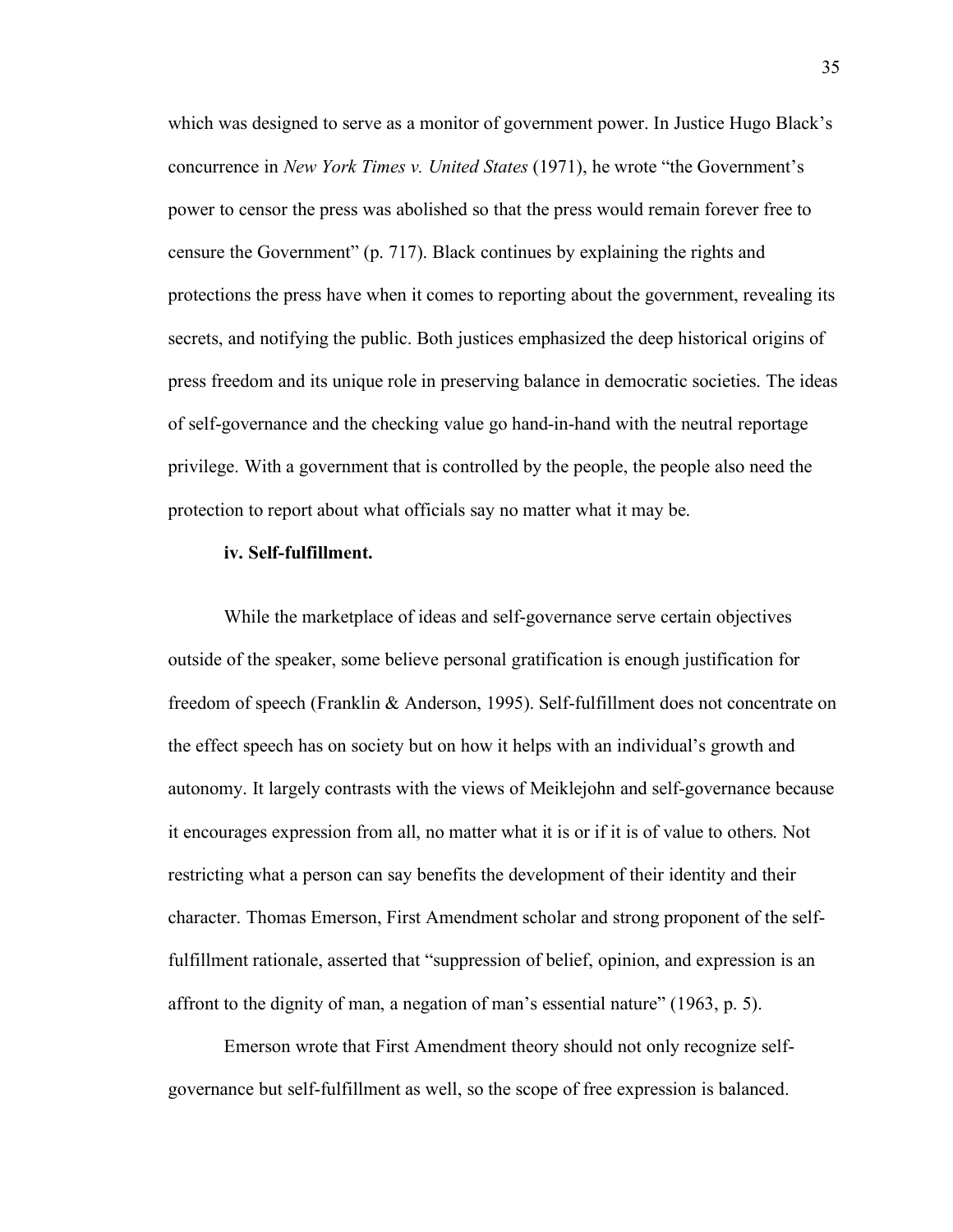which was designed to serve as a monitor of government power. In Justice Hugo Black's concurrence in *New York Times v. United States* (1971), he wrote "the Government's power to censor the press was abolished so that the press would remain forever free to censure the Government" (p. 717). Black continues by explaining the rights and protections the press have when it comes to reporting about the government, revealing its secrets, and notifying the public. Both justices emphasized the deep historical origins of press freedom and its unique role in preserving balance in democratic societies. The ideas of self-governance and the checking value go hand-in-hand with the neutral reportage privilege. With a government that is controlled by the people, the people also need the protection to report about what officials say no matter what it may be.

**iv. Self-fulfillment.**

While the marketplace of ideas and self-governance serve certain objectives outside of the speaker, some believe personal gratification is enough justification for freedom of speech (Franklin & Anderson, 1995). Self-fulfillment does not concentrate on the effect speech has on society but on how it helps with an individual's growth and autonomy. It largely contrasts with the views of Meiklejohn and self-governance because it encourages expression from all, no matter what it is or if it is of value to others. Not restricting what a person can say benefits the development of their identity and their character. Thomas Emerson, First Amendment scholar and strong proponent of the self-fulfillment rationale, asserted that "suppression of belief, opinion, and expression is an affront to the dignity of man, a negation of man's essential nature" (1963, p. 5).

Emerson wrote that First Amendment theory should not only recognize self-governance but self-fulfillment as well, so the scope of free expression is balanced.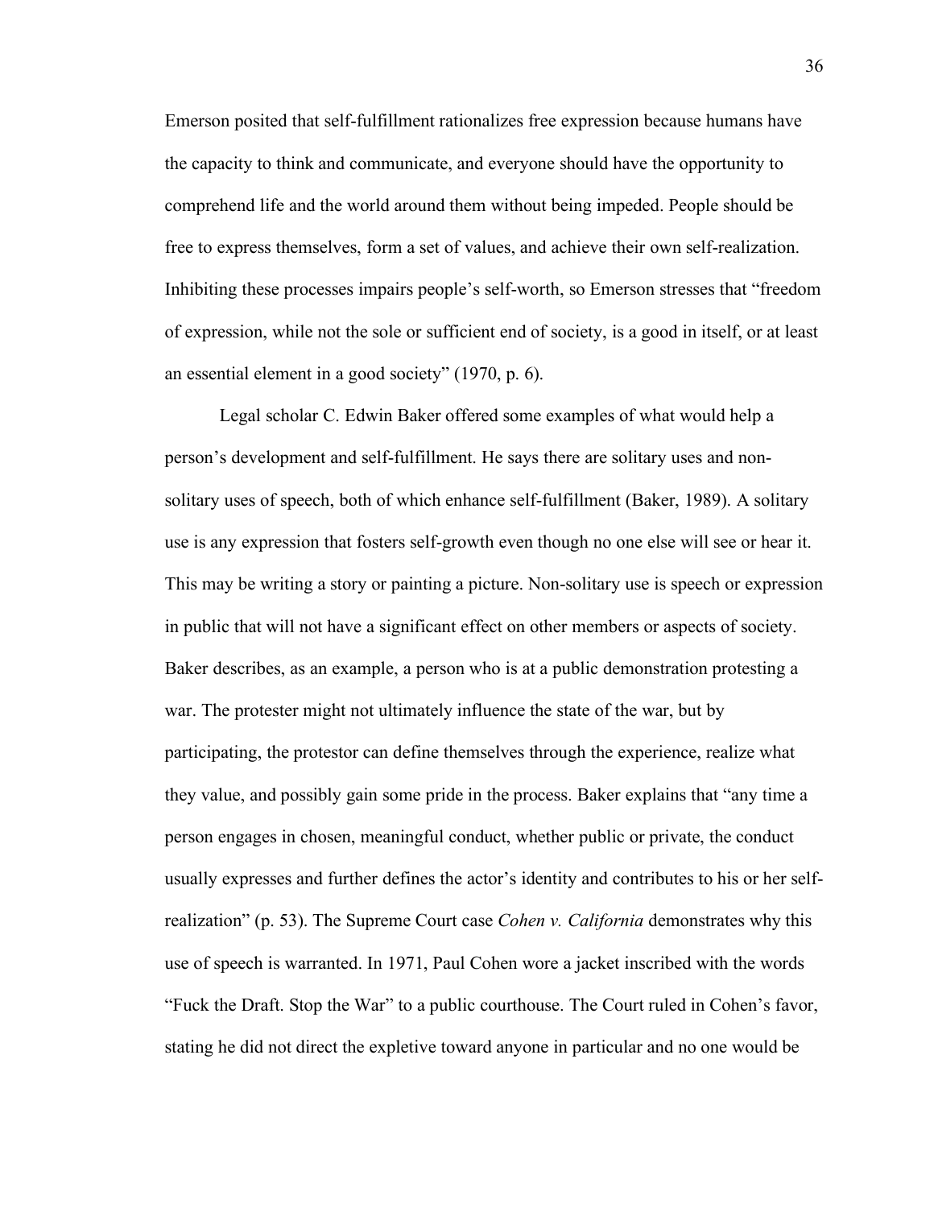Emerson posited that self-fulfillment rationalizes free expression because humans have the capacity to think and communicate, and everyone should have the opportunity to comprehend life and the world around them without being impeded. People should be free to express themselves, form a set of values, and achieve their own self-realization. Inhibiting these processes impairs people's self-worth, so Emerson stresses that "freedom of expression, while not the sole or sufficient end of society, is a good in itself, or at least an essential element in a good society" (1970, p. 6).

Legal scholar C. Edwin Baker offered some examples of what would help a person's development and self-fulfillment. He says there are solitary uses and non-solitary uses of speech, both of which enhance self-fulfillment (Baker, 1989). A solitary use is any expression that fosters self-growth even though no one else will see or hear it. This may be writing a story or painting a picture. Non-solitary use is speech or expression in public that will not have a significant effect on other members or aspects of society. Baker describes, as an example, a person who is at a public demonstration protesting a war. The protester might not ultimately influence the state of the war, but by participating, the protestor can define themselves through the experience, realize what they value, and possibly gain some pride in the process. Baker explains that "any time a person engages in chosen, meaningful conduct, whether public or private, the conduct usually expresses and further defines the actor's identity and contributes to his or her self-realization" (p. 53). The Supreme Court case *Cohen v. California* demonstrates why this use of speech is warranted. In 1971, Paul Cohen wore a jacket inscribed with the words "Fuck the Draft. Stop the War" to a public courthouse. The Court ruled in Cohen's favor, stating he did not direct the expletive toward anyone in particular and no one would be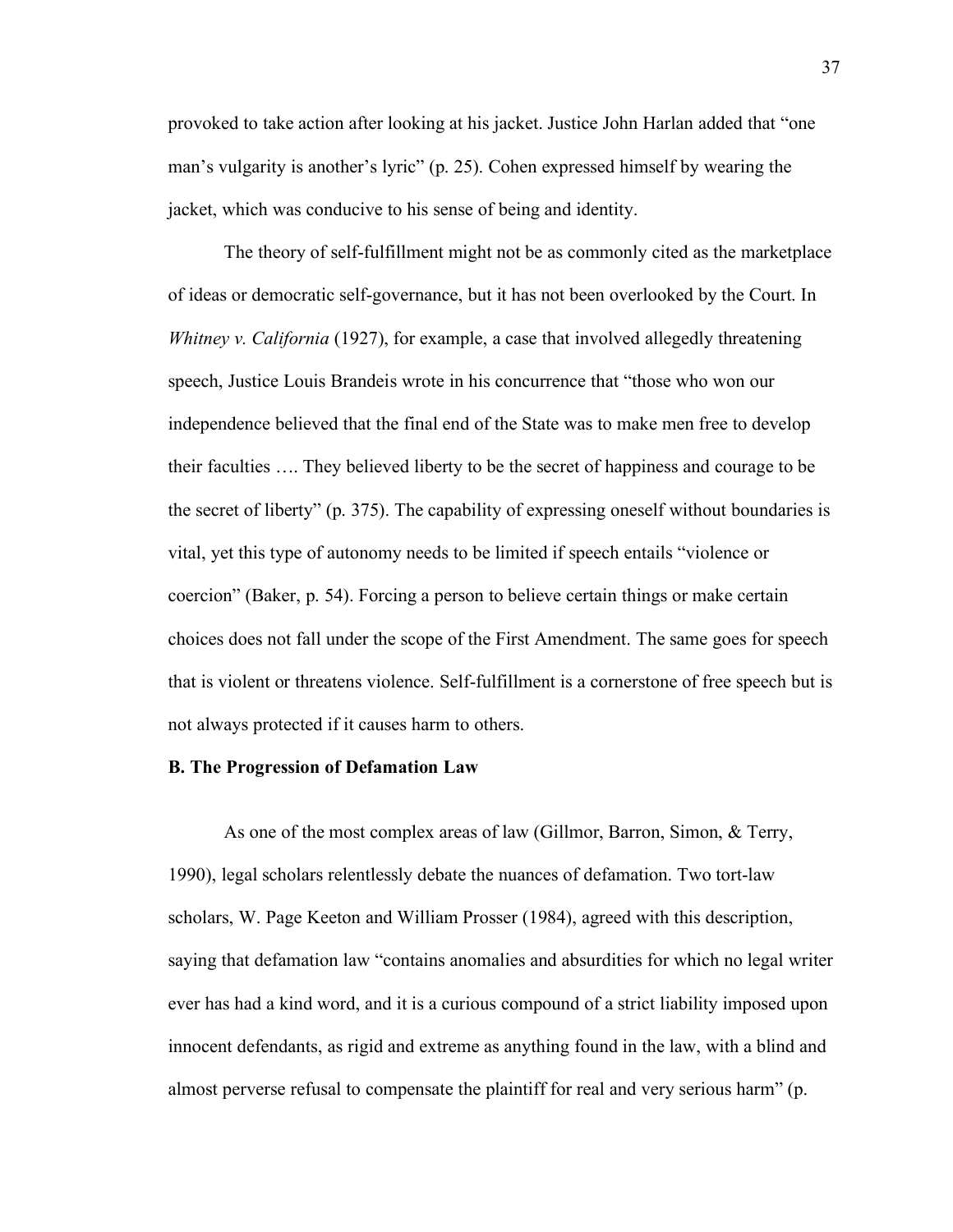provoked to take action after looking at his jacket. Justice John Harlan added that "one man's vulgarity is another's lyric" (p. 25). Cohen expressed himself by wearing the jacket, which was conducive to his sense of being and identity.

The theory of self-fulfillment might not be as commonly cited as the marketplace of ideas or democratic self-governance, but it has not been overlooked by the Court. In *Whitney v. California* (1927), for example, a case that involved allegedly threatening speech, Justice Louis Brandeis wrote in his concurrence that "those who won our independence believed that the final end of the State was to make men free to develop their faculties …. They believed liberty to be the secret of happiness and courage to be the secret of liberty" (p. 375). The capability of expressing oneself without boundaries is vital, yet this type of autonomy needs to be limited if speech entails "violence or coercion" (Baker, p. 54). Forcing a person to believe certain things or make certain choices does not fall under the scope of the First Amendment. The same goes for speech that is violent or threatens violence. Self-fulfillment is a cornerstone of free speech but is not always protected if it causes harm to others.

**B. The Progression of Defamation Law**

As one of the most complex areas of law (Gillmor, Barron, Simon, & Terry, 1990), legal scholars relentlessly debate the nuances of defamation. Two tort-law scholars, W. Page Keeton and William Prosser (1984), agreed with this description, saying that defamation law "contains anomalies and absurdities for which no legal writer ever has had a kind word, and it is a curious compound of a strict liability imposed upon innocent defendants, as rigid and extreme as anything found in the law, with a blind and almost perverse refusal to compensate the plaintiff for real and very serious harm" (p.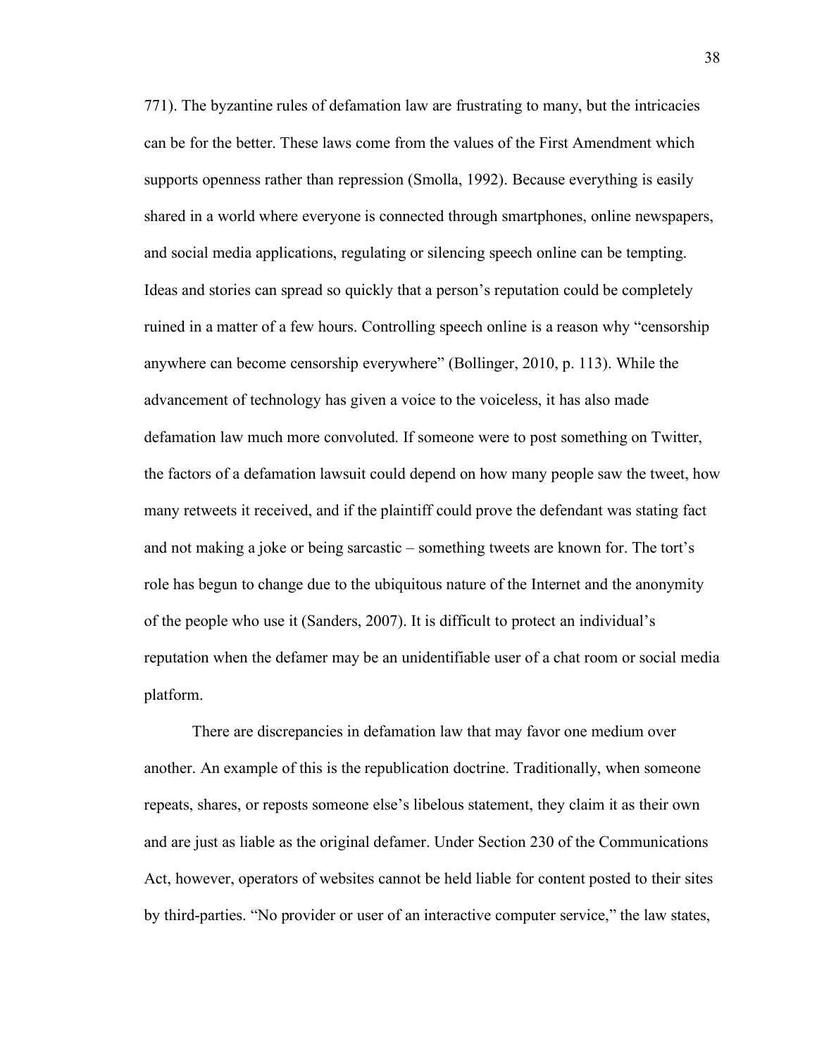771). The byzantine rules of defamation law are frustrating to many, but the intricacies can be for the better. These laws come from the values of the First Amendment which supports openness rather than repression (Smolla, 1992). Because everything is easily shared in a world where everyone is connected through smartphones, online newspapers, and social media applications, regulating or silencing speech online can be tempting. Ideas and stories can spread so quickly that a person's reputation could be completely ruined in a matter of a few hours. Controlling speech online is a reason why "censorship anywhere can become censorship everywhere" (Bollinger, 2010, p. 113). While the advancement of technology has given a voice to the voiceless, it has also made defamation law much more convoluted. If someone were to post something on Twitter, the factors of a defamation lawsuit could depend on how many people saw the tweet, how many retweets it received, and if the plaintiff could prove the defendant was stating fact and not making a joke or being sarcastic – something tweets are known for. The tort's role has begun to change due to the ubiquitous nature of the Internet and the anonymity of the people who use it (Sanders, 2007). It is difficult to protect an individual's reputation when the defamer may be an unidentifiable user of a chat room or social media platform.

There are discrepancies in defamation law that may favor one medium over another. An example of this is the republication doctrine. Traditionally, when someone repeats, shares, or reposts someone else's libelous statement, they claim it as their own and are just as liable as the original defamer. Under Section 230 of the Communications Act, however, operators of websites cannot be held liable for content posted to their sites by third-parties. "No provider or user of an interactive computer service," the law states,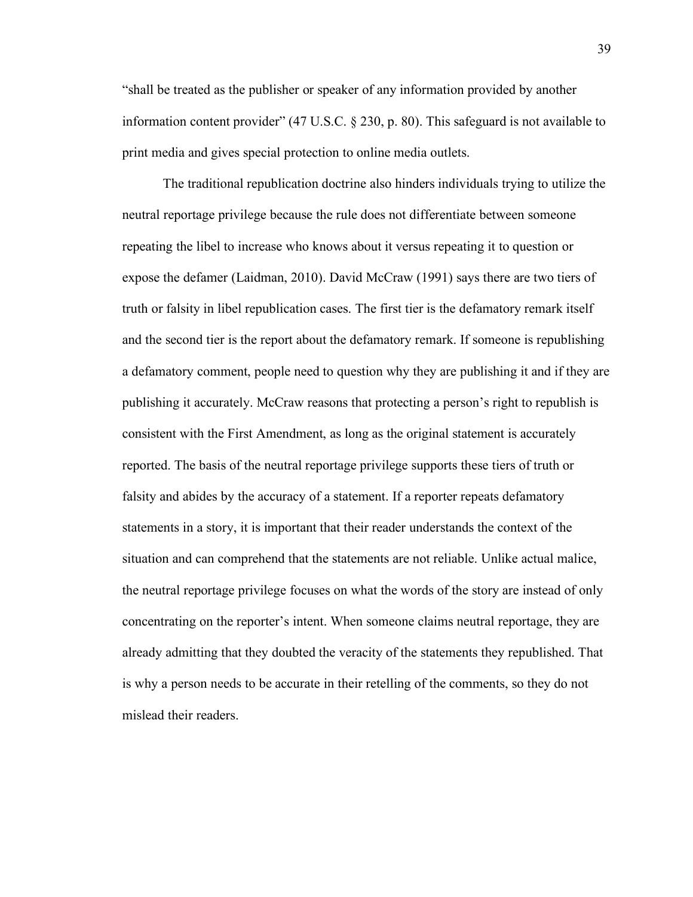"shall be treated as the publisher or speaker of any information provided by another information content provider" (47 U.S.C. § 230, p. 80). This safeguard is not available to print media and gives special protection to online media outlets.

The traditional republication doctrine also hinders individuals trying to utilize the neutral reportage privilege because the rule does not differentiate between someone repeating the libel to increase who knows about it versus repeating it to question or expose the defamer (Laidman, 2010). David McCraw (1991) says there are two tiers of truth or falsity in libel republication cases. The first tier is the defamatory remark itself and the second tier is the report about the defamatory remark. If someone is republishing a defamatory comment, people need to question why they are publishing it and if they are publishing it accurately. McCraw reasons that protecting a person's right to republish is consistent with the First Amendment, as long as the original statement is accurately reported. The basis of the neutral reportage privilege supports these tiers of truth or falsity and abides by the accuracy of a statement. If a reporter repeats defamatory statements in a story, it is important that their reader understands the context of the situation and can comprehend that the statements are not reliable. Unlike actual malice, the neutral reportage privilege focuses on what the words of the story are instead of only concentrating on the reporter's intent. When someone claims neutral reportage, they are already admitting that they doubted the veracity of the statements they republished. That is why a person needs to be accurate in their retelling of the comments, so they do not mislead their readers.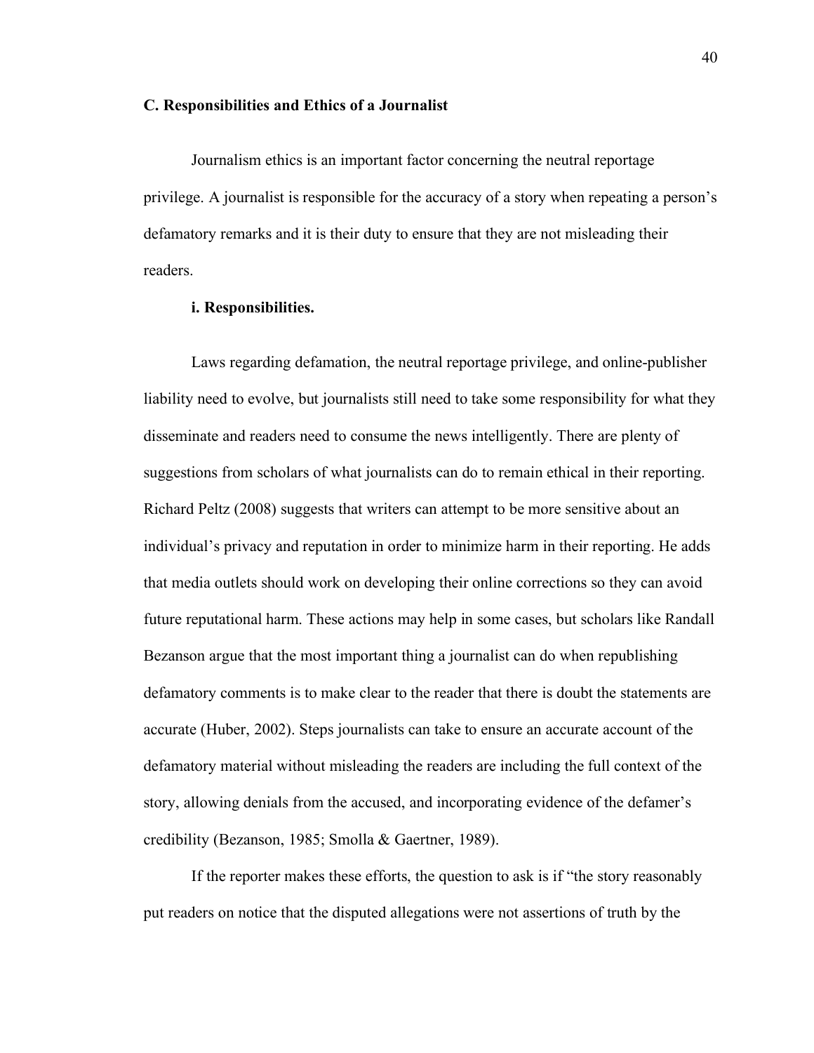### C. Responsibilities and Ethics of a Journalist

Journalism ethics is an important factor concerning the neutral reportage privilege. A journalist is responsible for the accuracy of a story when repeating a person's defamatory remarks and it is their duty to ensure that they are not misleading their readers.

#### i. Responsibilities.

Laws regarding defamation, the neutral reportage privilege, and online-publisher liability need to evolve, but journalists still need to take some responsibility for what they disseminate and readers need to consume the news intelligently. There are plenty of suggestions from scholars of what journalists can do to remain ethical in their reporting. Richard Peltz (2008) suggests that writers can attempt to be more sensitive about an individual's privacy and reputation in order to minimize harm in their reporting. He adds that media outlets should work on developing their online corrections so they can avoid future reputational harm. These actions may help in some cases, but scholars like Randall Bezanson argue that the most important thing a journalist can do when republishing defamatory comments is to make clear to the reader that there is doubt the statements are accurate (Huber, 2002). Steps journalists can take to ensure an accurate account of the defamatory material without misleading the readers are including the full context of the story, allowing denials from the accused, and incorporating evidence of the defamer's credibility (Bezanson, 1985; Smolla & Gaertner, 1989).

If the reporter makes these efforts, the question to ask is if "the story reasonably put readers on notice that the disputed allegations were not assertions of truth by the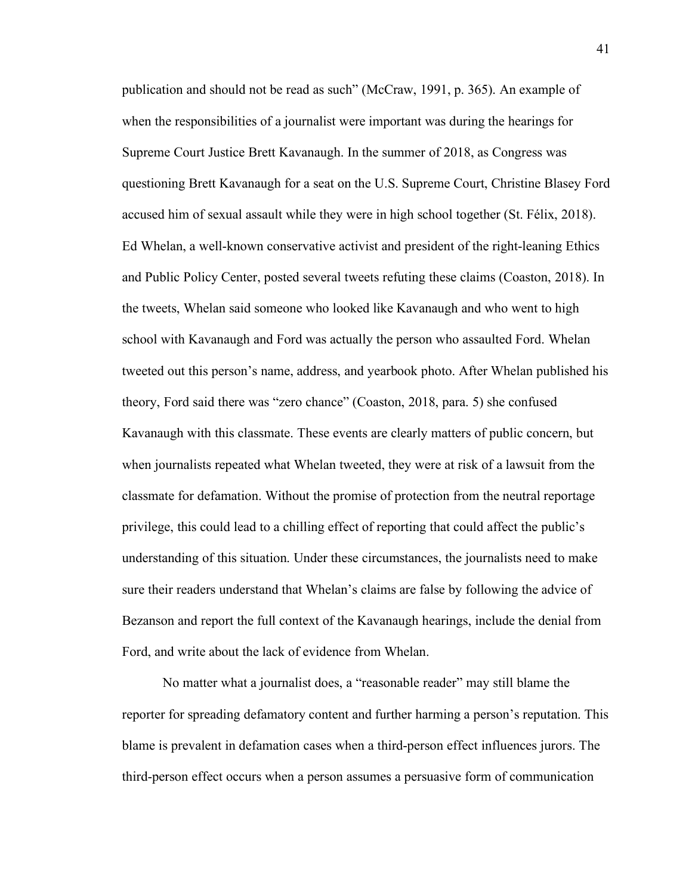publication and should not be read as such" (McCraw, 1991, p. 365). An example of when the responsibilities of a journalist were important was during the hearings for Supreme Court Justice Brett Kavanaugh. In the summer of 2018, as Congress was questioning Brett Kavanaugh for a seat on the U.S. Supreme Court, Christine Blasey Ford accused him of sexual assault while they were in high school together (St. Félix, 2018). Ed Whelan, a well-known conservative activist and president of the right-leaning Ethics and Public Policy Center, posted several tweets refuting these claims (Coaston, 2018). In the tweets, Whelan said someone who looked like Kavanaugh and who went to high school with Kavanaugh and Ford was actually the person who assaulted Ford. Whelan tweeted out this person's name, address, and yearbook photo. After Whelan published his theory, Ford said there was "zero chance" (Coaston, 2018, para. 5) she confused Kavanaugh with this classmate. These events are clearly matters of public concern, but when journalists repeated what Whelan tweeted, they were at risk of a lawsuit from the classmate for defamation. Without the promise of protection from the neutral reportage privilege, this could lead to a chilling effect of reporting that could affect the public's understanding of this situation. Under these circumstances, the journalists need to make sure their readers understand that Whelan's claims are false by following the advice of Bezanson and report the full context of the Kavanaugh hearings, include the denial from Ford, and write about the lack of evidence from Whelan.

No matter what a journalist does, a "reasonable reader" may still blame the reporter for spreading defamatory content and further harming a person's reputation. This blame is prevalent in defamation cases when a third-person effect influences jurors. The third-person effect occurs when a person assumes a persuasive form of communication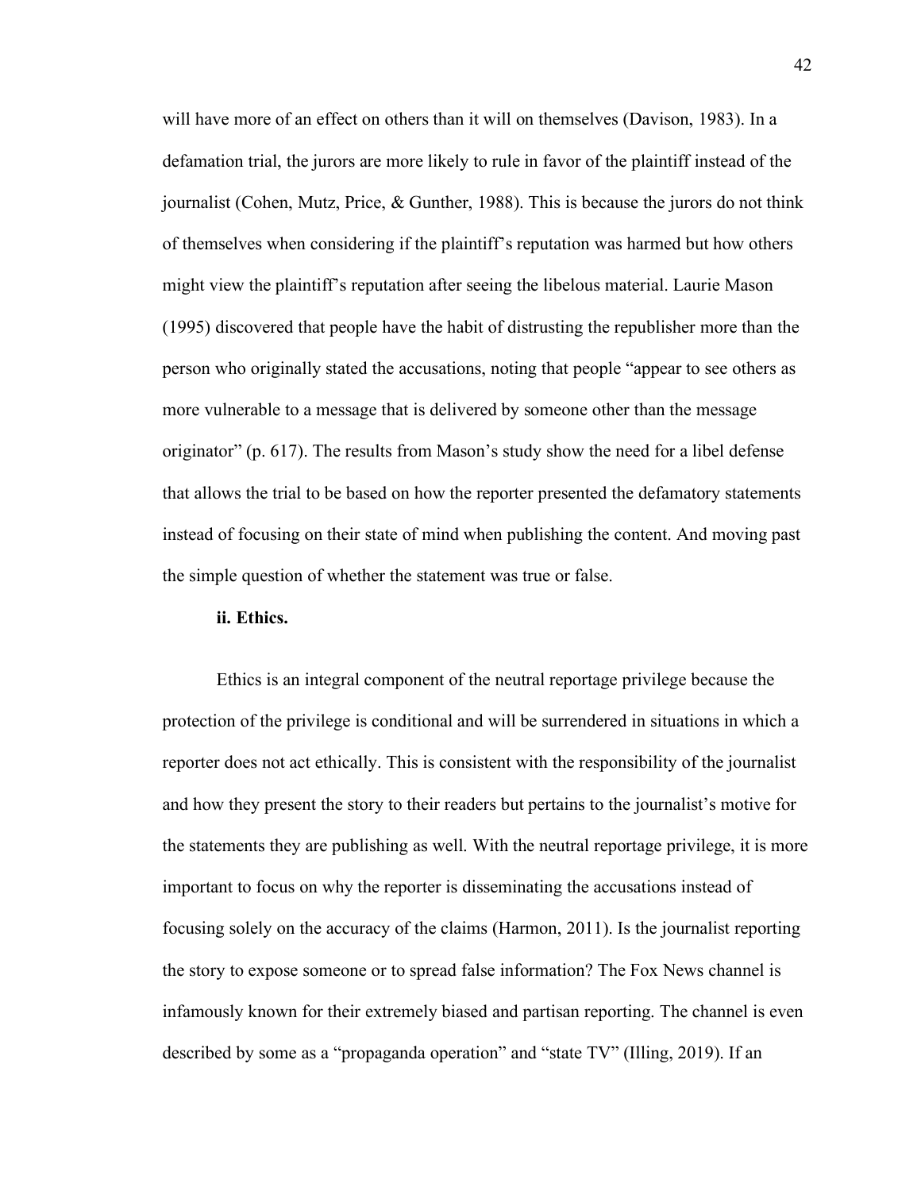will have more of an effect on others than it will on themselves (Davison, 1983). In a defamation trial, the jurors are more likely to rule in favor of the plaintiff instead of the journalist (Cohen, Mutz, Price, & Gunther, 1988). This is because the jurors do not think of themselves when considering if the plaintiff's reputation was harmed but how others might view the plaintiff's reputation after seeing the libelous material. Laurie Mason (1995) discovered that people have the habit of distrusting the republisher more than the person who originally stated the accusations, noting that people "appear to see others as more vulnerable to a message that is delivered by someone other than the message originator" (p. 617). The results from Mason's study show the need for a libel defense that allows the trial to be based on how the reporter presented the defamatory statements instead of focusing on their state of mind when publishing the content. And moving past the simple question of whether the statement was true or false.

**ii. Ethics.**

Ethics is an integral component of the neutral reportage privilege because the protection of the privilege is conditional and will be surrendered in situations in which a reporter does not act ethically. This is consistent with the responsibility of the journalist and how they present the story to their readers but pertains to the journalist's motive for the statements they are publishing as well. With the neutral reportage privilege, it is more important to focus on why the reporter is disseminating the accusations instead of focusing solely on the accuracy of the claims (Harmon, 2011). Is the journalist reporting the story to expose someone or to spread false information? The Fox News channel is infamously known for their extremely biased and partisan reporting. The channel is even described by some as a "propaganda operation" and "state TV" (Illing, 2019). If an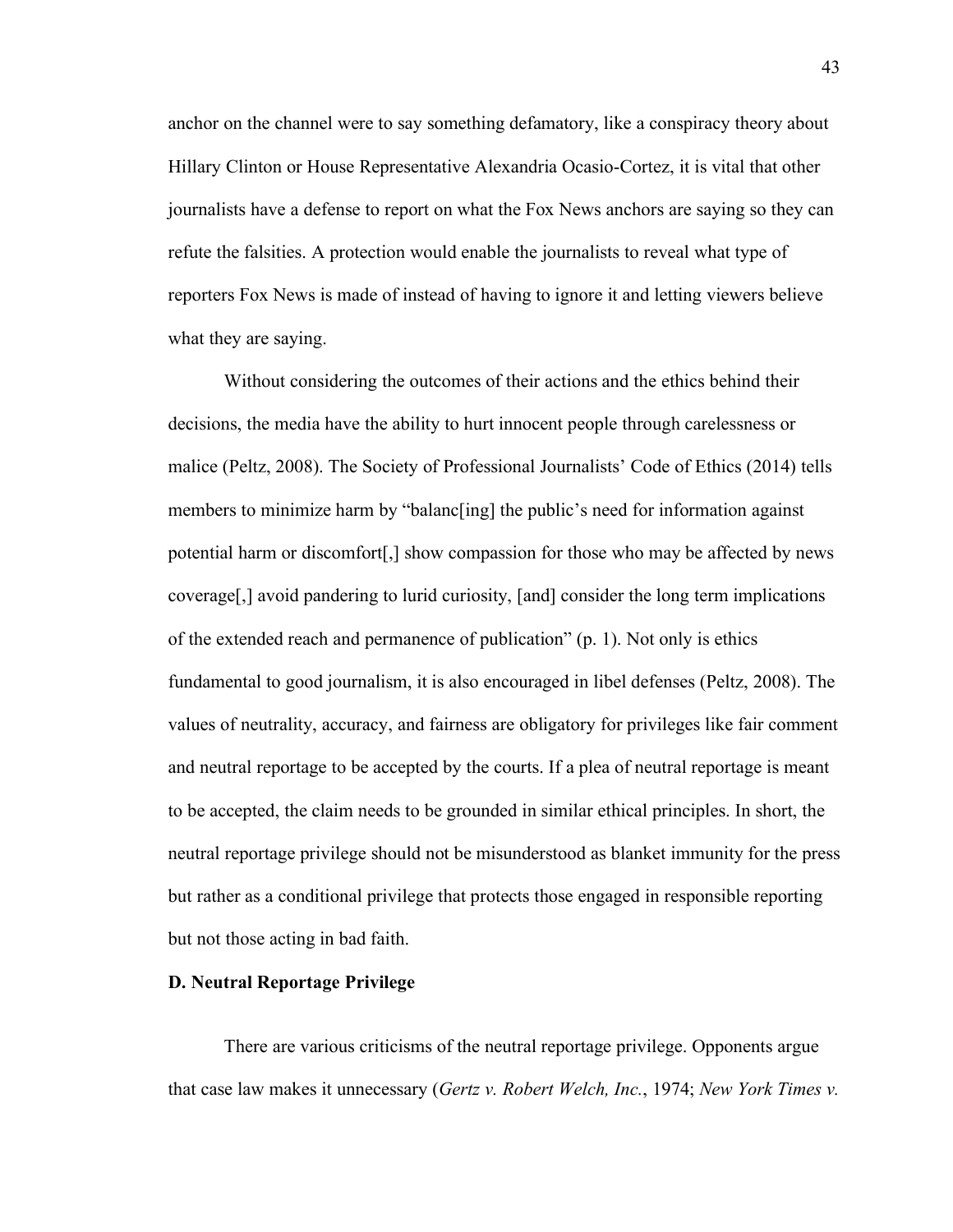anchor on the channel were to say something defamatory, like a conspiracy theory about Hillary Clinton or House Representative Alexandria Ocasio-Cortez, it is vital that other journalists have a defense to report on what the Fox News anchors are saying so they can refute the falsities. A protection would enable the journalists to reveal what type of reporters Fox News is made of instead of having to ignore it and letting viewers believe what they are saying.

Without considering the outcomes of their actions and the ethics behind their decisions, the media have the ability to hurt innocent people through carelessness or malice (Peltz, 2008). The Society of Professional Journalists' Code of Ethics (2014) tells members to minimize harm by "balanc[ing] the public's need for information against potential harm or discomfort[,] show compassion for those who may be affected by news coverage[,] avoid pandering to lurid curiosity, [and] consider the long term implications of the extended reach and permanence of publication" (p. 1). Not only is ethics fundamental to good journalism, it is also encouraged in libel defenses (Peltz, 2008). The values of neutrality, accuracy, and fairness are obligatory for privileges like fair comment and neutral reportage to be accepted by the courts. If a plea of neutral reportage is meant to be accepted, the claim needs to be grounded in similar ethical principles. In short, the neutral reportage privilege should not be misunderstood as blanket immunity for the press but rather as a conditional privilege that protects those engaged in responsible reporting but not those acting in bad faith.

**D. Neutral Reportage Privilege**

There are various criticisms of the neutral reportage privilege. Opponents argue that case law makes it unnecessary (*Gertz v. Robert Welch, Inc.*, 1974; *New York Times v.*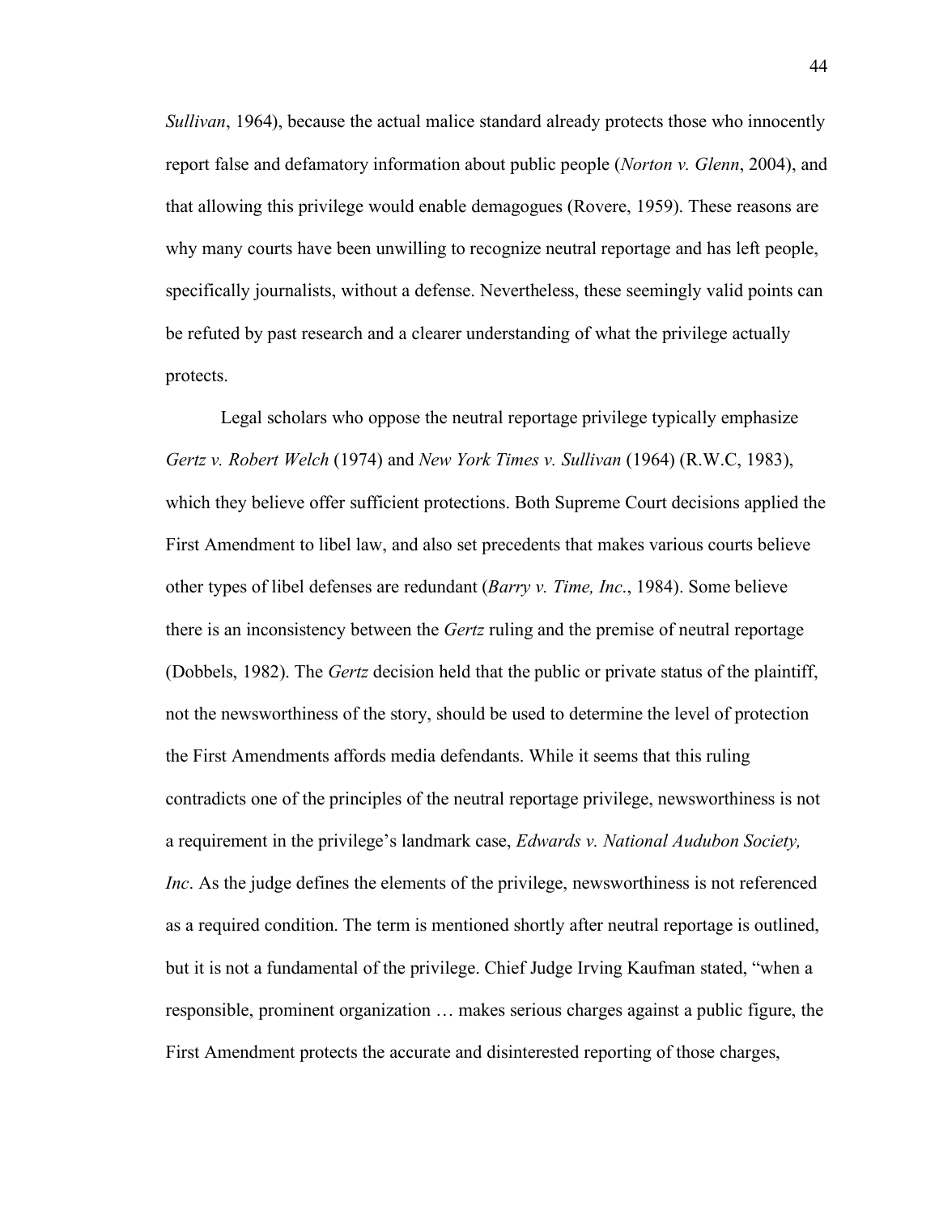*Sullivan*, 1964), because the actual malice standard already protects those who innocently report false and defamatory information about public people (*Norton v. Glenn*, 2004), and that allowing this privilege would enable demagogues (Rovere, 1959). These reasons are why many courts have been unwilling to recognize neutral reportage and has left people, specifically journalists, without a defense. Nevertheless, these seemingly valid points can be refuted by past research and a clearer understanding of what the privilege actually protects.

Legal scholars who oppose the neutral reportage privilege typically emphasize *Gertz v. Robert Welch* (1974) and *New York Times v. Sullivan* (1964) (R.W.C, 1983), which they believe offer sufficient protections. Both Supreme Court decisions applied the First Amendment to libel law, and also set precedents that makes various courts believe other types of libel defenses are redundant (*Barry v. Time, Inc*., 1984). Some believe there is an inconsistency between the *Gertz* ruling and the premise of neutral reportage (Dobbels, 1982). The *Gertz* decision held that the public or private status of the plaintiff, not the newsworthiness of the story, should be used to determine the level of protection the First Amendments affords media defendants. While it seems that this ruling contradicts one of the principles of the neutral reportage privilege, newsworthiness is not a requirement in the privilege's landmark case, *Edwards v. National Audubon Society, Inc*. As the judge defines the elements of the privilege, newsworthiness is not referenced as a required condition. The term is mentioned shortly after neutral reportage is outlined, but it is not a fundamental of the privilege. Chief Judge Irving Kaufman stated, "when a responsible, prominent organization … makes serious charges against a public figure, the First Amendment protects the accurate and disinterested reporting of those charges,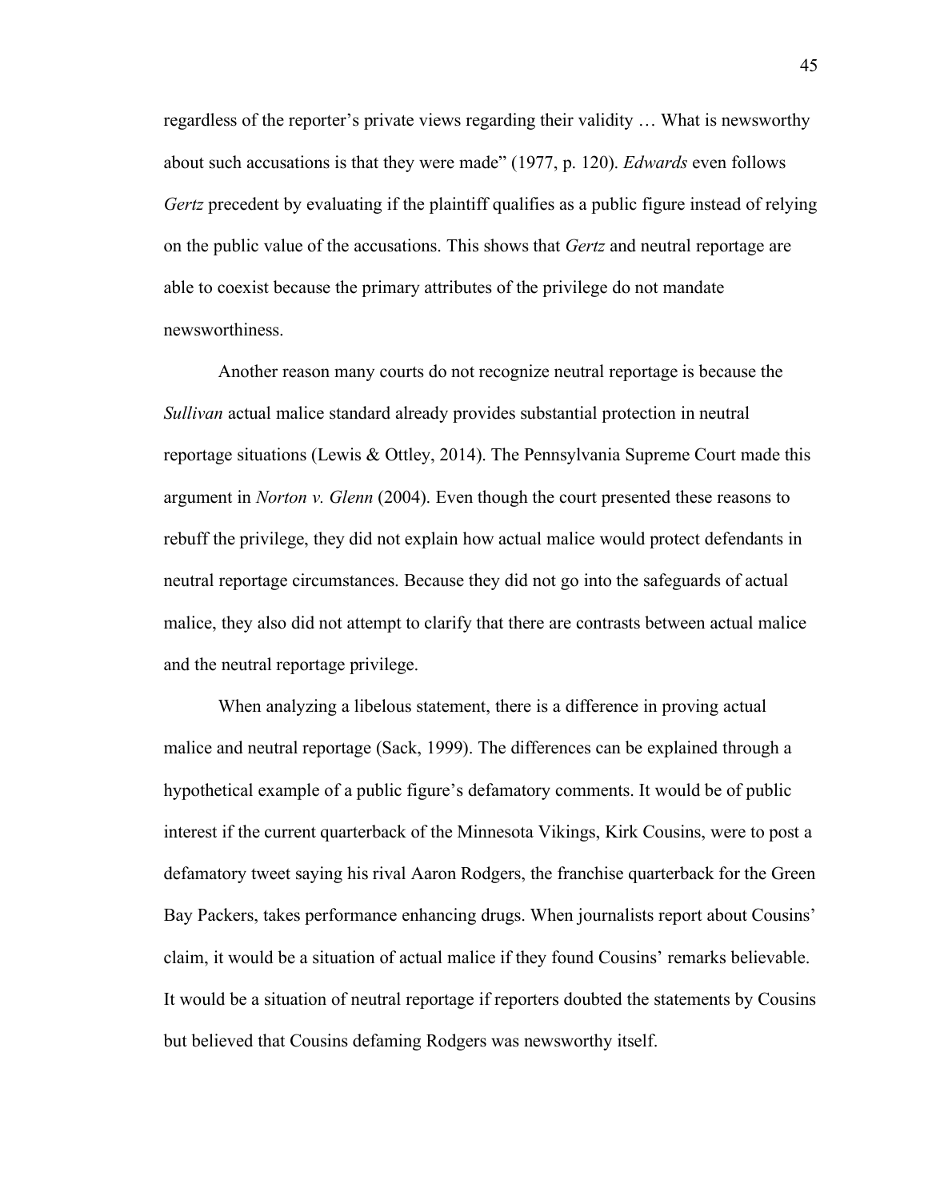regardless of the reporter's private views regarding their validity … What is newsworthy about such accusations is that they were made" (1977, p. 120). *Edwards* even follows *Gertz* precedent by evaluating if the plaintiff qualifies as a public figure instead of relying on the public value of the accusations. This shows that *Gertz* and neutral reportage are able to coexist because the primary attributes of the privilege do not mandate newsworthiness.

Another reason many courts do not recognize neutral reportage is because the *Sullivan* actual malice standard already provides substantial protection in neutral reportage situations (Lewis & Ottley, 2014). The Pennsylvania Supreme Court made this argument in *Norton v. Glenn* (2004). Even though the court presented these reasons to rebuff the privilege, they did not explain how actual malice would protect defendants in neutral reportage circumstances. Because they did not go into the safeguards of actual malice, they also did not attempt to clarify that there are contrasts between actual malice and the neutral reportage privilege.

When analyzing a libelous statement, there is a difference in proving actual malice and neutral reportage (Sack, 1999). The differences can be explained through a hypothetical example of a public figure's defamatory comments. It would be of public interest if the current quarterback of the Minnesota Vikings, Kirk Cousins, were to post a defamatory tweet saying his rival Aaron Rodgers, the franchise quarterback for the Green Bay Packers, takes performance enhancing drugs. When journalists report about Cousins' claim, it would be a situation of actual malice if they found Cousins' remarks believable. It would be a situation of neutral reportage if reporters doubted the statements by Cousins but believed that Cousins defaming Rodgers was newsworthy itself.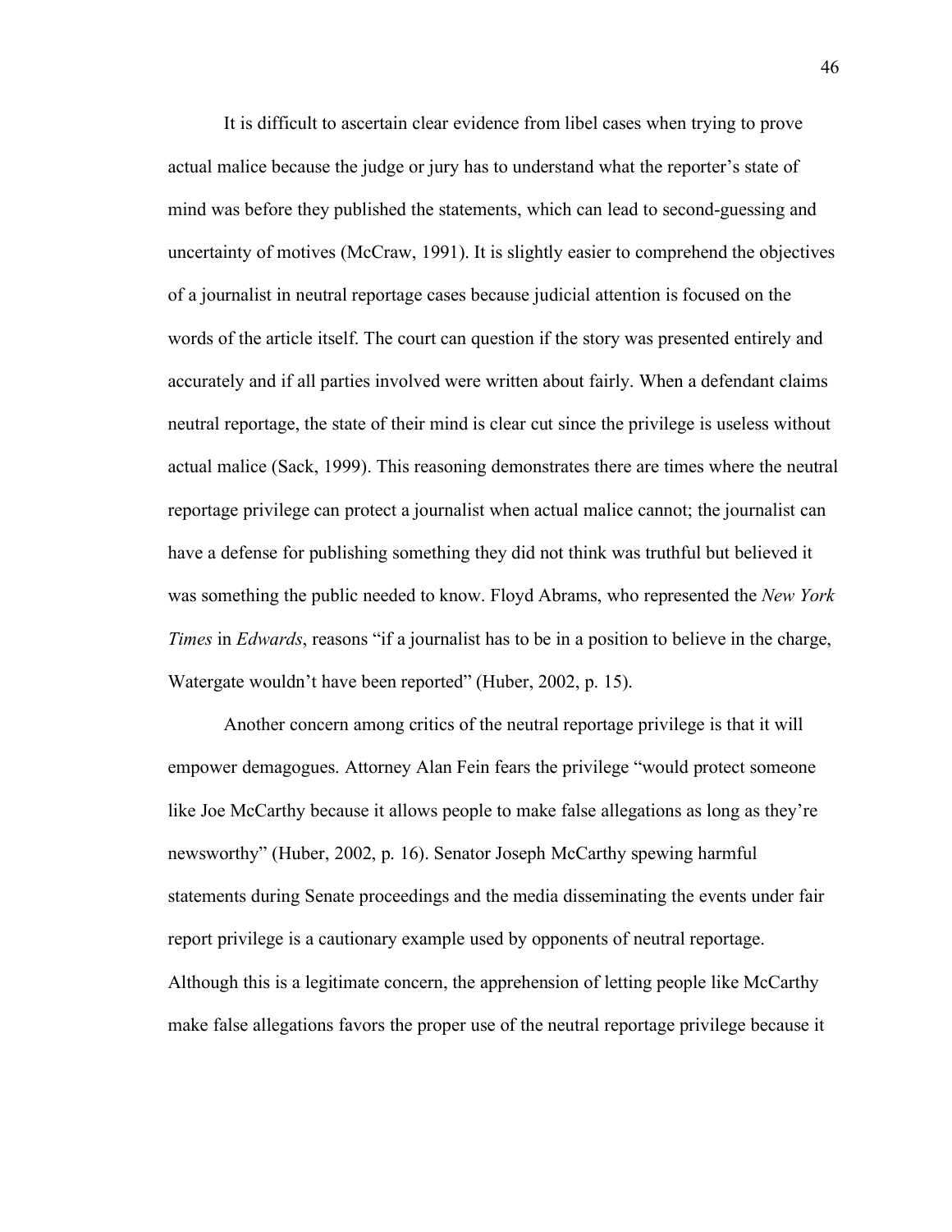It is difficult to ascertain clear evidence from libel cases when trying to prove actual malice because the judge or jury has to understand what the reporter's state of mind was before they published the statements, which can lead to second-guessing and uncertainty of motives (McCraw, 1991). It is slightly easier to comprehend the objectives of a journalist in neutral reportage cases because judicial attention is focused on the words of the article itself. The court can question if the story was presented entirely and accurately and if all parties involved were written about fairly. When a defendant claims neutral reportage, the state of their mind is clear cut since the privilege is useless without actual malice (Sack, 1999). This reasoning demonstrates there are times where the neutral reportage privilege can protect a journalist when actual malice cannot; the journalist can have a defense for publishing something they did not think was truthful but believed it was something the public needed to know. Floyd Abrams, who represented the *New York Times* in *Edwards*, reasons "if a journalist has to be in a position to believe in the charge, Watergate wouldn't have been reported" (Huber, 2002, p. 15).

Another concern among critics of the neutral reportage privilege is that it will empower demagogues. Attorney Alan Fein fears the privilege "would protect someone like Joe McCarthy because it allows people to make false allegations as long as they're newsworthy" (Huber, 2002, p. 16). Senator Joseph McCarthy spewing harmful statements during Senate proceedings and the media disseminating the events under fair report privilege is a cautionary example used by opponents of neutral reportage. Although this is a legitimate concern, the apprehension of letting people like McCarthy make false allegations favors the proper use of the neutral reportage privilege because it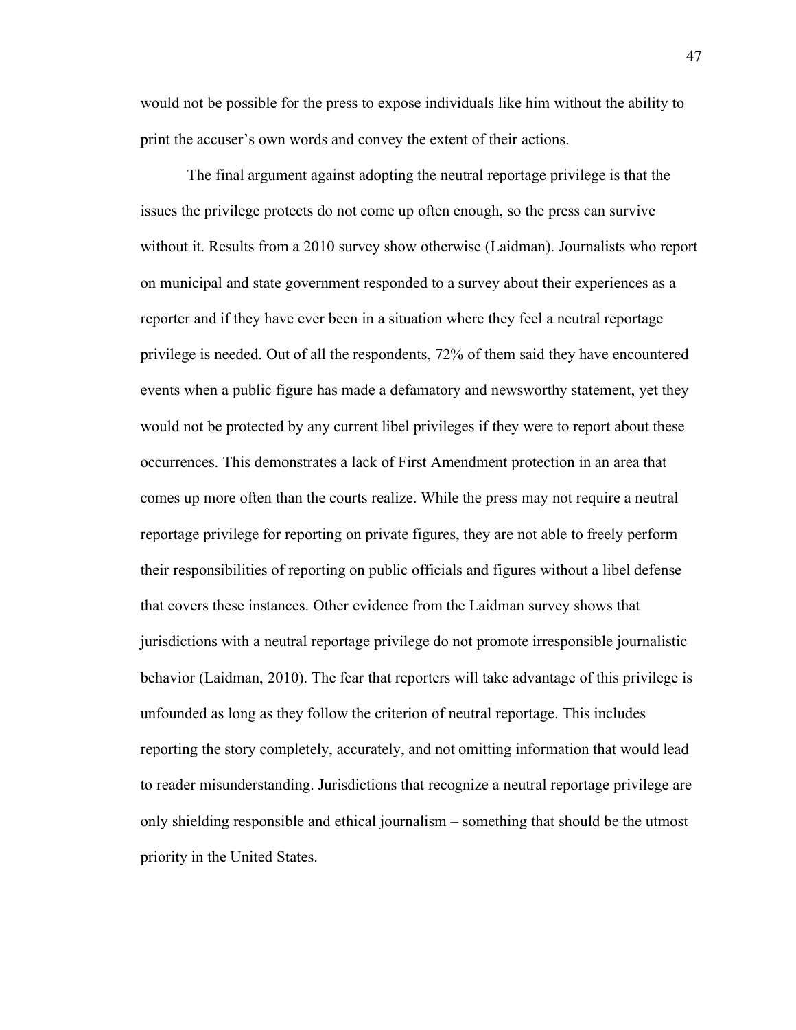would not be possible for the press to expose individuals like him without the ability to print the accuser's own words and convey the extent of their actions.

The final argument against adopting the neutral reportage privilege is that the issues the privilege protects do not come up often enough, so the press can survive without it. Results from a 2010 survey show otherwise (Laidman). Journalists who report on municipal and state government responded to a survey about their experiences as a reporter and if they have ever been in a situation where they feel a neutral reportage privilege is needed. Out of all the respondents, 72% of them said they have encountered events when a public figure has made a defamatory and newsworthy statement, yet they would not be protected by any current libel privileges if they were to report about these occurrences. This demonstrates a lack of First Amendment protection in an area that comes up more often than the courts realize. While the press may not require a neutral reportage privilege for reporting on private figures, they are not able to freely perform their responsibilities of reporting on public officials and figures without a libel defense that covers these instances. Other evidence from the Laidman survey shows that jurisdictions with a neutral reportage privilege do not promote irresponsible journalistic behavior (Laidman, 2010). The fear that reporters will take advantage of this privilege is unfounded as long as they follow the criterion of neutral reportage. This includes reporting the story completely, accurately, and not omitting information that would lead to reader misunderstanding. Jurisdictions that recognize a neutral reportage privilege are only shielding responsible and ethical journalism – something that should be the utmost priority in the United States.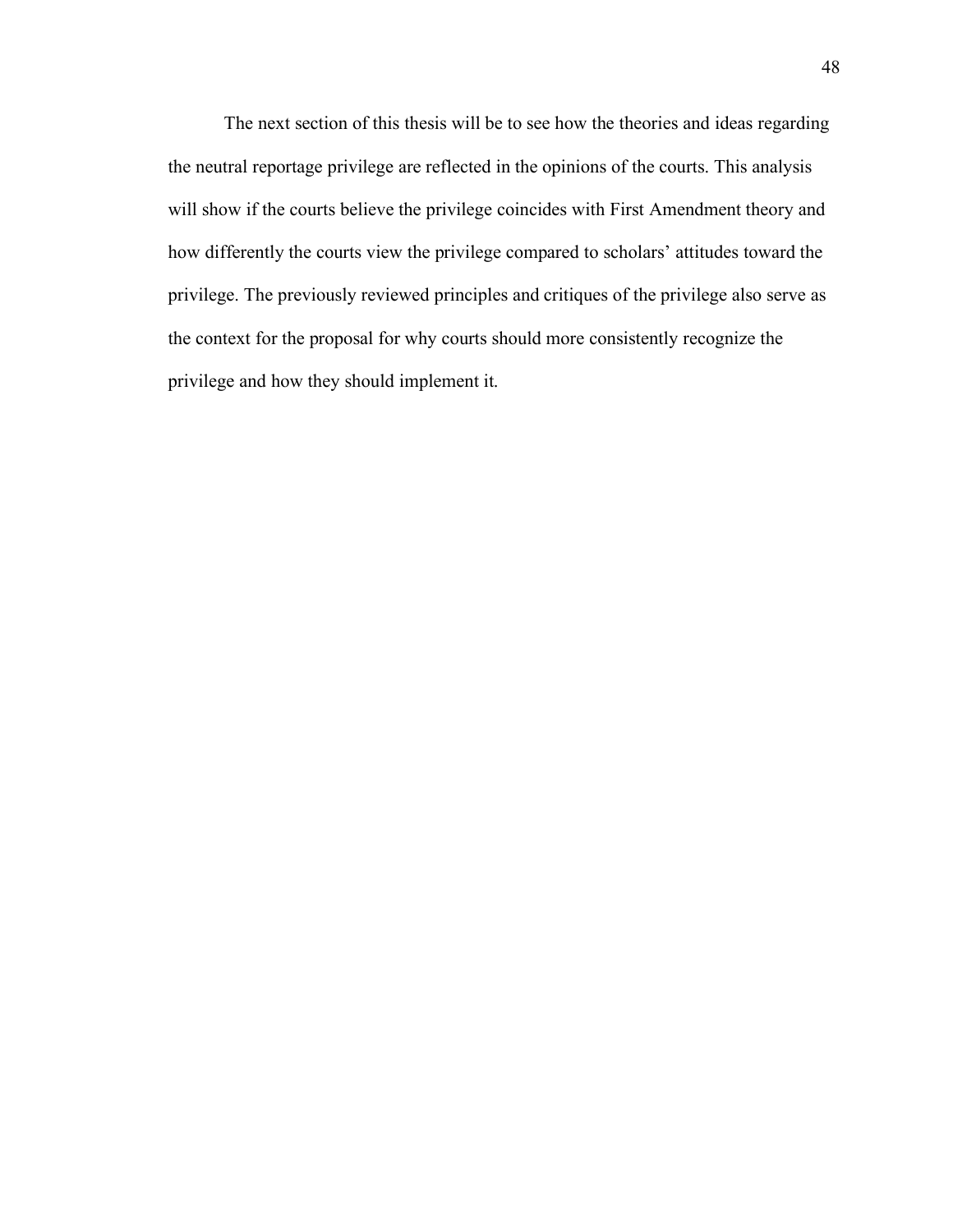The next section of this thesis will be to see how the theories and ideas regarding the neutral reportage privilege are reflected in the opinions of the courts. This analysis will show if the courts believe the privilege coincides with First Amendment theory and how differently the courts view the privilege compared to scholars' attitudes toward the privilege. The previously reviewed principles and critiques of the privilege also serve as the context for the proposal for why courts should more consistently recognize the privilege and how they should implement it.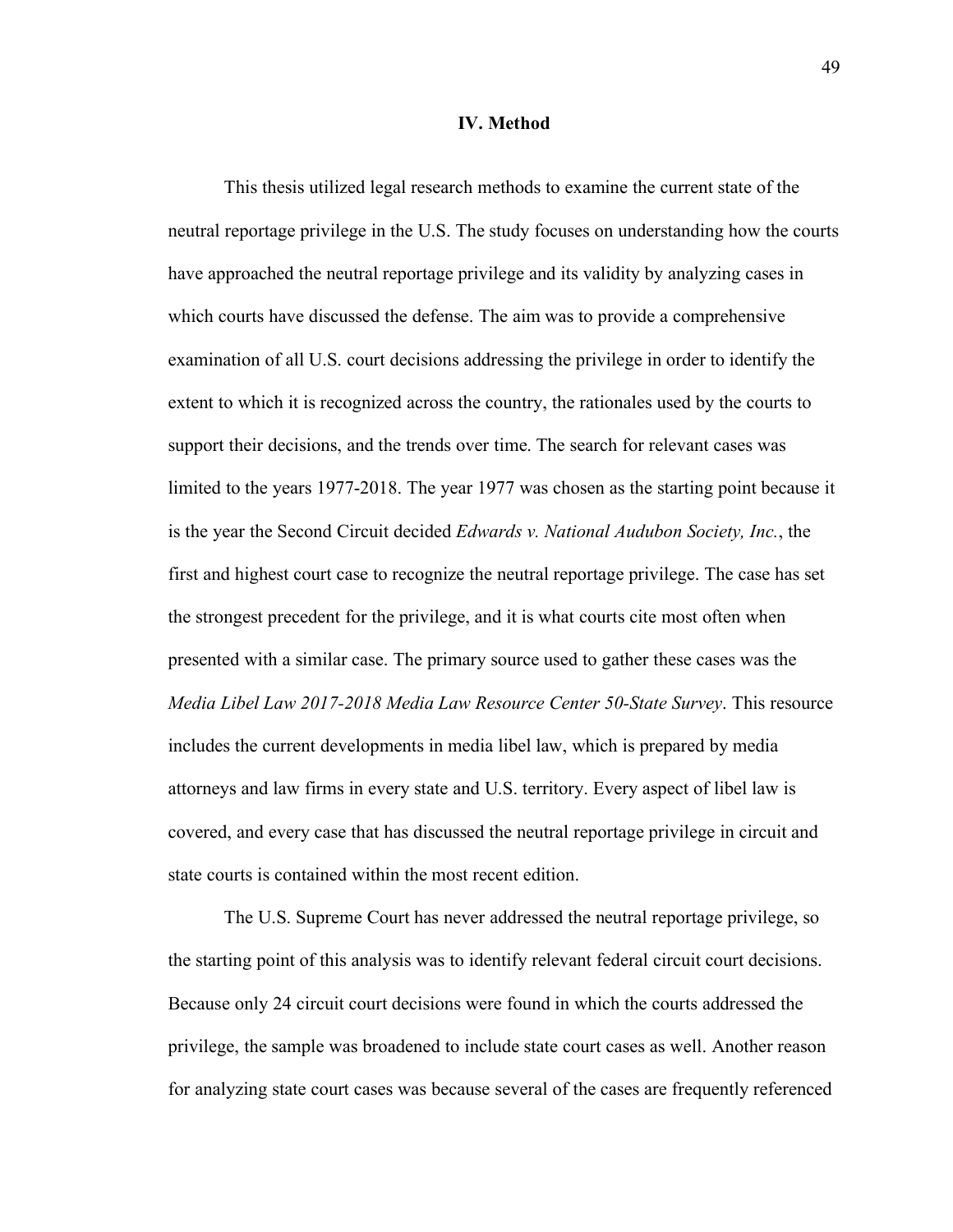## IV. Method

This thesis utilized legal research methods to examine the current state of the neutral reportage privilege in the U.S. The study focuses on understanding how the courts have approached the neutral reportage privilege and its validity by analyzing cases in which courts have discussed the defense. The aim was to provide a comprehensive examination of all U.S. court decisions addressing the privilege in order to identify the extent to which it is recognized across the country, the rationales used by the courts to support their decisions, and the trends over time. The search for relevant cases was limited to the years 1977-2018. The year 1977 was chosen as the starting point because it is the year the Second Circuit decided *Edwards v. National Audubon Society, Inc.*, the first and highest court case to recognize the neutral reportage privilege. The case has set the strongest precedent for the privilege, and it is what courts cite most often when presented with a similar case. The primary source used to gather these cases was the *Media Libel Law 2017-2018 Media Law Resource Center 50-State Survey*. This resource includes the current developments in media libel law, which is prepared by media attorneys and law firms in every state and U.S. territory. Every aspect of libel law is covered, and every case that has discussed the neutral reportage privilege in circuit and state courts is contained within the most recent edition.

The U.S. Supreme Court has never addressed the neutral reportage privilege, so the starting point of this analysis was to identify relevant federal circuit court decisions. Because only 24 circuit court decisions were found in which the courts addressed the privilege, the sample was broadened to include state court cases as well. Another reason for analyzing state court cases was because several of the cases are frequently referenced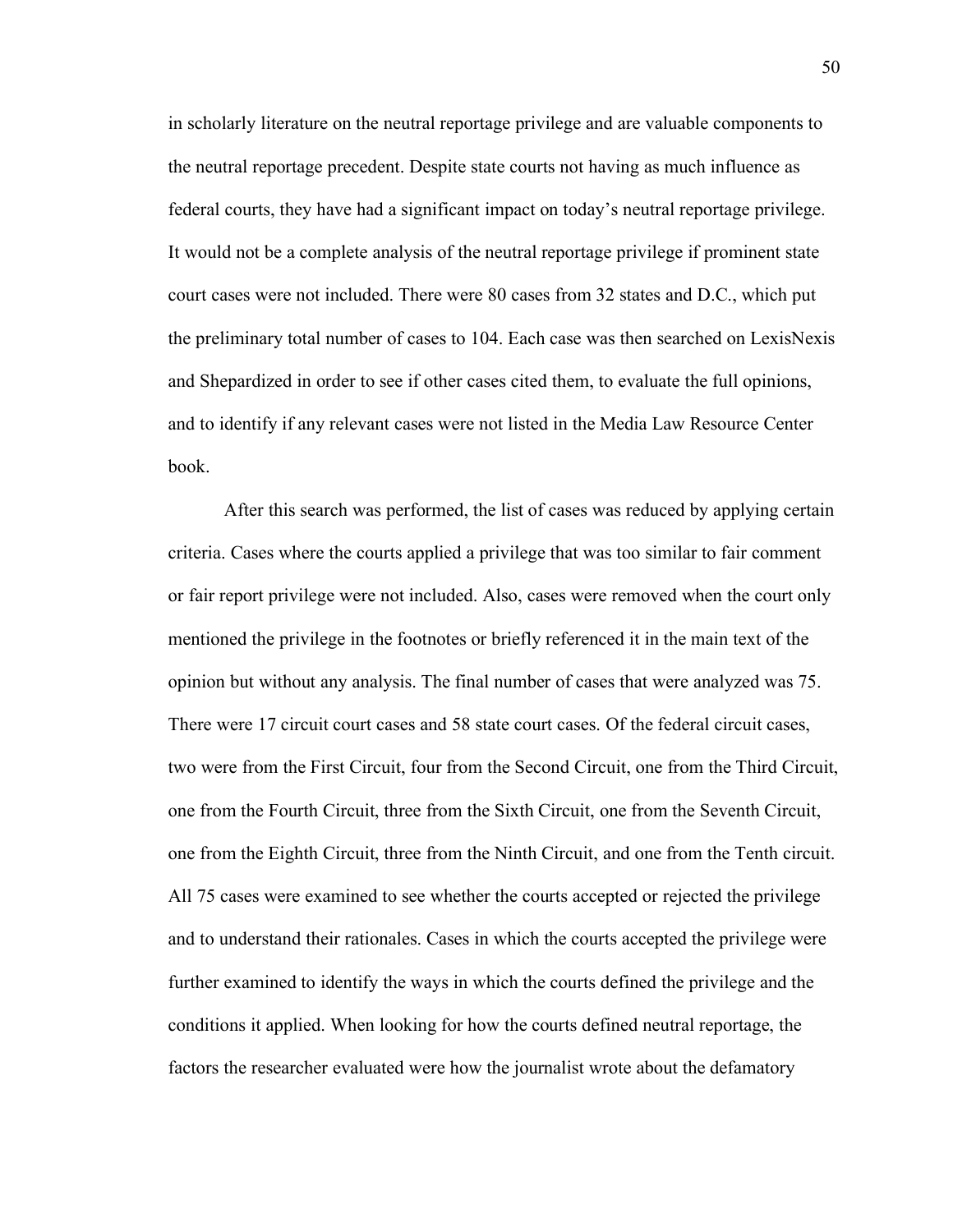in scholarly literature on the neutral reportage privilege and are valuable components to the neutral reportage precedent. Despite state courts not having as much influence as federal courts, they have had a significant impact on today's neutral reportage privilege. It would not be a complete analysis of the neutral reportage privilege if prominent state court cases were not included. There were 80 cases from 32 states and D.C., which put the preliminary total number of cases to 104. Each case was then searched on LexisNexis and Shepardized in order to see if other cases cited them, to evaluate the full opinions, and to identify if any relevant cases were not listed in the Media Law Resource Center book.

After this search was performed, the list of cases was reduced by applying certain criteria. Cases where the courts applied a privilege that was too similar to fair comment or fair report privilege were not included. Also, cases were removed when the court only mentioned the privilege in the footnotes or briefly referenced it in the main text of the opinion but without any analysis. The final number of cases that were analyzed was 75. There were 17 circuit court cases and 58 state court cases. Of the federal circuit cases, two were from the First Circuit, four from the Second Circuit, one from the Third Circuit, one from the Fourth Circuit, three from the Sixth Circuit, one from the Seventh Circuit, one from the Eighth Circuit, three from the Ninth Circuit, and one from the Tenth circuit. All 75 cases were examined to see whether the courts accepted or rejected the privilege and to understand their rationales. Cases in which the courts accepted the privilege were further examined to identify the ways in which the courts defined the privilege and the conditions it applied. When looking for how the courts defined neutral reportage, the factors the researcher evaluated were how the journalist wrote about the defamatory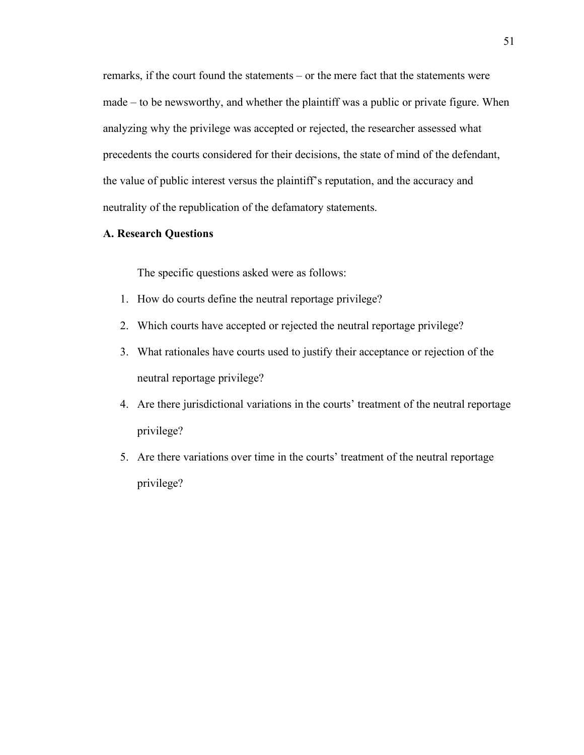remarks, if the court found the statements – or the mere fact that the statements were made – to be newsworthy, and whether the plaintiff was a public or private figure. When analyzing why the privilege was accepted or rejected, the researcher assessed what precedents the courts considered for their decisions, the state of mind of the defendant, the value of public interest versus the plaintiff's reputation, and the accuracy and neutrality of the republication of the defamatory statements.

### A. Research Questions

The specific questions asked were as follows:

1. How do courts define the neutral reportage privilege?
2. Which courts have accepted or rejected the neutral reportage privilege?
3. What rationales have courts used to justify their acceptance or rejection of the neutral reportage privilege?
4. Are there jurisdictional variations in the courts' treatment of the neutral reportage privilege?
5. Are there variations over time in the courts' treatment of the neutral reportage privilege?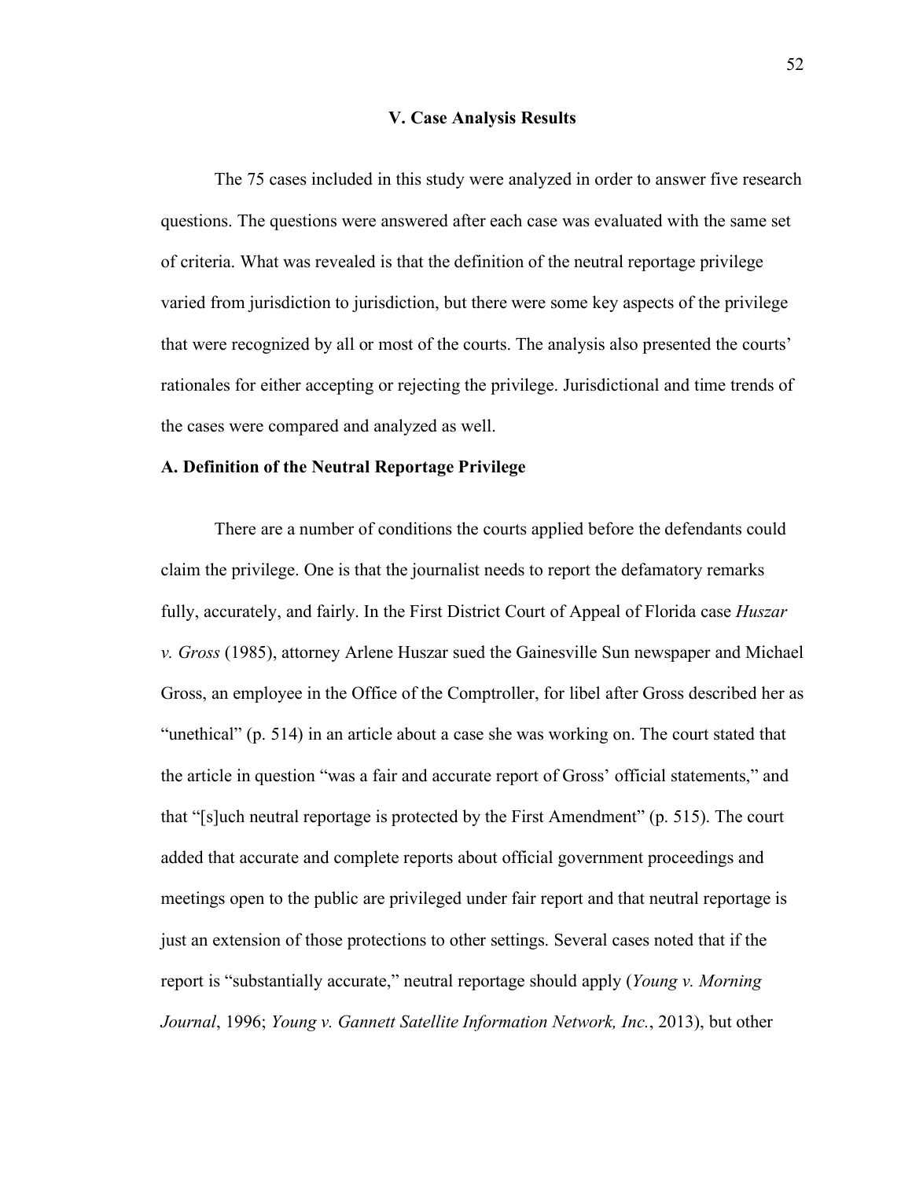## V. Case Analysis Results

The 75 cases included in this study were analyzed in order to answer five research questions. The questions were answered after each case was evaluated with the same set of criteria. What was revealed is that the definition of the neutral reportage privilege varied from jurisdiction to jurisdiction, but there were some key aspects of the privilege that were recognized by all or most of the courts. The analysis also presented the courts' rationales for either accepting or rejecting the privilege. Jurisdictional and time trends of the cases were compared and analyzed as well.

### A. Definition of the Neutral Reportage Privilege

There are a number of conditions the courts applied before the defendants could claim the privilege. One is that the journalist needs to report the defamatory remarks fully, accurately, and fairly. In the First District Court of Appeal of Florida case *Huszar v. Gross* (1985), attorney Arlene Huszar sued the Gainesville Sun newspaper and Michael Gross, an employee in the Office of the Comptroller, for libel after Gross described her as "unethical" (p. 514) in an article about a case she was working on. The court stated that the article in question "was a fair and accurate report of Gross' official statements," and that "[s]uch neutral reportage is protected by the First Amendment" (p. 515). The court added that accurate and complete reports about official government proceedings and meetings open to the public are privileged under fair report and that neutral reportage is just an extension of those protections to other settings. Several cases noted that if the report is "substantially accurate," neutral reportage should apply (*Young v. Morning Journal*, 1996; *Young v. Gannett Satellite Information Network, Inc.*, 2013), but other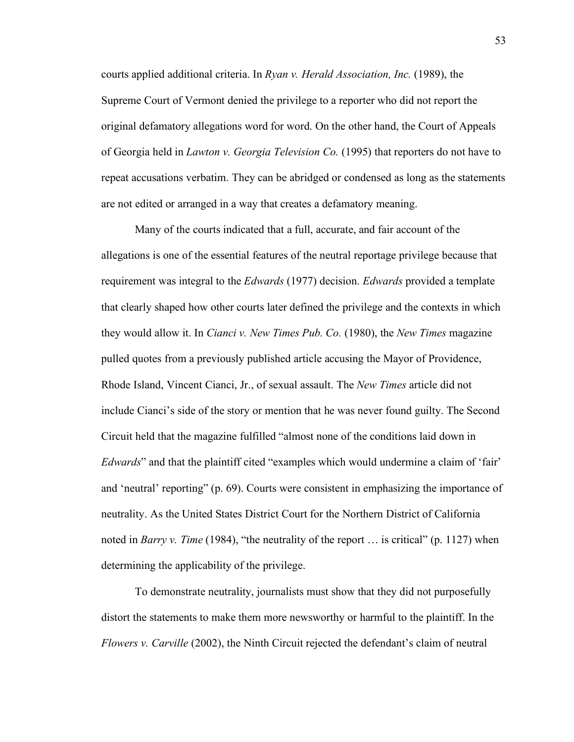courts applied additional criteria. In *Ryan v. Herald Association, Inc.* (1989), the Supreme Court of Vermont denied the privilege to a reporter who did not report the original defamatory allegations word for word. On the other hand, the Court of Appeals of Georgia held in *Lawton v. Georgia Television Co.* (1995) that reporters do not have to repeat accusations verbatim. They can be abridged or condensed as long as the statements are not edited or arranged in a way that creates a defamatory meaning.

Many of the courts indicated that a full, accurate, and fair account of the allegations is one of the essential features of the neutral reportage privilege because that requirement was integral to the *Edwards* (1977) decision. *Edwards* provided a template that clearly shaped how other courts later defined the privilege and the contexts in which they would allow it. In *Cianci v. New Times Pub. Co.* (1980), the *New Times* magazine pulled quotes from a previously published article accusing the Mayor of Providence, Rhode Island, Vincent Cianci, Jr., of sexual assault. The *New Times* article did not include Cianci's side of the story or mention that he was never found guilty. The Second Circuit held that the magazine fulfilled "almost none of the conditions laid down in *Edwards*" and that the plaintiff cited "examples which would undermine a claim of 'fair' and 'neutral' reporting" (p. 69). Courts were consistent in emphasizing the importance of neutrality. As the United States District Court for the Northern District of California noted in *Barry v. Time* (1984), "the neutrality of the report … is critical" (p. 1127) when determining the applicability of the privilege.

To demonstrate neutrality, journalists must show that they did not purposefully distort the statements to make them more newsworthy or harmful to the plaintiff. In the *Flowers v. Carville* (2002), the Ninth Circuit rejected the defendant's claim of neutral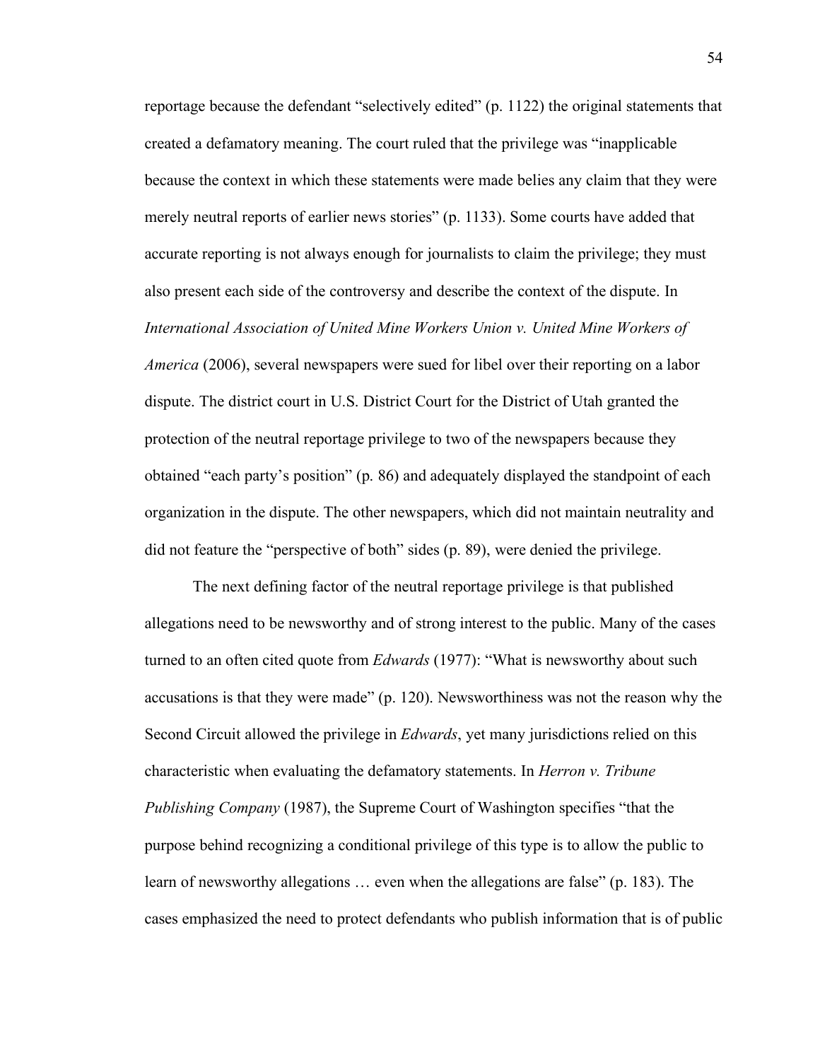reportage because the defendant "selectively edited" (p. 1122) the original statements that created a defamatory meaning. The court ruled that the privilege was "inapplicable because the context in which these statements were made belies any claim that they were merely neutral reports of earlier news stories" (p. 1133). Some courts have added that accurate reporting is not always enough for journalists to claim the privilege; they must also present each side of the controversy and describe the context of the dispute. In *International Association of United Mine Workers Union v. United Mine Workers of America* (2006), several newspapers were sued for libel over their reporting on a labor dispute. The district court in U.S. District Court for the District of Utah granted the protection of the neutral reportage privilege to two of the newspapers because they obtained "each party's position" (p. 86) and adequately displayed the standpoint of each organization in the dispute. The other newspapers, which did not maintain neutrality and did not feature the "perspective of both" sides (p. 89), were denied the privilege.

The next defining factor of the neutral reportage privilege is that published allegations need to be newsworthy and of strong interest to the public. Many of the cases turned to an often cited quote from *Edwards* (1977): "What is newsworthy about such accusations is that they were made" (p. 120). Newsworthiness was not the reason why the Second Circuit allowed the privilege in *Edwards*, yet many jurisdictions relied on this characteristic when evaluating the defamatory statements. In *Herron v. Tribune Publishing Company* (1987), the Supreme Court of Washington specifies "that the purpose behind recognizing a conditional privilege of this type is to allow the public to learn of newsworthy allegations … even when the allegations are false" (p. 183). The cases emphasized the need to protect defendants who publish information that is of public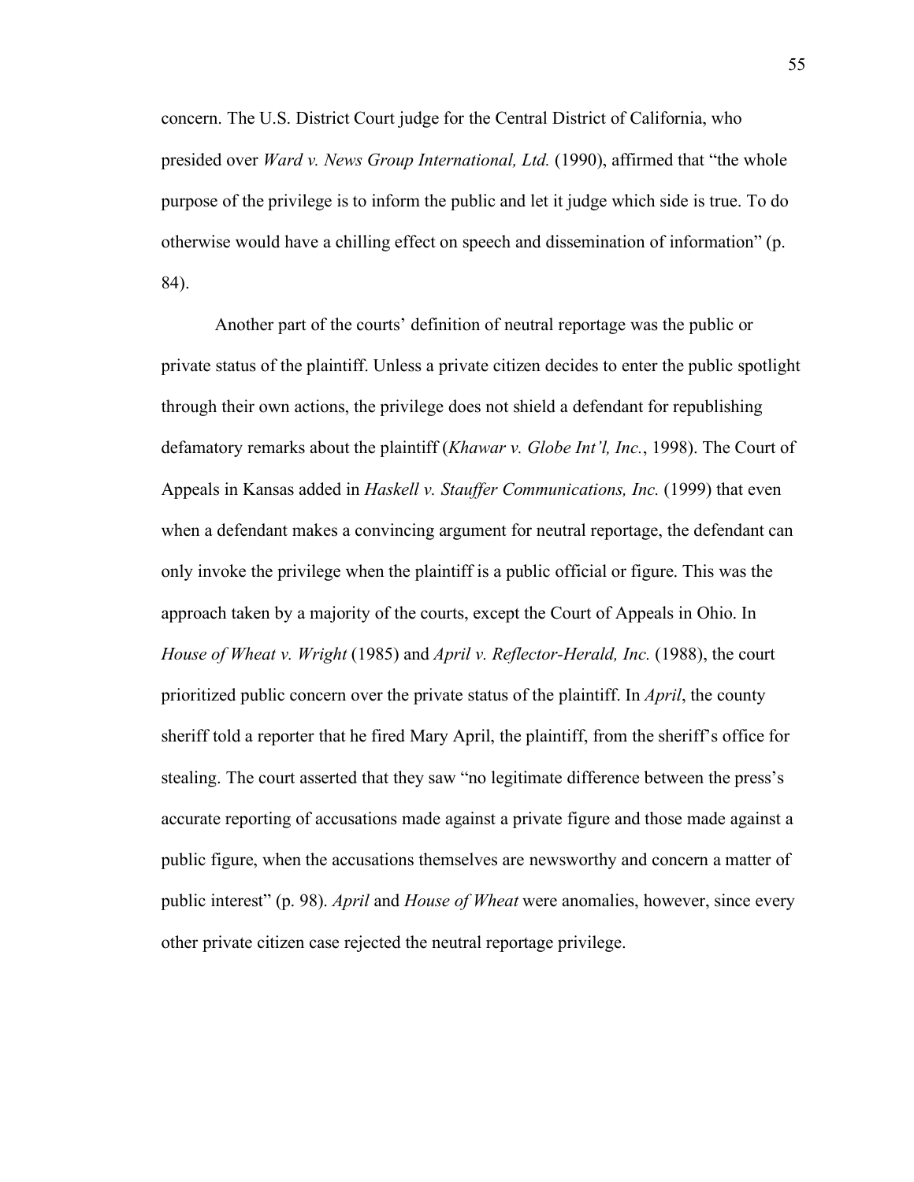concern. The U.S. District Court judge for the Central District of California, who presided over *Ward v. News Group International, Ltd.* (1990), affirmed that "the whole purpose of the privilege is to inform the public and let it judge which side is true. To do otherwise would have a chilling effect on speech and dissemination of information" (p. 84).

Another part of the courts' definition of neutral reportage was the public or private status of the plaintiff. Unless a private citizen decides to enter the public spotlight through their own actions, the privilege does not shield a defendant for republishing defamatory remarks about the plaintiff (*Khawar v. Globe Int'l, Inc.*, 1998). The Court of Appeals in Kansas added in *Haskell v. Stauffer Communications, Inc.* (1999) that even when a defendant makes a convincing argument for neutral reportage, the defendant can only invoke the privilege when the plaintiff is a public official or figure. This was the approach taken by a majority of the courts, except the Court of Appeals in Ohio. In *House of Wheat v. Wright* (1985) and *April v. Reflector-Herald, Inc.* (1988), the court prioritized public concern over the private status of the plaintiff. In *April*, the county sheriff told a reporter that he fired Mary April, the plaintiff, from the sheriff's office for stealing. The court asserted that they saw "no legitimate difference between the press's accurate reporting of accusations made against a private figure and those made against a public figure, when the accusations themselves are newsworthy and concern a matter of public interest" (p. 98). *April* and *House of Wheat* were anomalies, however, since every other private citizen case rejected the neutral reportage privilege.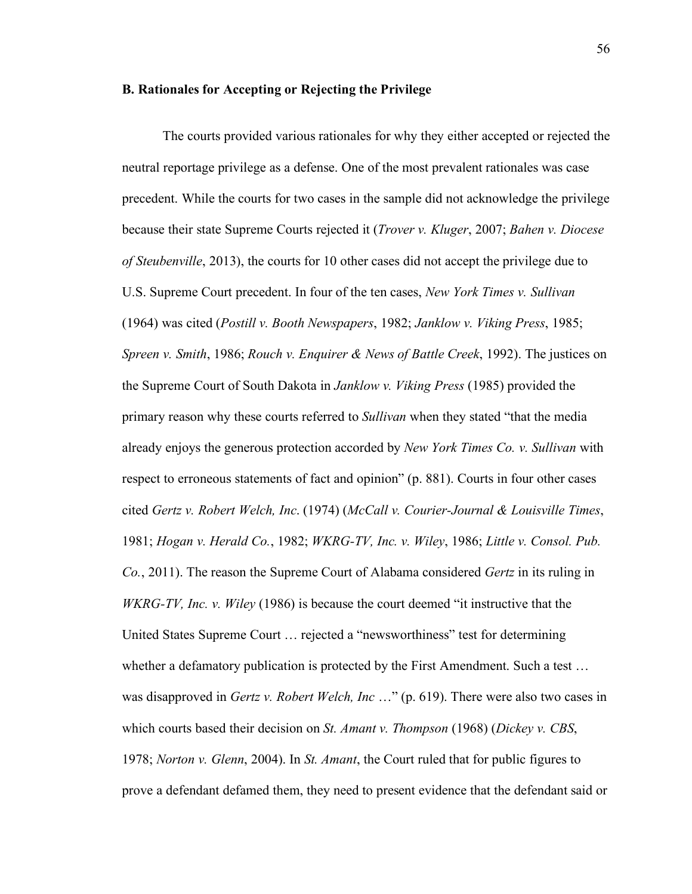### B. Rationales for Accepting or Rejecting the Privilege

The courts provided various rationales for why they either accepted or rejected the neutral reportage privilege as a defense. One of the most prevalent rationales was case precedent. While the courts for two cases in the sample did not acknowledge the privilege because their state Supreme Courts rejected it (*Trover v. Kluger*, 2007; *Bahen v. Diocese of Steubenville*, 2013), the courts for 10 other cases did not accept the privilege due to U.S. Supreme Court precedent. In four of the ten cases, *New York Times v. Sullivan* (1964) was cited (*Postill v. Booth Newspapers*, 1982; *Janklow v. Viking Press*, 1985; *Spreen v. Smith*, 1986; *Rouch v. Enquirer & News of Battle Creek*, 1992). The justices on the Supreme Court of South Dakota in *Janklow v. Viking Press* (1985) provided the primary reason why these courts referred to *Sullivan* when they stated "that the media already enjoys the generous protection accorded by *New York Times Co. v. Sullivan* with respect to erroneous statements of fact and opinion" (p. 881). Courts in four other cases cited *Gertz v. Robert Welch, Inc*. (1974) (*McCall v. Courier-Journal & Louisville Times*, 1981; *Hogan v. Herald Co.*, 1982; *WKRG-TV, Inc. v. Wiley*, 1986; *Little v. Consol. Pub. Co.*, 2011). The reason the Supreme Court of Alabama considered *Gertz* in its ruling in *WKRG-TV, Inc. v. Wiley* (1986) is because the court deemed "it instructive that the United States Supreme Court … rejected a "newsworthiness" test for determining whether a defamatory publication is protected by the First Amendment. Such a test … was disapproved in *Gertz v. Robert Welch, Inc* …" (p. 619). There were also two cases in which courts based their decision on *St. Amant v. Thompson* (1968) (*Dickey v. CBS*, 1978; *Norton v. Glenn*, 2004). In *St. Amant*, the Court ruled that for public figures to prove a defendant defamed them, they need to present evidence that the defendant said or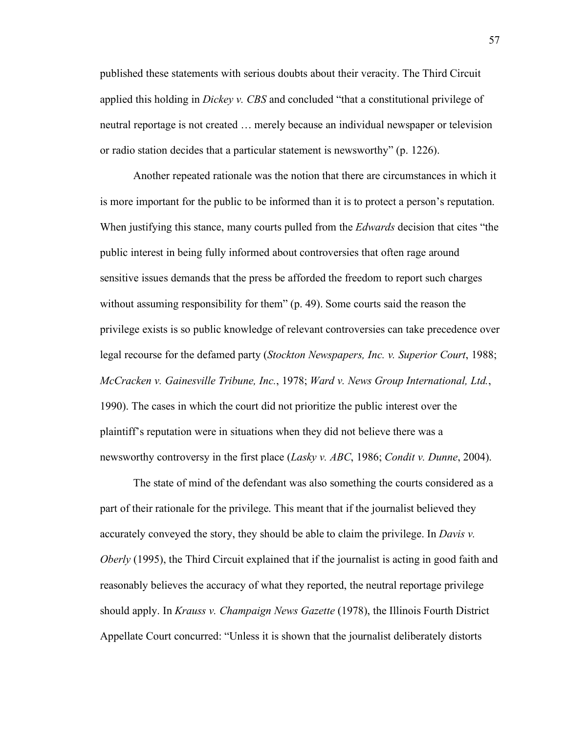published these statements with serious doubts about their veracity. The Third Circuit applied this holding in *Dickey v. CBS* and concluded "that a constitutional privilege of neutral reportage is not created … merely because an individual newspaper or television or radio station decides that a particular statement is newsworthy" (p. 1226).

Another repeated rationale was the notion that there are circumstances in which it is more important for the public to be informed than it is to protect a person's reputation. When justifying this stance, many courts pulled from the *Edwards* decision that cites "the public interest in being fully informed about controversies that often rage around sensitive issues demands that the press be afforded the freedom to report such charges without assuming responsibility for them" (p. 49). Some courts said the reason the privilege exists is so public knowledge of relevant controversies can take precedence over legal recourse for the defamed party (*Stockton Newspapers, Inc. v. Superior Court*, 1988; *McCracken v. Gainesville Tribune, Inc.*, 1978; *Ward v. News Group International, Ltd.*, 1990). The cases in which the court did not prioritize the public interest over the plaintiff's reputation were in situations when they did not believe there was a newsworthy controversy in the first place (*Lasky v. ABC*, 1986; *Condit v. Dunne*, 2004).

The state of mind of the defendant was also something the courts considered as a part of their rationale for the privilege. This meant that if the journalist believed they accurately conveyed the story, they should be able to claim the privilege. In *Davis v. Oberly* (1995), the Third Circuit explained that if the journalist is acting in good faith and reasonably believes the accuracy of what they reported, the neutral reportage privilege should apply. In *Krauss v. Champaign News Gazette* (1978), the Illinois Fourth District Appellate Court concurred: "Unless it is shown that the journalist deliberately distorts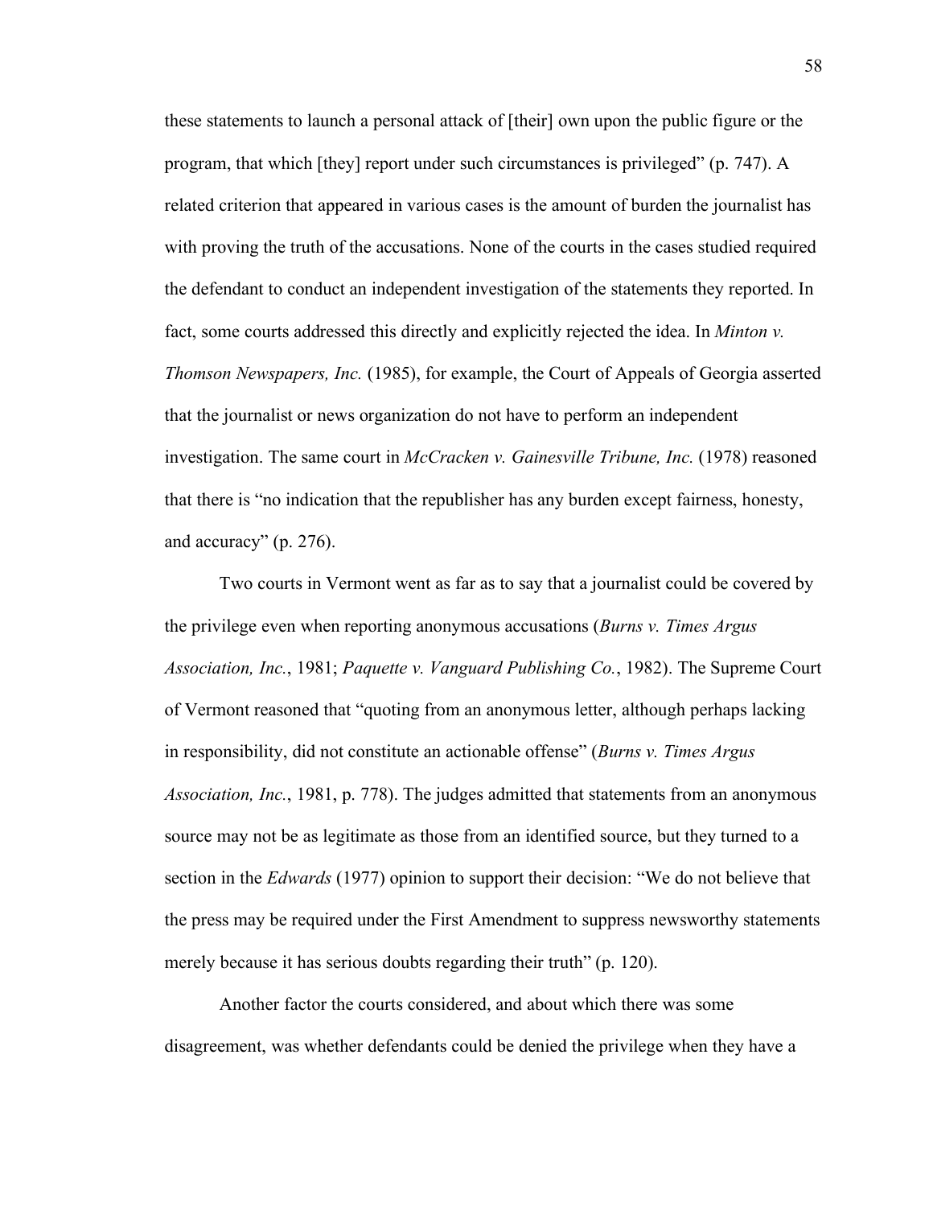these statements to launch a personal attack of [their] own upon the public figure or the program, that which [they] report under such circumstances is privileged" (p. 747). A related criterion that appeared in various cases is the amount of burden the journalist has with proving the truth of the accusations. None of the courts in the cases studied required the defendant to conduct an independent investigation of the statements they reported. In fact, some courts addressed this directly and explicitly rejected the idea. In *Minton v. Thomson Newspapers, Inc.* (1985), for example, the Court of Appeals of Georgia asserted that the journalist or news organization do not have to perform an independent investigation. The same court in *McCracken v. Gainesville Tribune, Inc.* (1978) reasoned that there is "no indication that the republisher has any burden except fairness, honesty, and accuracy" (p. 276).

Two courts in Vermont went as far as to say that a journalist could be covered by the privilege even when reporting anonymous accusations (*Burns v. Times Argus Association, Inc.*, 1981; *Paquette v. Vanguard Publishing Co.*, 1982). The Supreme Court of Vermont reasoned that "quoting from an anonymous letter, although perhaps lacking in responsibility, did not constitute an actionable offense" (*Burns v. Times Argus Association, Inc.*, 1981, p. 778). The judges admitted that statements from an anonymous source may not be as legitimate as those from an identified source, but they turned to a section in the *Edwards* (1977) opinion to support their decision: "We do not believe that the press may be required under the First Amendment to suppress newsworthy statements merely because it has serious doubts regarding their truth" (p. 120).

Another factor the courts considered, and about which there was some disagreement, was whether defendants could be denied the privilege when they have a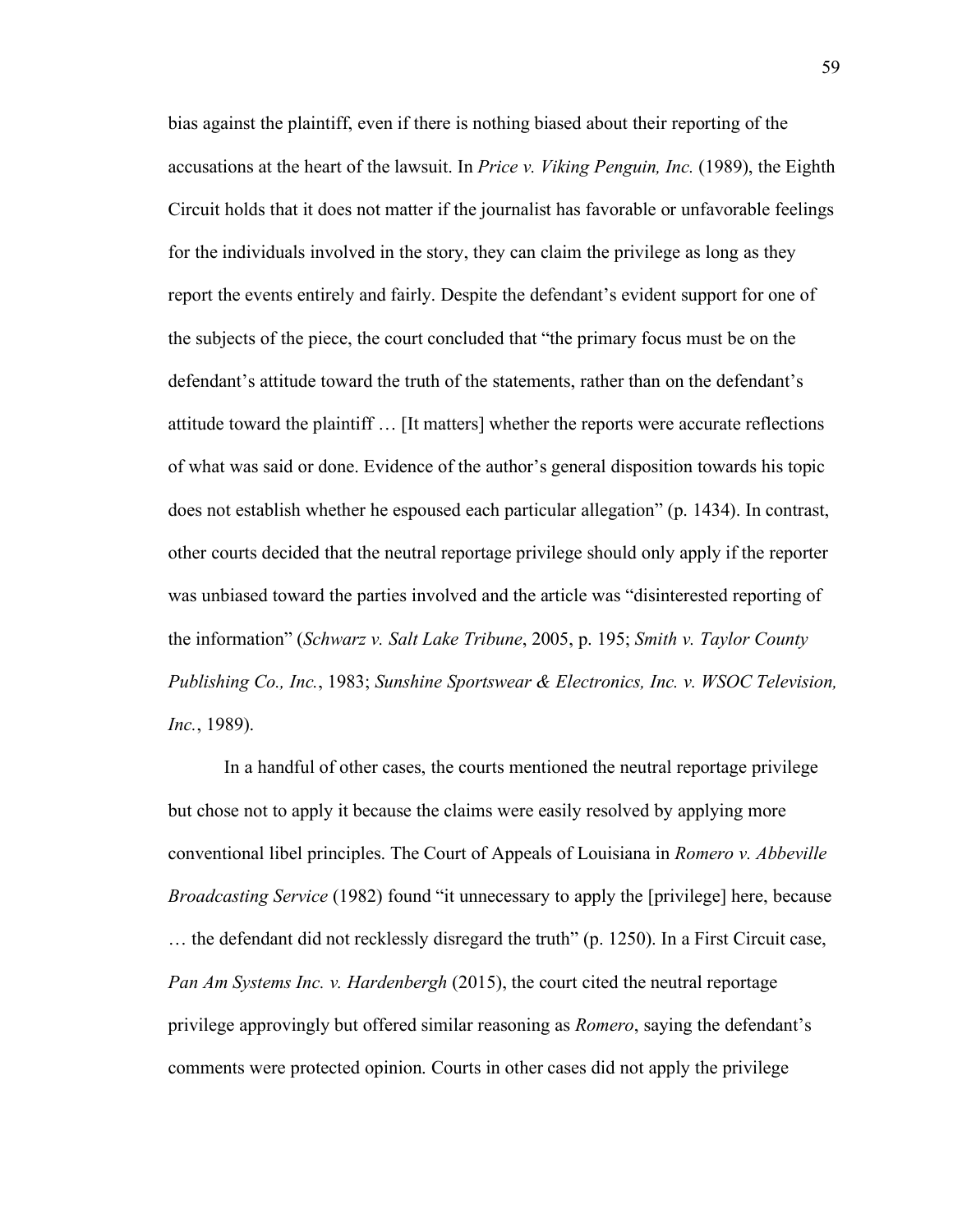bias against the plaintiff, even if there is nothing biased about their reporting of the accusations at the heart of the lawsuit. In *Price v. Viking Penguin, Inc.* (1989), the Eighth Circuit holds that it does not matter if the journalist has favorable or unfavorable feelings for the individuals involved in the story, they can claim the privilege as long as they report the events entirely and fairly. Despite the defendant's evident support for one of the subjects of the piece, the court concluded that "the primary focus must be on the defendant's attitude toward the truth of the statements, rather than on the defendant's attitude toward the plaintiff … [It matters] whether the reports were accurate reflections of what was said or done. Evidence of the author's general disposition towards his topic does not establish whether he espoused each particular allegation" (p. 1434). In contrast, other courts decided that the neutral reportage privilege should only apply if the reporter was unbiased toward the parties involved and the article was "disinterested reporting of the information" (*Schwarz v. Salt Lake Tribune*, 2005, p. 195; *Smith v. Taylor County Publishing Co., Inc.*, 1983; *Sunshine Sportswear & Electronics, Inc. v. WSOC Television, Inc.*, 1989).

In a handful of other cases, the courts mentioned the neutral reportage privilege but chose not to apply it because the claims were easily resolved by applying more conventional libel principles. The Court of Appeals of Louisiana in *Romero v. Abbeville Broadcasting Service* (1982) found "it unnecessary to apply the [privilege] here, because … the defendant did not recklessly disregard the truth" (p. 1250). In a First Circuit case, *Pan Am Systems Inc. v. Hardenbergh* (2015), the court cited the neutral reportage privilege approvingly but offered similar reasoning as *Romero*, saying the defendant's comments were protected opinion. Courts in other cases did not apply the privilege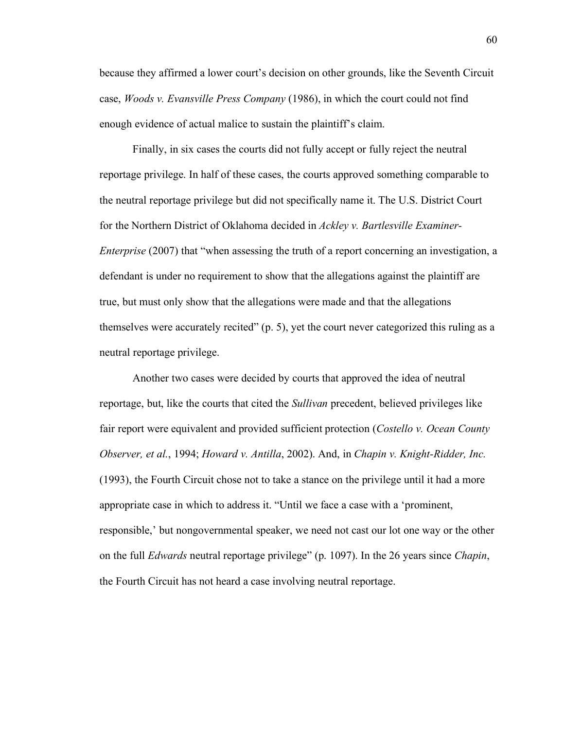because they affirmed a lower court's decision on other grounds, like the Seventh Circuit case, *Woods v. Evansville Press Company* (1986), in which the court could not find enough evidence of actual malice to sustain the plaintiff's claim.

Finally, in six cases the courts did not fully accept or fully reject the neutral reportage privilege. In half of these cases, the courts approved something comparable to the neutral reportage privilege but did not specifically name it. The U.S. District Court for the Northern District of Oklahoma decided in *Ackley v. Bartlesville Examiner-Enterprise* (2007) that "when assessing the truth of a report concerning an investigation, a defendant is under no requirement to show that the allegations against the plaintiff are true, but must only show that the allegations were made and that the allegations themselves were accurately recited" (p. 5), yet the court never categorized this ruling as a neutral reportage privilege.

Another two cases were decided by courts that approved the idea of neutral reportage, but, like the courts that cited the *Sullivan* precedent, believed privileges like fair report were equivalent and provided sufficient protection (*Costello v. Ocean County Observer, et al.*, 1994; *Howard v. Antilla*, 2002). And, in *Chapin v. Knight-Ridder, Inc.* (1993), the Fourth Circuit chose not to take a stance on the privilege until it had a more appropriate case in which to address it. "Until we face a case with a 'prominent, responsible,' but nongovernmental speaker, we need not cast our lot one way or the other on the full *Edwards* neutral reportage privilege" (p. 1097). In the 26 years since *Chapin*, the Fourth Circuit has not heard a case involving neutral reportage.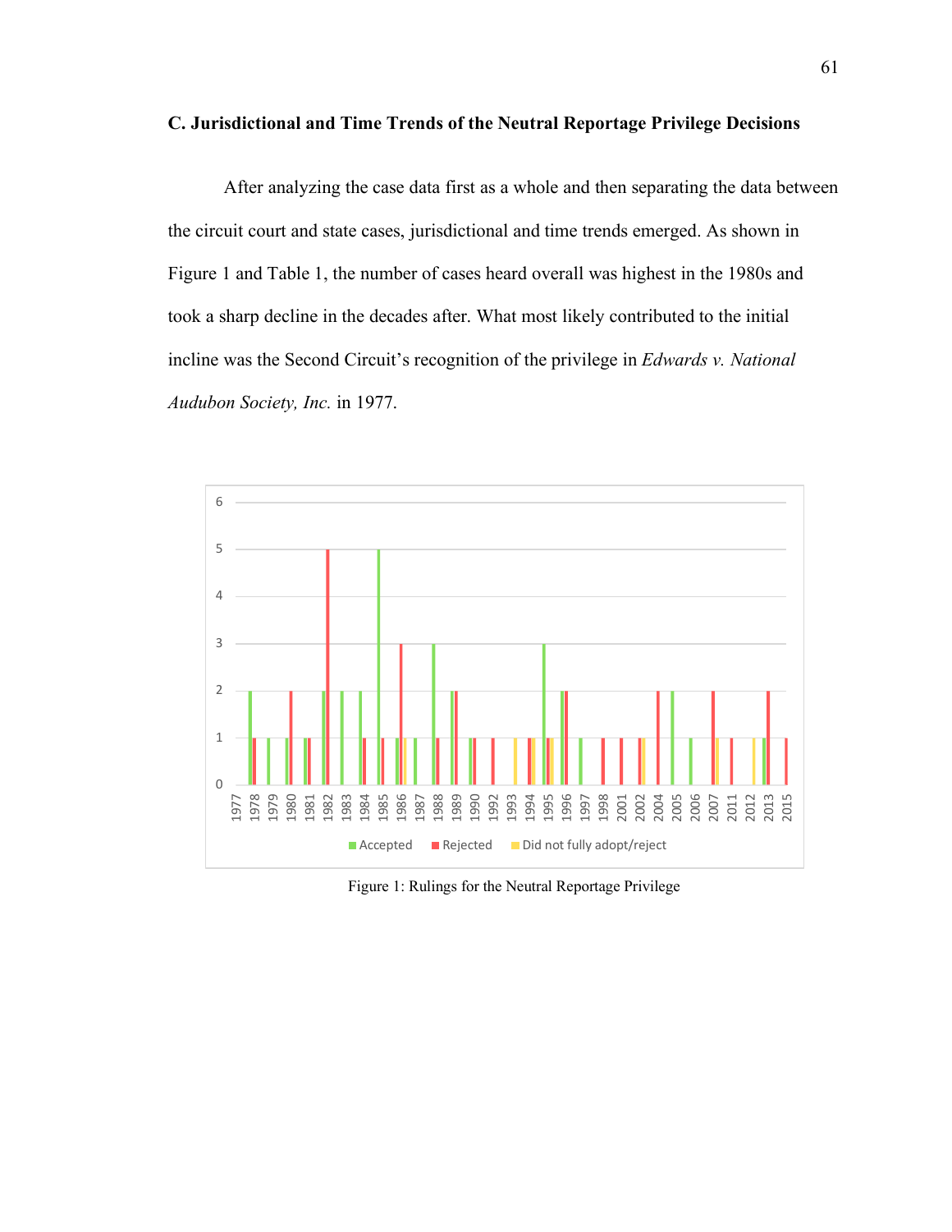### C. Jurisdictional and Time Trends of the Neutral Reportage Privilege Decisions

After analyzing the case data first as a whole and then separating the data between the circuit court and state cases, jurisdictional and time trends emerged. As shown in Figure 1 and Table 1, the number of cases heard overall was highest in the 1980s and took a sharp decline in the decades after. What most likely contributed to the initial incline was the Second Circuit's recognition of the privilege in *Edwards v. National Audubon Society, Inc.* in 1977.

Figure 1: Rulings for the Neutral Reportage Privilege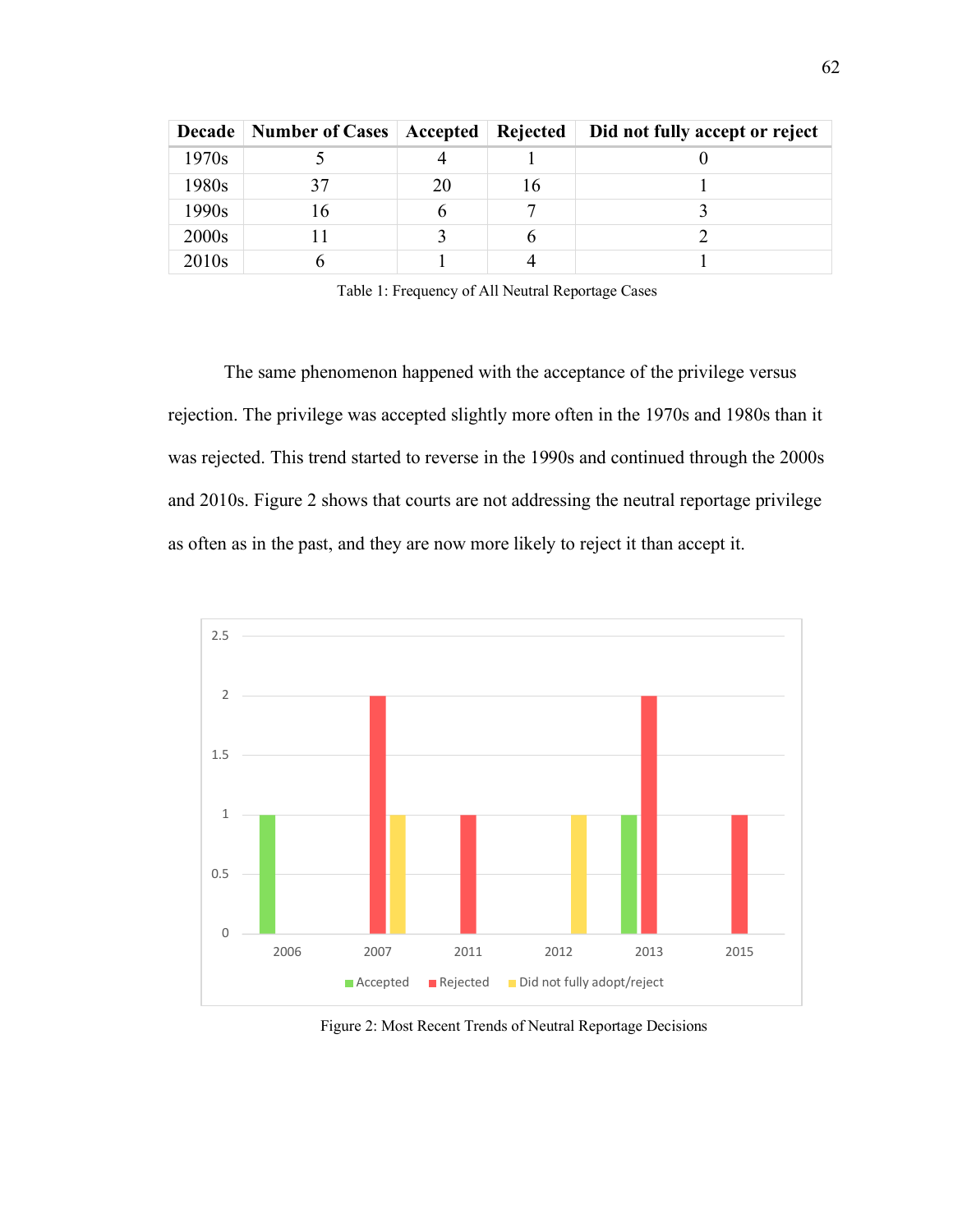| Decade | Number of Cases | Accepted | Rejected | Did not fully accept or reject |
|---|---|---|---|---|
| 1970s | 5 | 4 | 1 | 0 |
| 1980s | 37 | 20 | 16 | 1 |
| 1990s | 16 | 6 | 7 | 3 |
| 2000s | 11 | 3 | 6 | 2 |
| 2010s | 6 | 1 | 4 | 1 |

Table 1: Frequency of All Neutral Reportage Cases

The same phenomenon happened with the acceptance of the privilege versus rejection. The privilege was accepted slightly more often in the 1970s and 1980s than it was rejected. This trend started to reverse in the 1990s and continued through the 2000s and 2010s. Figure 2 shows that courts are not addressing the neutral reportage privilege as often as in the past, and they are now more likely to reject it than accept it.

Figure 2: Most Recent Trends of Neutral Reportage Decisions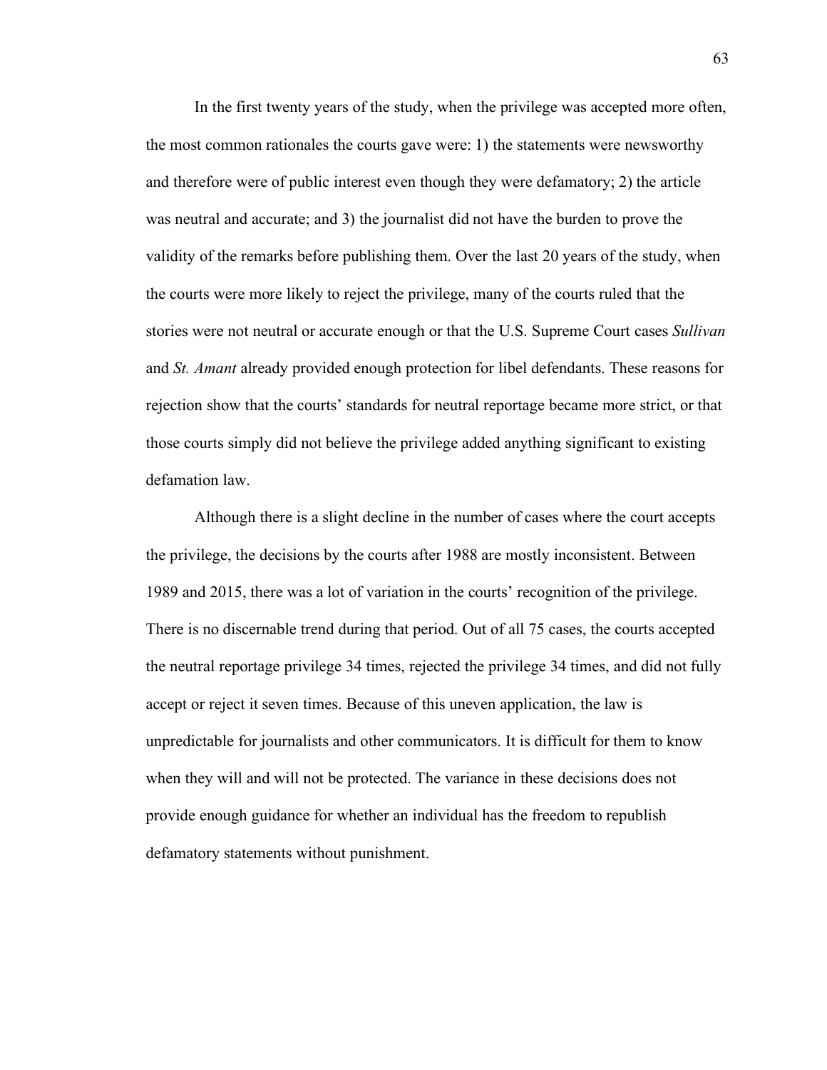In the first twenty years of the study, when the privilege was accepted more often, the most common rationales the courts gave were: 1) the statements were newsworthy and therefore were of public interest even though they were defamatory; 2) the article was neutral and accurate; and 3) the journalist did not have the burden to prove the validity of the remarks before publishing them. Over the last 20 years of the study, when the courts were more likely to reject the privilege, many of the courts ruled that the stories were not neutral or accurate enough or that the U.S. Supreme Court cases *Sullivan* and *St. Amant* already provided enough protection for libel defendants. These reasons for rejection show that the courts' standards for neutral reportage became more strict, or that those courts simply did not believe the privilege added anything significant to existing defamation law.

Although there is a slight decline in the number of cases where the court accepts the privilege, the decisions by the courts after 1988 are mostly inconsistent. Between 1989 and 2015, there was a lot of variation in the courts' recognition of the privilege. There is no discernable trend during that period. Out of all 75 cases, the courts accepted the neutral reportage privilege 34 times, rejected the privilege 34 times, and did not fully accept or reject it seven times. Because of this uneven application, the law is unpredictable for journalists and other communicators. It is difficult for them to know when they will and will not be protected. The variance in these decisions does not provide enough guidance for whether an individual has the freedom to republish defamatory statements without punishment.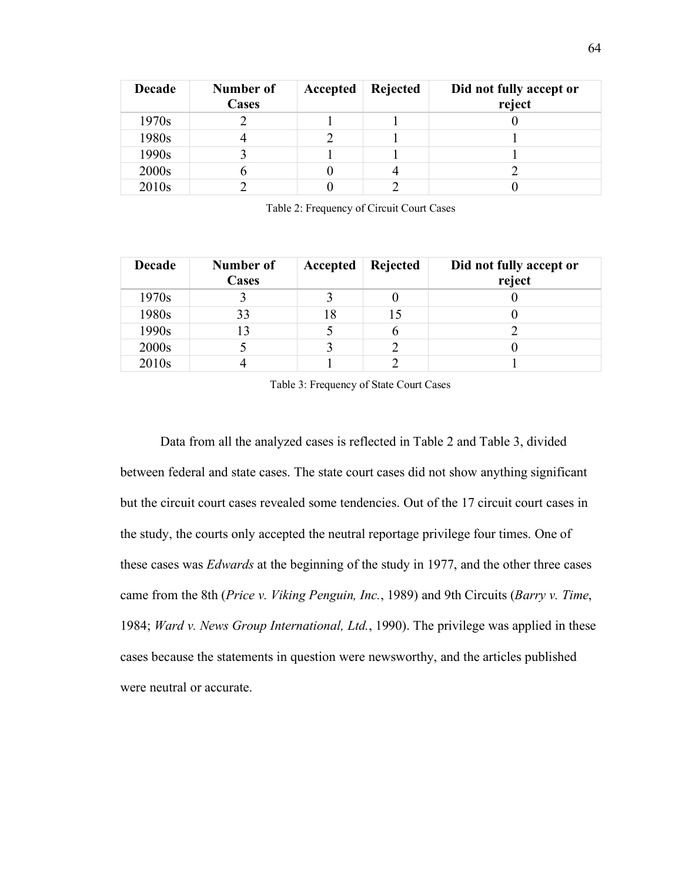| Decade | Number of Cases | Accepted | Rejected | Did not fully accept or reject |
|---|---|---|---|---|
| 1970s | 2 | 1 | 1 | 0 |
| 1980s | 4 | 2 | 1 | 1 |
| 1990s | 3 | 1 | 1 | 1 |
| 2000s | 6 | 0 | 4 | 2 |
| 2010s | 2 | 0 | 2 | 0 |

Table 2: Frequency of Circuit Court Cases

| Decade | Number of Cases | Accepted | Rejected | Did not fully accept or reject |
|---|---|---|---|---|
| 1970s | 3 | 3 | 0 | 0 |
| 1980s | 33 | 18 | 15 | 0 |
| 1990s | 13 | 5 | 6 | 2 |
| 2000s | 5 | 3 | 2 | 0 |
| 2010s | 4 | 1 | 2 | 1 |

Table 3: Frequency of State Court Cases

Data from all the analyzed cases is reflected in Table 2 and Table 3, divided between federal and state cases. The state court cases did not show anything significant but the circuit court cases revealed some tendencies. Out of the 17 circuit court cases in the study, the courts only accepted the neutral reportage privilege four times. One of these cases was *Edwards* at the beginning of the study in 1977, and the other three cases came from the 8th (*Price v. Viking Penguin, Inc.*, 1989) and 9th Circuits (*Barry v. Time*, 1984; *Ward v. News Group International, Ltd.*, 1990). The privilege was applied in these cases because the statements in question were newsworthy, and the articles published were neutral or accurate.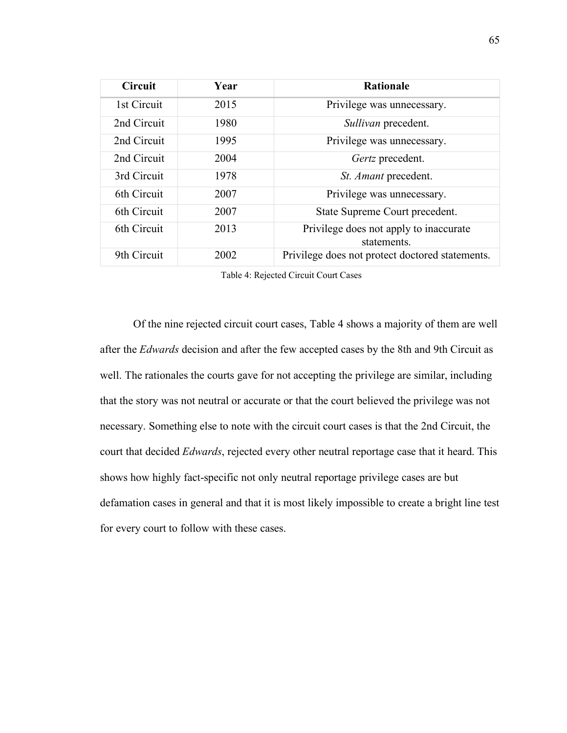| Circuit | Year | Rationale |
|---|---|---|
| 1st Circuit | 2015 | Privilege was unnecessary. |
| 2nd Circuit | 1980 | *Sullivan* precedent. |
| 2nd Circuit | 1995 | Privilege was unnecessary. |
| 2nd Circuit | 2004 | *Gertz* precedent. |
| 3rd Circuit | 1978 | *St. Amant* precedent. |
| 6th Circuit | 2007 | Privilege was unnecessary. |
| 6th Circuit | 2007 | State Supreme Court precedent. |
| 6th Circuit | 2013 | Privilege does not apply to inaccurate statements. |
| 9th Circuit | 2002 | Privilege does not protect doctored statements. |

Table 4: Rejected Circuit Court Cases

Of the nine rejected circuit court cases, Table 4 shows a majority of them are well after the *Edwards* decision and after the few accepted cases by the 8th and 9th Circuit as well. The rationales the courts gave for not accepting the privilege are similar, including that the story was not neutral or accurate or that the court believed the privilege was not necessary. Something else to note with the circuit court cases is that the 2nd Circuit, the court that decided *Edwards*, rejected every other neutral reportage case that it heard. This shows how highly fact-specific not only neutral reportage privilege cases are but defamation cases in general and that it is most likely impossible to create a bright line test for every court to follow with these cases.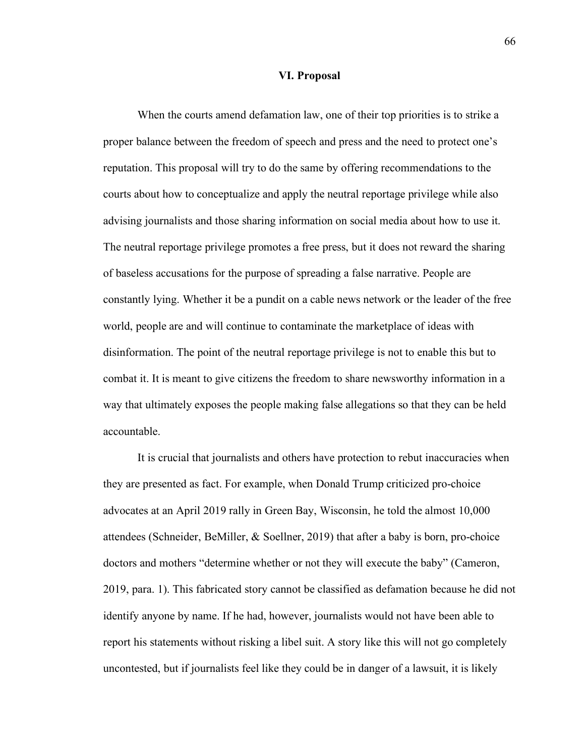## VI. Proposal

When the courts amend defamation law, one of their top priorities is to strike a proper balance between the freedom of speech and press and the need to protect one's reputation. This proposal will try to do the same by offering recommendations to the courts about how to conceptualize and apply the neutral reportage privilege while also advising journalists and those sharing information on social media about how to use it. The neutral reportage privilege promotes a free press, but it does not reward the sharing of baseless accusations for the purpose of spreading a false narrative. People are constantly lying. Whether it be a pundit on a cable news network or the leader of the free world, people are and will continue to contaminate the marketplace of ideas with disinformation. The point of the neutral reportage privilege is not to enable this but to combat it. It is meant to give citizens the freedom to share newsworthy information in a way that ultimately exposes the people making false allegations so that they can be held accountable.

It is crucial that journalists and others have protection to rebut inaccuracies when they are presented as fact. For example, when Donald Trump criticized pro-choice advocates at an April 2019 rally in Green Bay, Wisconsin, he told the almost 10,000 attendees (Schneider, BeMiller, & Soellner, 2019) that after a baby is born, pro-choice doctors and mothers "determine whether or not they will execute the baby" (Cameron, 2019, para. 1). This fabricated story cannot be classified as defamation because he did not identify anyone by name. If he had, however, journalists would not have been able to report his statements without risking a libel suit. A story like this will not go completely uncontested, but if journalists feel like they could be in danger of a lawsuit, it is likely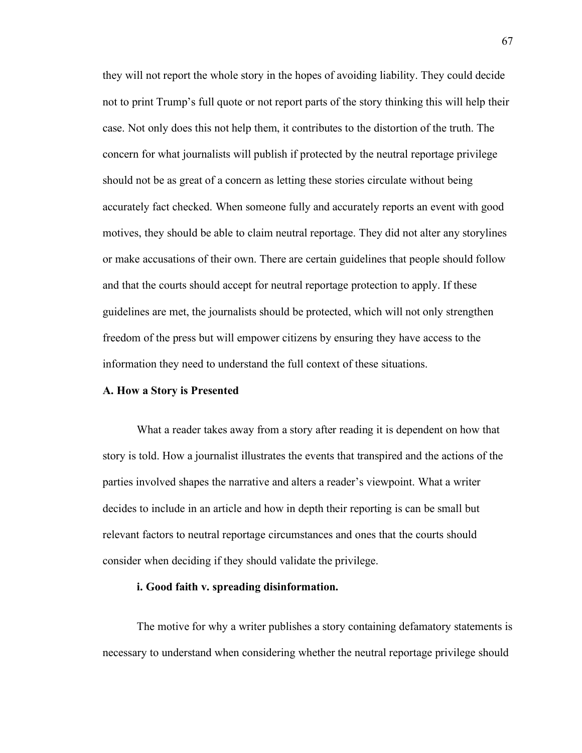they will not report the whole story in the hopes of avoiding liability. They could decide not to print Trump's full quote or not report parts of the story thinking this will help their case. Not only does this not help them, it contributes to the distortion of the truth. The concern for what journalists will publish if protected by the neutral reportage privilege should not be as great of a concern as letting these stories circulate without being accurately fact checked. When someone fully and accurately reports an event with good motives, they should be able to claim neutral reportage. They did not alter any storylines or make accusations of their own. There are certain guidelines that people should follow and that the courts should accept for neutral reportage protection to apply. If these guidelines are met, the journalists should be protected, which will not only strengthen freedom of the press but will empower citizens by ensuring they have access to the information they need to understand the full context of these situations.

### A. How a Story is Presented

What a reader takes away from a story after reading it is dependent on how that story is told. How a journalist illustrates the events that transpired and the actions of the parties involved shapes the narrative and alters a reader's viewpoint. What a writer decides to include in an article and how in depth their reporting is can be small but relevant factors to neutral reportage circumstances and ones that the courts should consider when deciding if they should validate the privilege.

#### i. Good faith v. spreading disinformation.

The motive for why a writer publishes a story containing defamatory statements is necessary to understand when considering whether the neutral reportage privilege should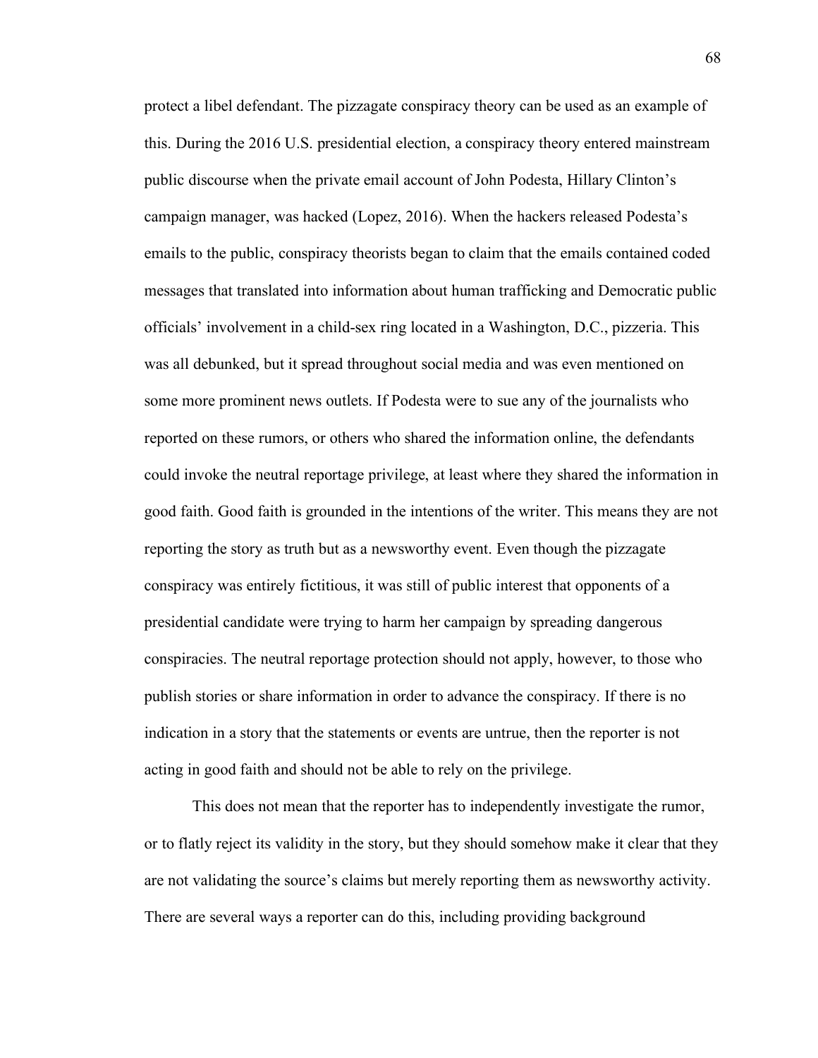protect a libel defendant. The pizzagate conspiracy theory can be used as an example of this. During the 2016 U.S. presidential election, a conspiracy theory entered mainstream public discourse when the private email account of John Podesta, Hillary Clinton's campaign manager, was hacked (Lopez, 2016). When the hackers released Podesta's emails to the public, conspiracy theorists began to claim that the emails contained coded messages that translated into information about human trafficking and Democratic public officials' involvement in a child-sex ring located in a Washington, D.C., pizzeria. This was all debunked, but it spread throughout social media and was even mentioned on some more prominent news outlets. If Podesta were to sue any of the journalists who reported on these rumors, or others who shared the information online, the defendants could invoke the neutral reportage privilege, at least where they shared the information in good faith. Good faith is grounded in the intentions of the writer. This means they are not reporting the story as truth but as a newsworthy event. Even though the pizzagate conspiracy was entirely fictitious, it was still of public interest that opponents of a presidential candidate were trying to harm her campaign by spreading dangerous conspiracies. The neutral reportage protection should not apply, however, to those who publish stories or share information in order to advance the conspiracy. If there is no indication in a story that the statements or events are untrue, then the reporter is not acting in good faith and should not be able to rely on the privilege.

This does not mean that the reporter has to independently investigate the rumor, or to flatly reject its validity in the story, but they should somehow make it clear that they are not validating the source's claims but merely reporting them as newsworthy activity. There are several ways a reporter can do this, including providing background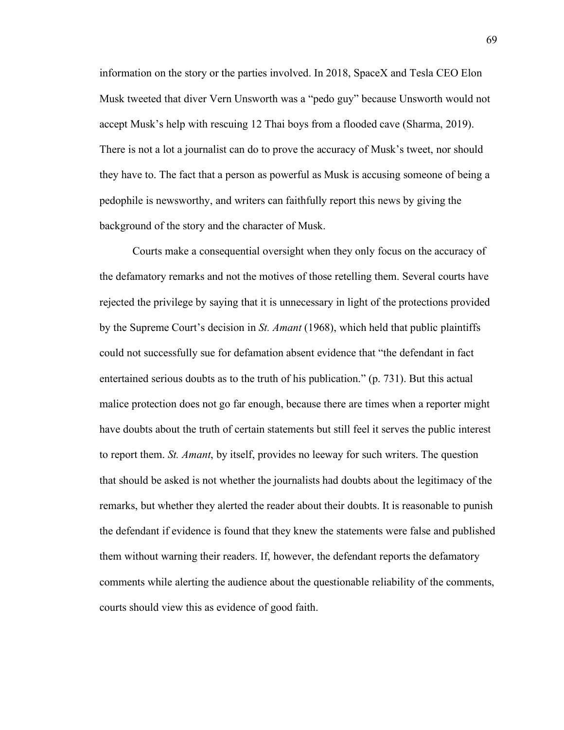information on the story or the parties involved. In 2018, SpaceX and Tesla CEO Elon Musk tweeted that diver Vern Unsworth was a "pedo guy" because Unsworth would not accept Musk's help with rescuing 12 Thai boys from a flooded cave (Sharma, 2019). There is not a lot a journalist can do to prove the accuracy of Musk's tweet, nor should they have to. The fact that a person as powerful as Musk is accusing someone of being a pedophile is newsworthy, and writers can faithfully report this news by giving the background of the story and the character of Musk.

Courts make a consequential oversight when they only focus on the accuracy of the defamatory remarks and not the motives of those retelling them. Several courts have rejected the privilege by saying that it is unnecessary in light of the protections provided by the Supreme Court's decision in *St. Amant* (1968), which held that public plaintiffs could not successfully sue for defamation absent evidence that "the defendant in fact entertained serious doubts as to the truth of his publication." (p. 731). But this actual malice protection does not go far enough, because there are times when a reporter might have doubts about the truth of certain statements but still feel it serves the public interest to report them. *St. Amant*, by itself, provides no leeway for such writers. The question that should be asked is not whether the journalists had doubts about the legitimacy of the remarks, but whether they alerted the reader about their doubts. It is reasonable to punish the defendant if evidence is found that they knew the statements were false and published them without warning their readers. If, however, the defendant reports the defamatory comments while alerting the audience about the questionable reliability of the comments, courts should view this as evidence of good faith.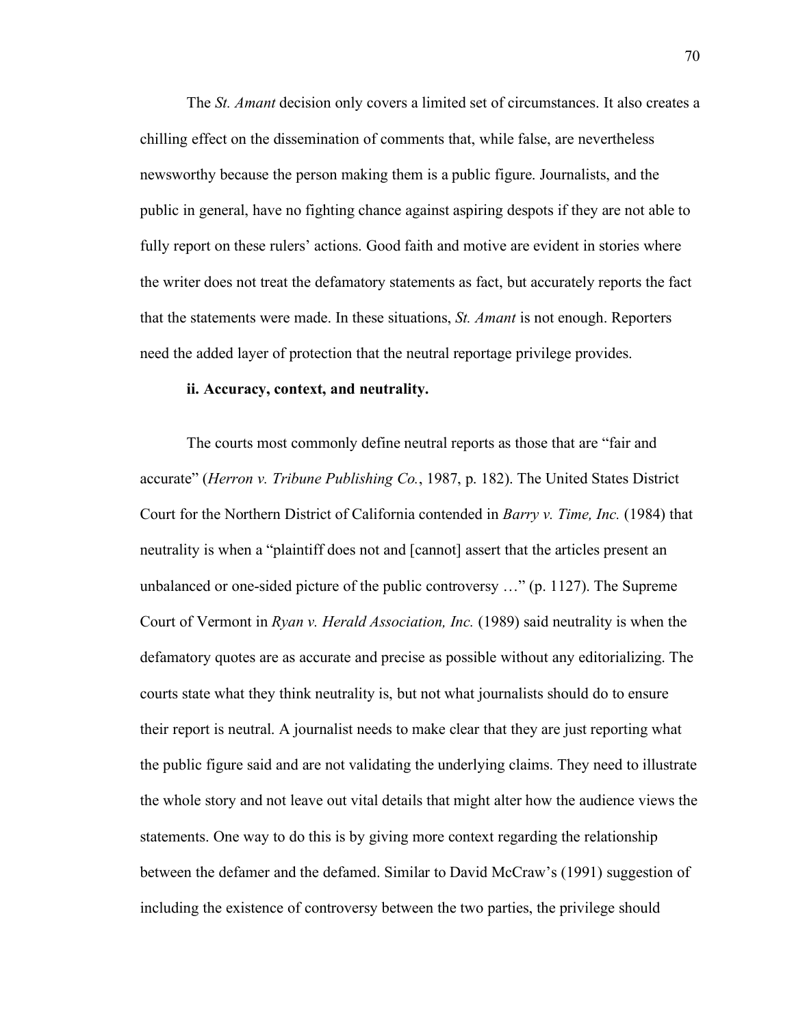The *St. Amant* decision only covers a limited set of circumstances. It also creates a chilling effect on the dissemination of comments that, while false, are nevertheless newsworthy because the person making them is a public figure. Journalists, and the public in general, have no fighting chance against aspiring despots if they are not able to fully report on these rulers' actions. Good faith and motive are evident in stories where the writer does not treat the defamatory statements as fact, but accurately reports the fact that the statements were made. In these situations, *St. Amant* is not enough. Reporters need the added layer of protection that the neutral reportage privilege provides.

**ii. Accuracy, context, and neutrality.**

The courts most commonly define neutral reports as those that are "fair and accurate" (*Herron v. Tribune Publishing Co.*, 1987, p. 182). The United States District Court for the Northern District of California contended in *Barry v. Time, Inc.* (1984) that neutrality is when a "plaintiff does not and [cannot] assert that the articles present an unbalanced or one-sided picture of the public controversy …" (p. 1127). The Supreme Court of Vermont in *Ryan v. Herald Association, Inc.* (1989) said neutrality is when the defamatory quotes are as accurate and precise as possible without any editorializing. The courts state what they think neutrality is, but not what journalists should do to ensure their report is neutral. A journalist needs to make clear that they are just reporting what the public figure said and are not validating the underlying claims. They need to illustrate the whole story and not leave out vital details that might alter how the audience views the statements. One way to do this is by giving more context regarding the relationship between the defamer and the defamed. Similar to David McCraw's (1991) suggestion of including the existence of controversy between the two parties, the privilege should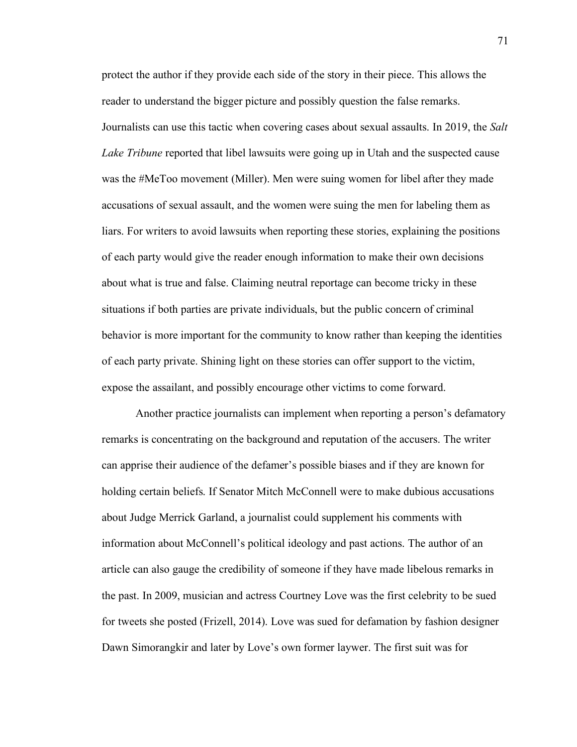protect the author if they provide each side of the story in their piece. This allows the reader to understand the bigger picture and possibly question the false remarks. Journalists can use this tactic when covering cases about sexual assaults. In 2019, the *Salt Lake Tribune* reported that libel lawsuits were going up in Utah and the suspected cause was the #MeToo movement (Miller). Men were suing women for libel after they made accusations of sexual assault, and the women were suing the men for labeling them as liars. For writers to avoid lawsuits when reporting these stories, explaining the positions of each party would give the reader enough information to make their own decisions about what is true and false. Claiming neutral reportage can become tricky in these situations if both parties are private individuals, but the public concern of criminal behavior is more important for the community to know rather than keeping the identities of each party private. Shining light on these stories can offer support to the victim, expose the assailant, and possibly encourage other victims to come forward.

Another practice journalists can implement when reporting a person's defamatory remarks is concentrating on the background and reputation of the accusers. The writer can apprise their audience of the defamer's possible biases and if they are known for holding certain beliefs. If Senator Mitch McConnell were to make dubious accusations about Judge Merrick Garland, a journalist could supplement his comments with information about McConnell's political ideology and past actions. The author of an article can also gauge the credibility of someone if they have made libelous remarks in the past. In 2009, musician and actress Courtney Love was the first celebrity to be sued for tweets she posted (Frizell, 2014). Love was sued for defamation by fashion designer Dawn Simorangkir and later by Love's own former laywer. The first suit was for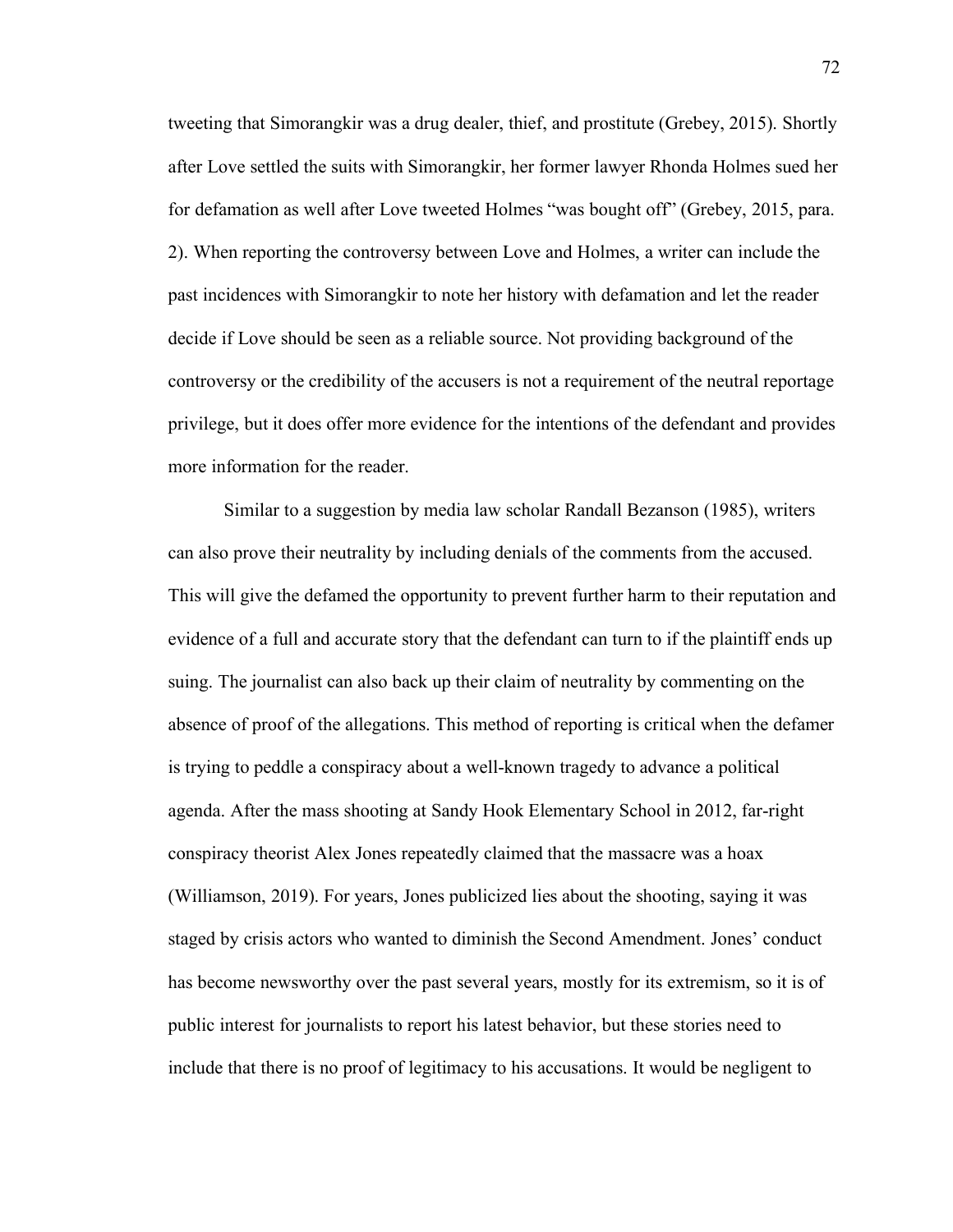tweeting that Simorangkir was a drug dealer, thief, and prostitute (Grebey, 2015). Shortly after Love settled the suits with Simorangkir, her former lawyer Rhonda Holmes sued her for defamation as well after Love tweeted Holmes "was bought off" (Grebey, 2015, para. 2). When reporting the controversy between Love and Holmes, a writer can include the past incidences with Simorangkir to note her history with defamation and let the reader decide if Love should be seen as a reliable source. Not providing background of the controversy or the credibility of the accusers is not a requirement of the neutral reportage privilege, but it does offer more evidence for the intentions of the defendant and provides more information for the reader.

Similar to a suggestion by media law scholar Randall Bezanson (1985), writers can also prove their neutrality by including denials of the comments from the accused. This will give the defamed the opportunity to prevent further harm to their reputation and evidence of a full and accurate story that the defendant can turn to if the plaintiff ends up suing. The journalist can also back up their claim of neutrality by commenting on the absence of proof of the allegations. This method of reporting is critical when the defamer is trying to peddle a conspiracy about a well-known tragedy to advance a political agenda. After the mass shooting at Sandy Hook Elementary School in 2012, far-right conspiracy theorist Alex Jones repeatedly claimed that the massacre was a hoax (Williamson, 2019). For years, Jones publicized lies about the shooting, saying it was staged by crisis actors who wanted to diminish the Second Amendment. Jones' conduct has become newsworthy over the past several years, mostly for its extremism, so it is of public interest for journalists to report his latest behavior, but these stories need to include that there is no proof of legitimacy to his accusations. It would be negligent to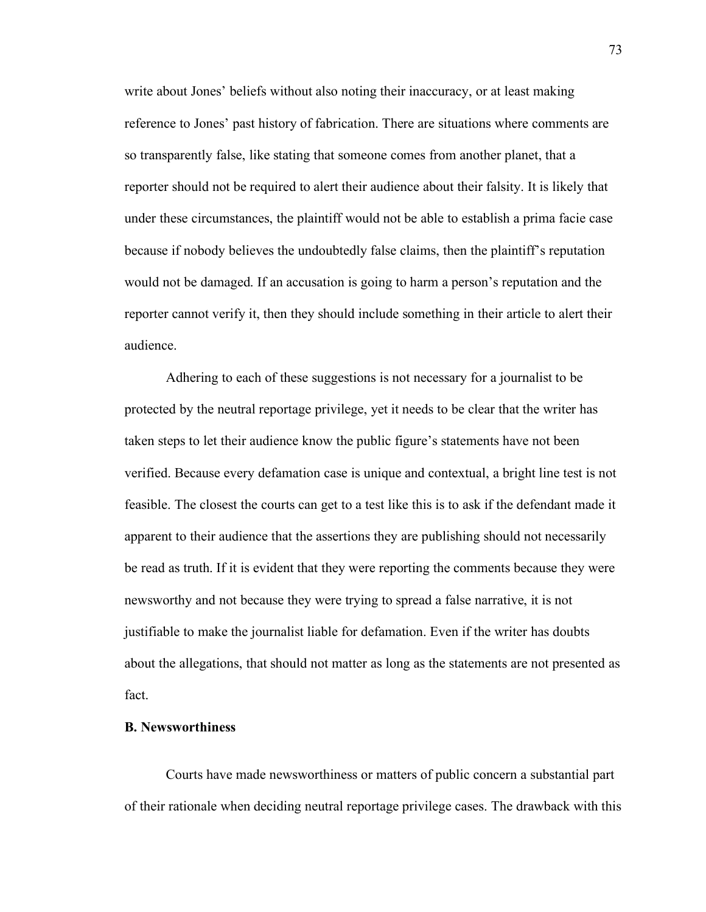write about Jones' beliefs without also noting their inaccuracy, or at least making reference to Jones' past history of fabrication. There are situations where comments are so transparently false, like stating that someone comes from another planet, that a reporter should not be required to alert their audience about their falsity. It is likely that under these circumstances, the plaintiff would not be able to establish a prima facie case because if nobody believes the undoubtedly false claims, then the plaintiff's reputation would not be damaged. If an accusation is going to harm a person's reputation and the reporter cannot verify it, then they should include something in their article to alert their audience.

Adhering to each of these suggestions is not necessary for a journalist to be protected by the neutral reportage privilege, yet it needs to be clear that the writer has taken steps to let their audience know the public figure's statements have not been verified. Because every defamation case is unique and contextual, a bright line test is not feasible. The closest the courts can get to a test like this is to ask if the defendant made it apparent to their audience that the assertions they are publishing should not necessarily be read as truth. If it is evident that they were reporting the comments because they were newsworthy and not because they were trying to spread a false narrative, it is not justifiable to make the journalist liable for defamation. Even if the writer has doubts about the allegations, that should not matter as long as the statements are not presented as fact.

**B. Newsworthiness**

Courts have made newsworthiness or matters of public concern a substantial part of their rationale when deciding neutral reportage privilege cases. The drawback with this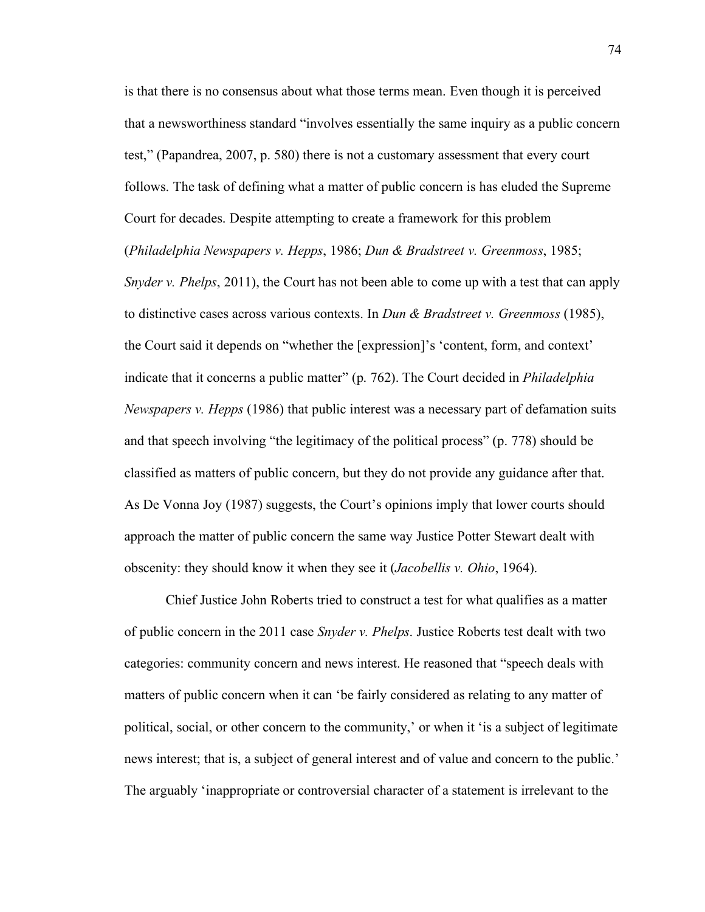is that there is no consensus about what those terms mean. Even though it is perceived that a newsworthiness standard "involves essentially the same inquiry as a public concern test," (Papandrea, 2007, p. 580) there is not a customary assessment that every court follows. The task of defining what a matter of public concern is has eluded the Supreme Court for decades. Despite attempting to create a framework for this problem (*Philadelphia Newspapers v. Hepps*, 1986; *Dun & Bradstreet v. Greenmoss*, 1985; *Snyder v. Phelps*, 2011), the Court has not been able to come up with a test that can apply to distinctive cases across various contexts. In *Dun & Bradstreet v. Greenmoss* (1985), the Court said it depends on "whether the [expression]'s 'content, form, and context' indicate that it concerns a public matter" (p. 762). The Court decided in *Philadelphia Newspapers v. Hepps* (1986) that public interest was a necessary part of defamation suits and that speech involving "the legitimacy of the political process" (p. 778) should be classified as matters of public concern, but they do not provide any guidance after that. As De Vonna Joy (1987) suggests, the Court's opinions imply that lower courts should approach the matter of public concern the same way Justice Potter Stewart dealt with obscenity: they should know it when they see it (*Jacobellis v. Ohio*, 1964).

Chief Justice John Roberts tried to construct a test for what qualifies as a matter of public concern in the 2011 case *Snyder v. Phelps*. Justice Roberts test dealt with two categories: community concern and news interest. He reasoned that "speech deals with matters of public concern when it can 'be fairly considered as relating to any matter of political, social, or other concern to the community,' or when it 'is a subject of legitimate news interest; that is, a subject of general interest and of value and concern to the public.' The arguably 'inappropriate or controversial character of a statement is irrelevant to the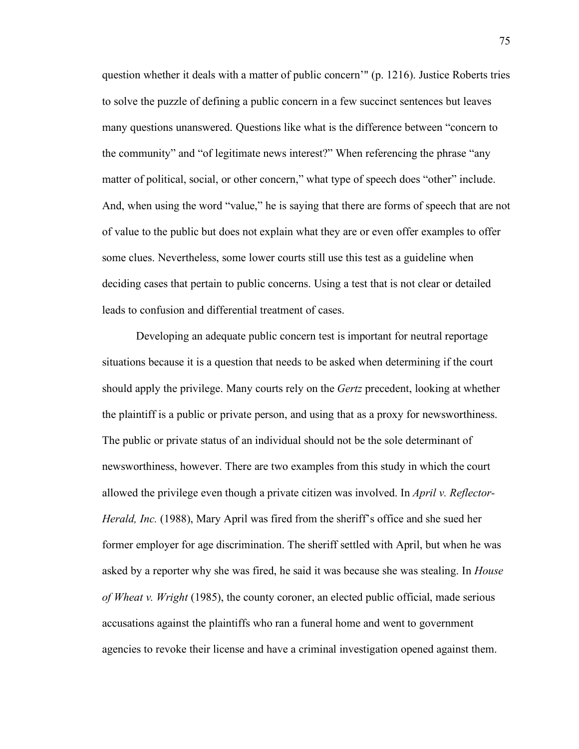question whether it deals with a matter of public concern'" (p. 1216). Justice Roberts tries to solve the puzzle of defining a public concern in a few succinct sentences but leaves many questions unanswered. Questions like what is the difference between "concern to the community" and "of legitimate news interest?" When referencing the phrase "any matter of political, social, or other concern," what type of speech does "other" include. And, when using the word "value," he is saying that there are forms of speech that are not of value to the public but does not explain what they are or even offer examples to offer some clues. Nevertheless, some lower courts still use this test as a guideline when deciding cases that pertain to public concerns. Using a test that is not clear or detailed leads to confusion and differential treatment of cases.

Developing an adequate public concern test is important for neutral reportage situations because it is a question that needs to be asked when determining if the court should apply the privilege. Many courts rely on the *Gertz* precedent, looking at whether the plaintiff is a public or private person, and using that as a proxy for newsworthiness. The public or private status of an individual should not be the sole determinant of newsworthiness, however. There are two examples from this study in which the court allowed the privilege even though a private citizen was involved. In *April v. Reflector-Herald, Inc.* (1988), Mary April was fired from the sheriff's office and she sued her former employer for age discrimination. The sheriff settled with April, but when he was asked by a reporter why she was fired, he said it was because she was stealing. In *House of Wheat v. Wright* (1985), the county coroner, an elected public official, made serious accusations against the plaintiffs who ran a funeral home and went to government agencies to revoke their license and have a criminal investigation opened against them.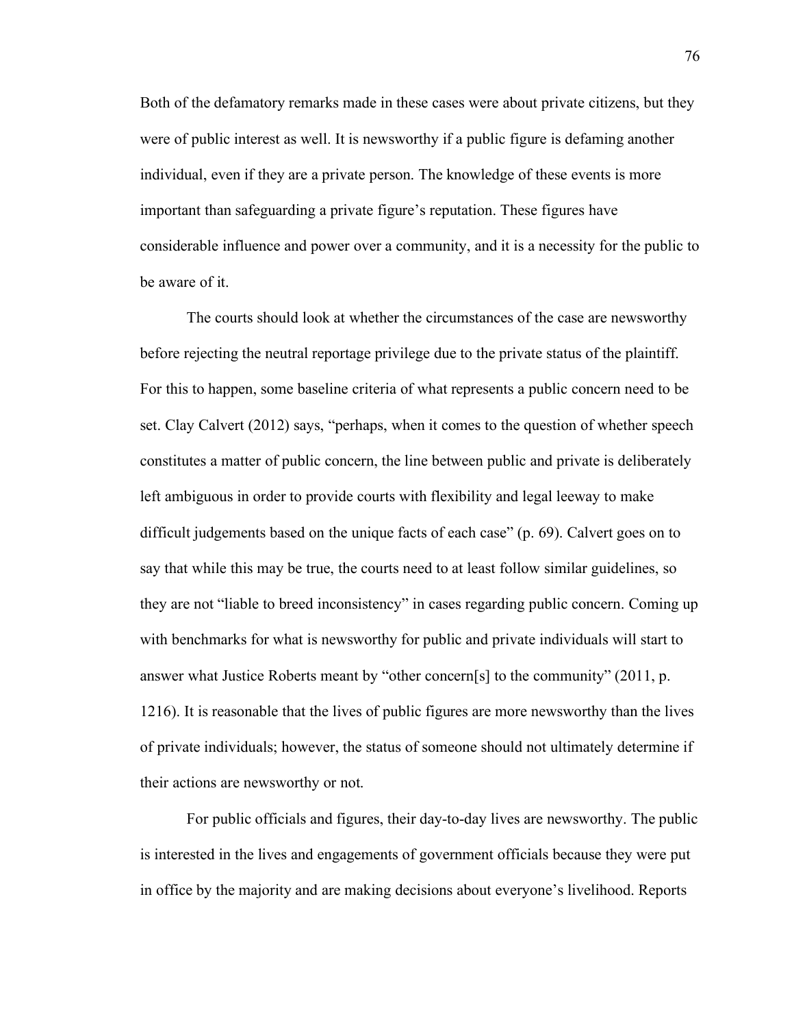Both of the defamatory remarks made in these cases were about private citizens, but they were of public interest as well. It is newsworthy if a public figure is defaming another individual, even if they are a private person. The knowledge of these events is more important than safeguarding a private figure's reputation. These figures have considerable influence and power over a community, and it is a necessity for the public to be aware of it.

The courts should look at whether the circumstances of the case are newsworthy before rejecting the neutral reportage privilege due to the private status of the plaintiff. For this to happen, some baseline criteria of what represents a public concern need to be set. Clay Calvert (2012) says, "perhaps, when it comes to the question of whether speech constitutes a matter of public concern, the line between public and private is deliberately left ambiguous in order to provide courts with flexibility and legal leeway to make difficult judgements based on the unique facts of each case" (p. 69). Calvert goes on to say that while this may be true, the courts need to at least follow similar guidelines, so they are not "liable to breed inconsistency" in cases regarding public concern. Coming up with benchmarks for what is newsworthy for public and private individuals will start to answer what Justice Roberts meant by "other concern[s] to the community" (2011, p. 1216). It is reasonable that the lives of public figures are more newsworthy than the lives of private individuals; however, the status of someone should not ultimately determine if their actions are newsworthy or not.

For public officials and figures, their day-to-day lives are newsworthy. The public is interested in the lives and engagements of government officials because they were put in office by the majority and are making decisions about everyone's livelihood. Reports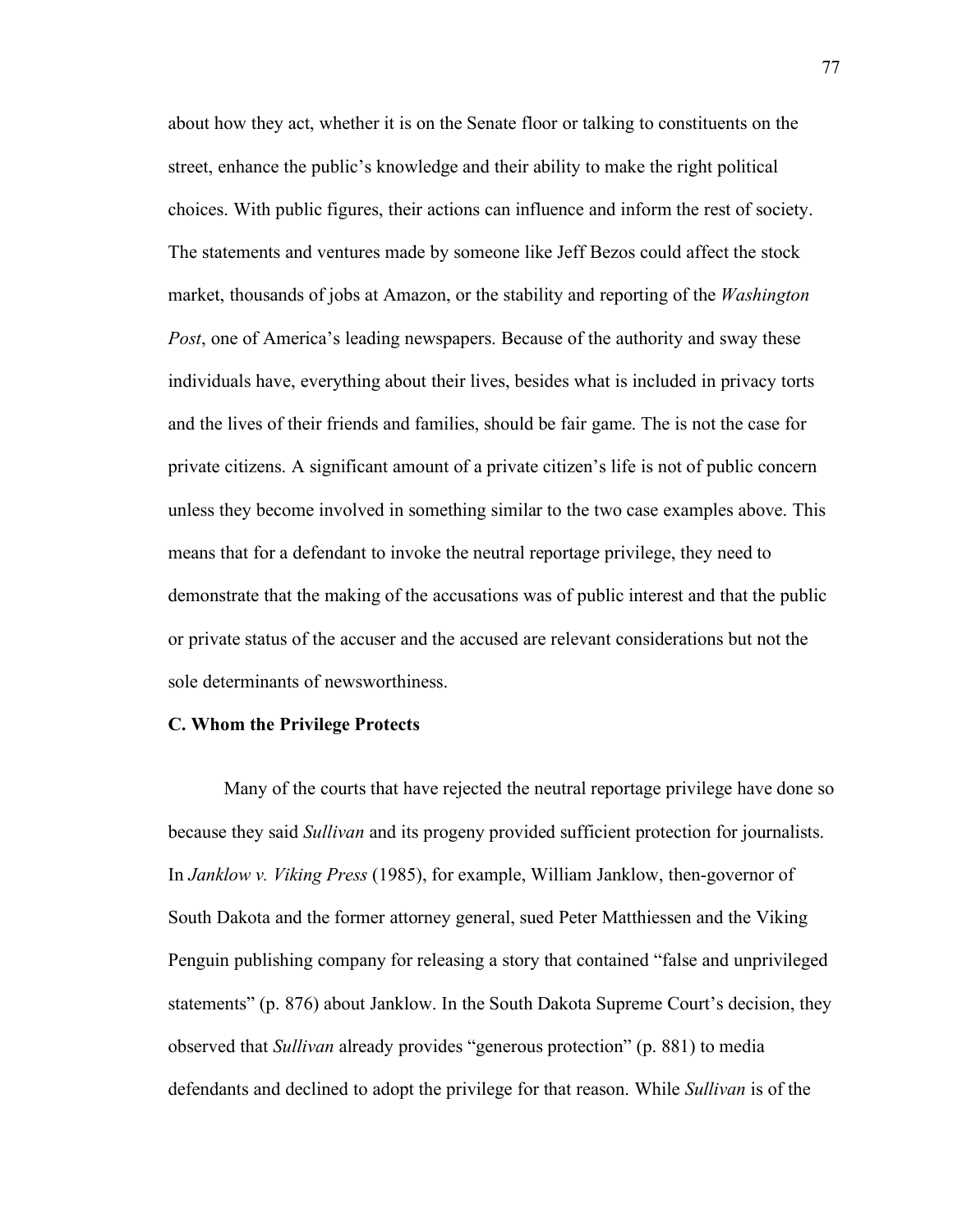about how they act, whether it is on the Senate floor or talking to constituents on the street, enhance the public's knowledge and their ability to make the right political choices. With public figures, their actions can influence and inform the rest of society. The statements and ventures made by someone like Jeff Bezos could affect the stock market, thousands of jobs at Amazon, or the stability and reporting of the *Washington Post*, one of America's leading newspapers. Because of the authority and sway these individuals have, everything about their lives, besides what is included in privacy torts and the lives of their friends and families, should be fair game. The is not the case for private citizens. A significant amount of a private citizen's life is not of public concern unless they become involved in something similar to the two case examples above. This means that for a defendant to invoke the neutral reportage privilege, they need to demonstrate that the making of the accusations was of public interest and that the public or private status of the accuser and the accused are relevant considerations but not the sole determinants of newsworthiness.

**C. Whom the Privilege Protects**

Many of the courts that have rejected the neutral reportage privilege have done so because they said *Sullivan* and its progeny provided sufficient protection for journalists. In *Janklow v. Viking Press* (1985), for example, William Janklow, then-governor of South Dakota and the former attorney general, sued Peter Matthiessen and the Viking Penguin publishing company for releasing a story that contained "false and unprivileged statements" (p. 876) about Janklow. In the South Dakota Supreme Court's decision, they observed that *Sullivan* already provides "generous protection" (p. 881) to media defendants and declined to adopt the privilege for that reason. While *Sullivan* is of the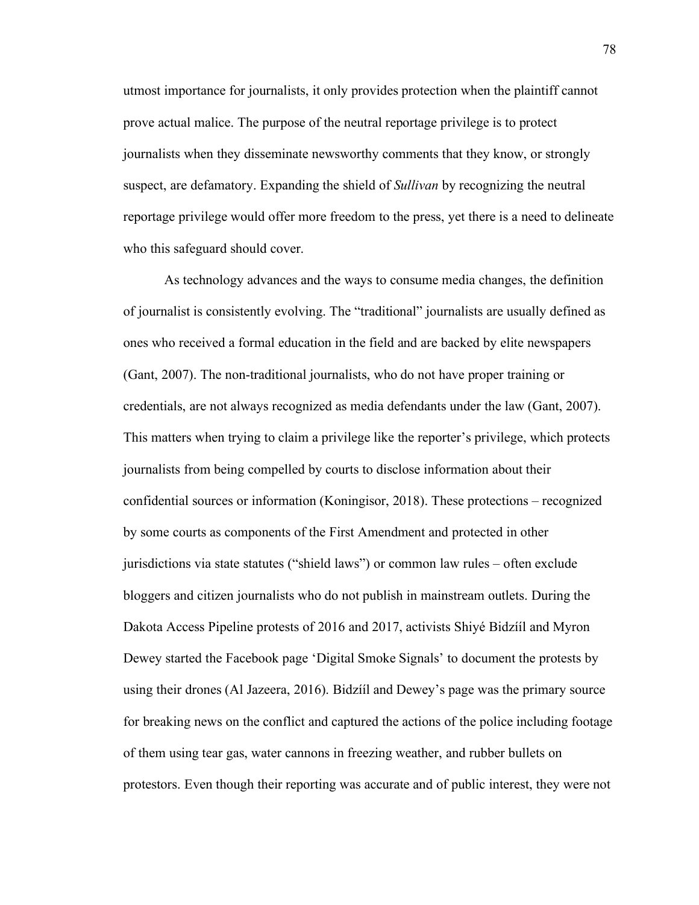utmost importance for journalists, it only provides protection when the plaintiff cannot prove actual malice. The purpose of the neutral reportage privilege is to protect journalists when they disseminate newsworthy comments that they know, or strongly suspect, are defamatory. Expanding the shield of *Sullivan* by recognizing the neutral reportage privilege would offer more freedom to the press, yet there is a need to delineate who this safeguard should cover.

As technology advances and the ways to consume media changes, the definition of journalist is consistently evolving. The "traditional" journalists are usually defined as ones who received a formal education in the field and are backed by elite newspapers (Gant, 2007). The non-traditional journalists, who do not have proper training or credentials, are not always recognized as media defendants under the law (Gant, 2007). This matters when trying to claim a privilege like the reporter's privilege, which protects journalists from being compelled by courts to disclose information about their confidential sources or information (Koningisor, 2018). These protections – recognized by some courts as components of the First Amendment and protected in other jurisdictions via state statutes ("shield laws") or common law rules – often exclude bloggers and citizen journalists who do not publish in mainstream outlets. During the Dakota Access Pipeline protests of 2016 and 2017, activists Shiyé Bidzíil and Myron Dewey started the Facebook page 'Digital Smoke Signals' to document the protests by using their drones (Al Jazeera, 2016). Bidzíil and Dewey's page was the primary source for breaking news on the conflict and captured the actions of the police including footage of them using tear gas, water cannons in freezing weather, and rubber bullets on protestors. Even though their reporting was accurate and of public interest, they were not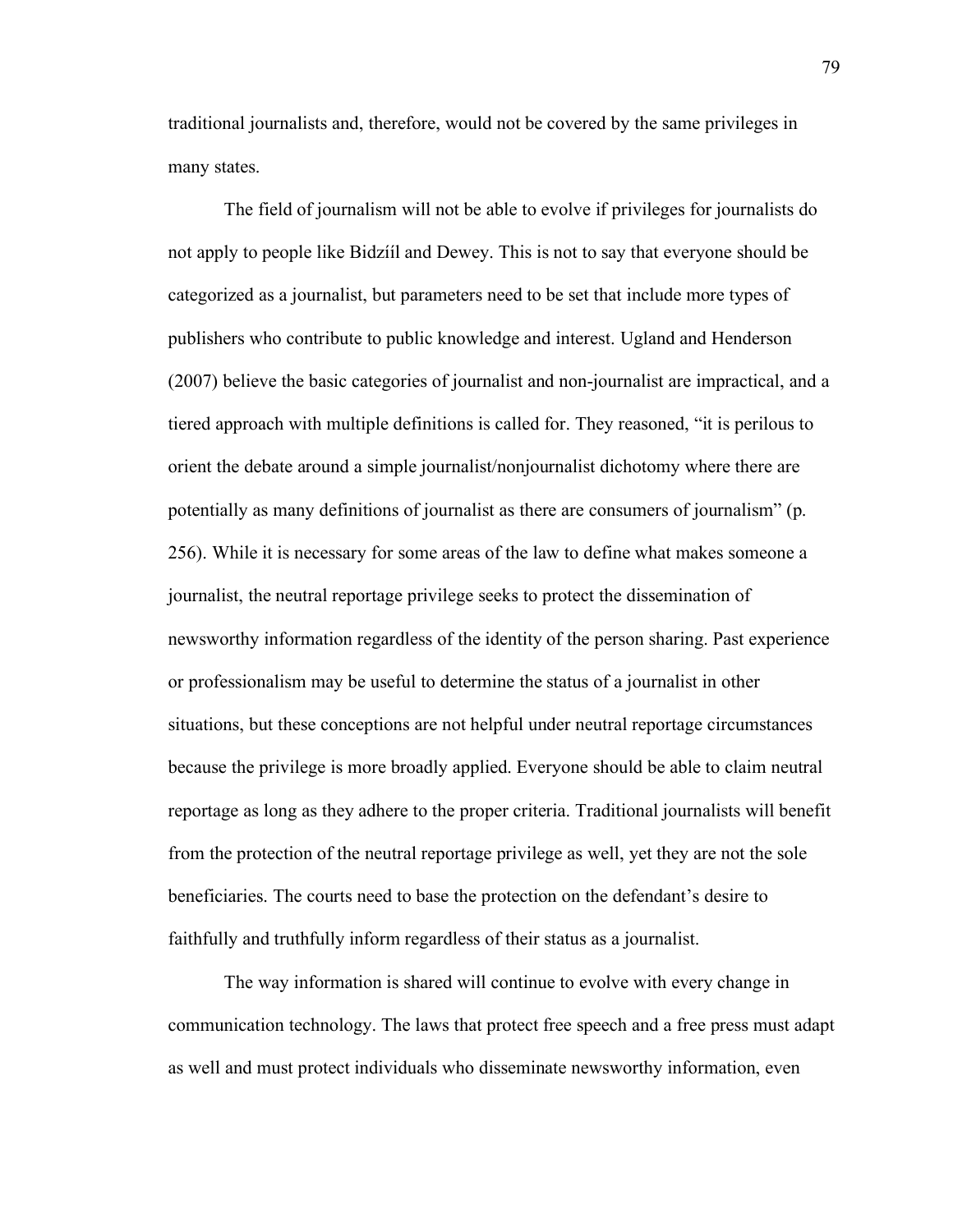traditional journalists and, therefore, would not be covered by the same privileges in many states.

The field of journalism will not be able to evolve if privileges for journalists do not apply to people like Bidzíıl and Dewey. This is not to say that everyone should be categorized as a journalist, but parameters need to be set that include more types of publishers who contribute to public knowledge and interest. Ugland and Henderson (2007) believe the basic categories of journalist and non-journalist are impractical, and a tiered approach with multiple definitions is called for. They reasoned, "it is perilous to orient the debate around a simple journalist/nonjournalist dichotomy where there are potentially as many definitions of journalist as there are consumers of journalism" (p. 256). While it is necessary for some areas of the law to define what makes someone a journalist, the neutral reportage privilege seeks to protect the dissemination of newsworthy information regardless of the identity of the person sharing. Past experience or professionalism may be useful to determine the status of a journalist in other situations, but these conceptions are not helpful under neutral reportage circumstances because the privilege is more broadly applied. Everyone should be able to claim neutral reportage as long as they adhere to the proper criteria. Traditional journalists will benefit from the protection of the neutral reportage privilege as well, yet they are not the sole beneficiaries. The courts need to base the protection on the defendant's desire to faithfully and truthfully inform regardless of their status as a journalist.

The way information is shared will continue to evolve with every change in communication technology. The laws that protect free speech and a free press must adapt as well and must protect individuals who disseminate newsworthy information, even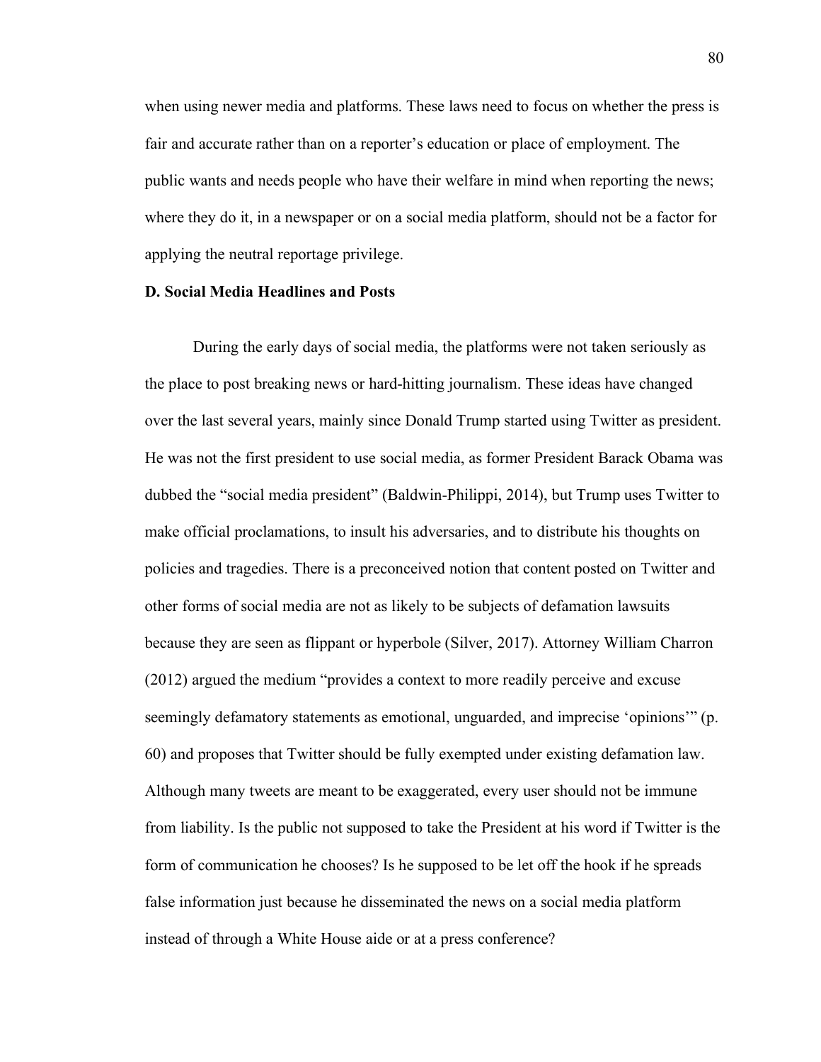when using newer media and platforms. These laws need to focus on whether the press is fair and accurate rather than on a reporter's education or place of employment. The public wants and needs people who have their welfare in mind when reporting the news; where they do it, in a newspaper or on a social media platform, should not be a factor for applying the neutral reportage privilege.

**D. Social Media Headlines and Posts**

During the early days of social media, the platforms were not taken seriously as the place to post breaking news or hard-hitting journalism. These ideas have changed over the last several years, mainly since Donald Trump started using Twitter as president. He was not the first president to use social media, as former President Barack Obama was dubbed the "social media president" (Baldwin-Philippi, 2014), but Trump uses Twitter to make official proclamations, to insult his adversaries, and to distribute his thoughts on policies and tragedies. There is a preconceived notion that content posted on Twitter and other forms of social media are not as likely to be subjects of defamation lawsuits because they are seen as flippant or hyperbole (Silver, 2017). Attorney William Charron (2012) argued the medium "provides a context to more readily perceive and excuse seemingly defamatory statements as emotional, unguarded, and imprecise 'opinions'" (p. 60) and proposes that Twitter should be fully exempted under existing defamation law. Although many tweets are meant to be exaggerated, every user should not be immune from liability. Is the public not supposed to take the President at his word if Twitter is the form of communication he chooses? Is he supposed to be let off the hook if he spreads false information just because he disseminated the news on a social media platform instead of through a White House aide or at a press conference?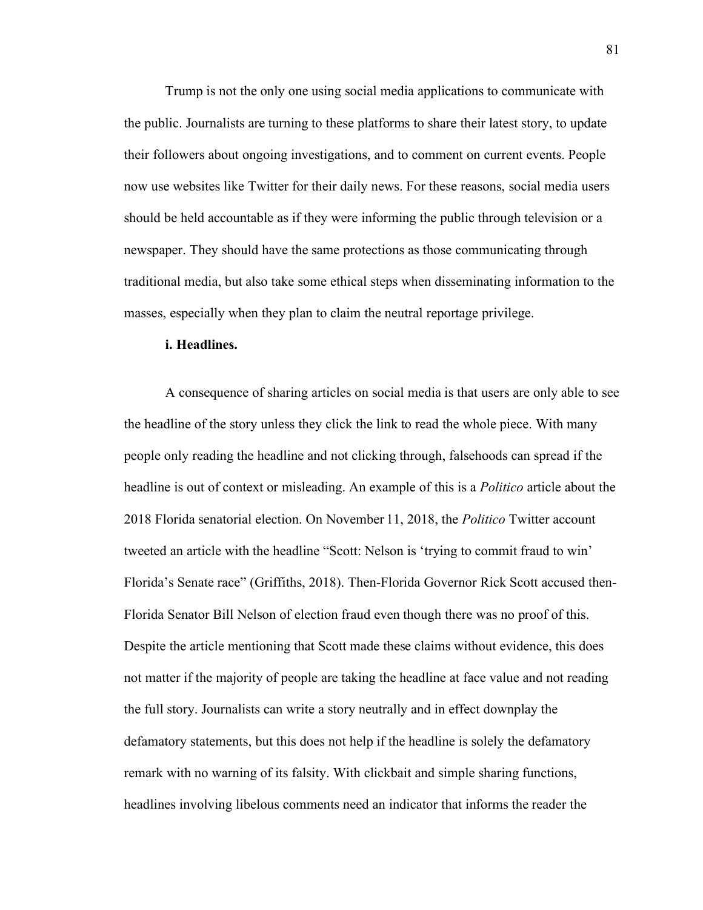Trump is not the only one using social media applications to communicate with the public. Journalists are turning to these platforms to share their latest story, to update their followers about ongoing investigations, and to comment on current events. People now use websites like Twitter for their daily news. For these reasons, social media users should be held accountable as if they were informing the public through television or a newspaper. They should have the same protections as those communicating through traditional media, but also take some ethical steps when disseminating information to the masses, especially when they plan to claim the neutral reportage privilege.

**i. Headlines.**

A consequence of sharing articles on social media is that users are only able to see the headline of the story unless they click the link to read the whole piece. With many people only reading the headline and not clicking through, falsehoods can spread if the headline is out of context or misleading. An example of this is a *Politico* article about the 2018 Florida senatorial election. On November 11, 2018, the *Politico* Twitter account tweeted an article with the headline "Scott: Nelson is 'trying to commit fraud to win' Florida's Senate race" (Griffiths, 2018). Then-Florida Governor Rick Scott accused then-Florida Senator Bill Nelson of election fraud even though there was no proof of this. Despite the article mentioning that Scott made these claims without evidence, this does not matter if the majority of people are taking the headline at face value and not reading the full story. Journalists can write a story neutrally and in effect downplay the defamatory statements, but this does not help if the headline is solely the defamatory remark with no warning of its falsity. With clickbait and simple sharing functions, headlines involving libelous comments need an indicator that informs the reader the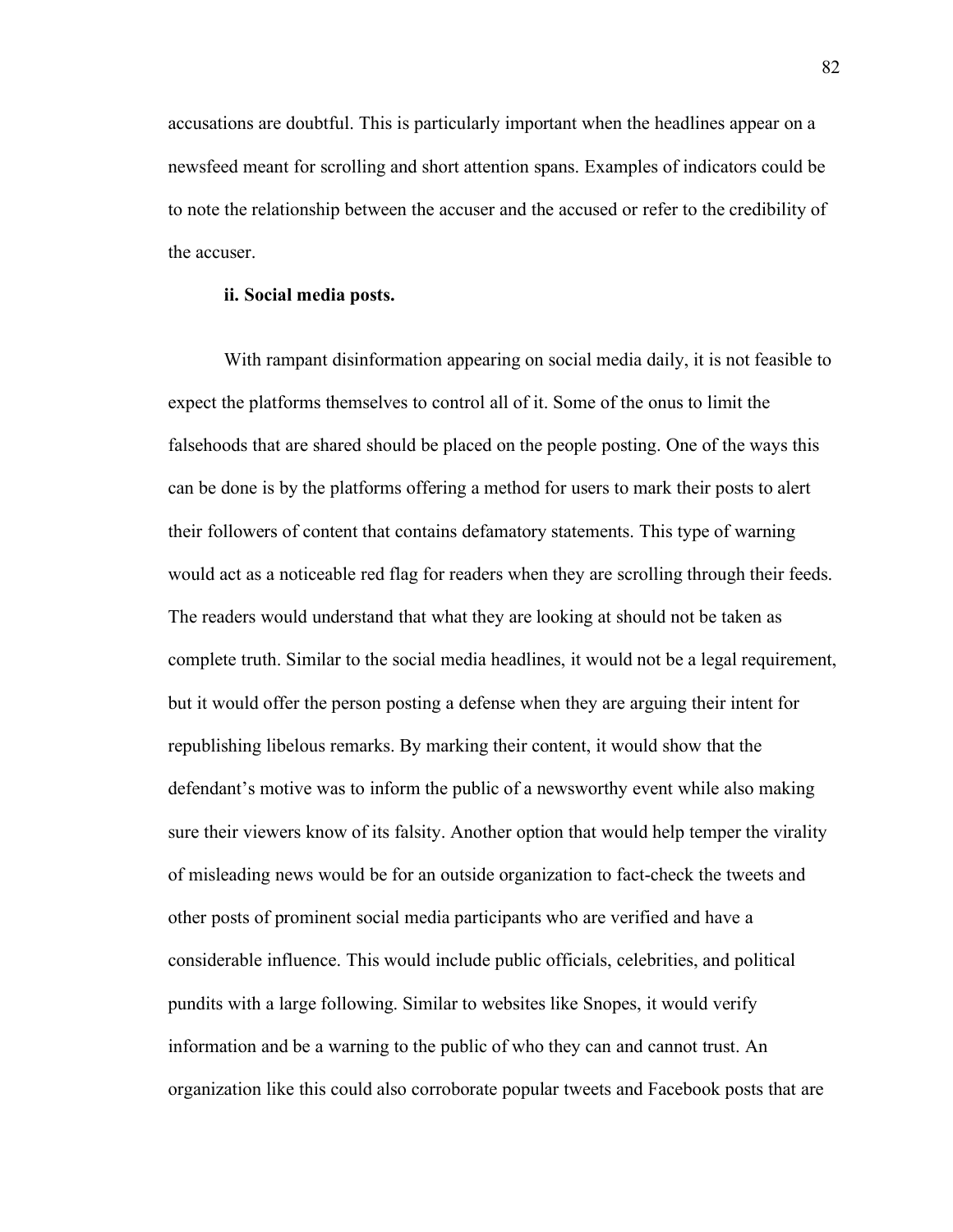accusations are doubtful. This is particularly important when the headlines appear on a newsfeed meant for scrolling and short attention spans. Examples of indicators could be to note the relationship between the accuser and the accused or refer to the credibility of the accuser.

**ii. Social media posts.**

With rampant disinformation appearing on social media daily, it is not feasible to expect the platforms themselves to control all of it. Some of the onus to limit the falsehoods that are shared should be placed on the people posting. One of the ways this can be done is by the platforms offering a method for users to mark their posts to alert their followers of content that contains defamatory statements. This type of warning would act as a noticeable red flag for readers when they are scrolling through their feeds. The readers would understand that what they are looking at should not be taken as complete truth. Similar to the social media headlines, it would not be a legal requirement, but it would offer the person posting a defense when they are arguing their intent for republishing libelous remarks. By marking their content, it would show that the defendant's motive was to inform the public of a newsworthy event while also making sure their viewers know of its falsity. Another option that would help temper the virality of misleading news would be for an outside organization to fact-check the tweets and other posts of prominent social media participants who are verified and have a considerable influence. This would include public officials, celebrities, and political pundits with a large following. Similar to websites like Snopes, it would verify information and be a warning to the public of who they can and cannot trust. An organization like this could also corroborate popular tweets and Facebook posts that are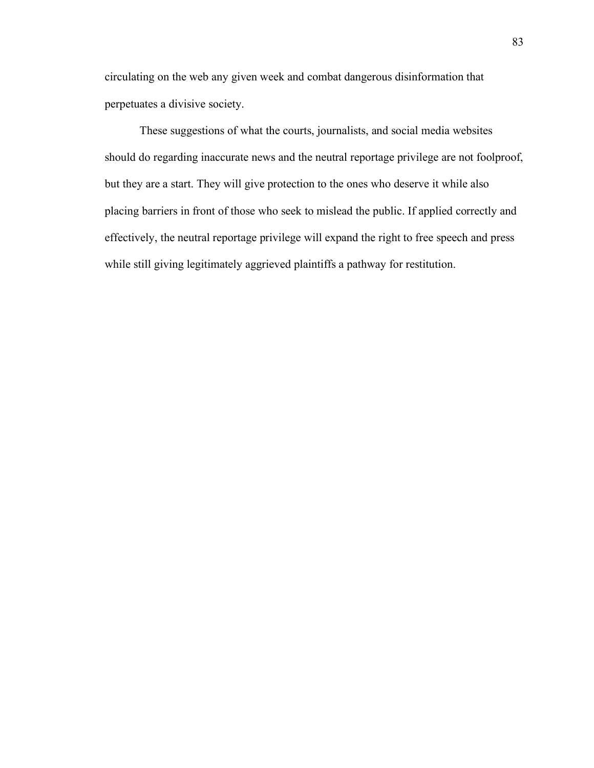circulating on the web any given week and combat dangerous disinformation that perpetuates a divisive society.

These suggestions of what the courts, journalists, and social media websites should do regarding inaccurate news and the neutral reportage privilege are not foolproof, but they are a start. They will give protection to the ones who deserve it while also placing barriers in front of those who seek to mislead the public. If applied correctly and effectively, the neutral reportage privilege will expand the right to free speech and press while still giving legitimately aggrieved plaintiffs a pathway for restitution.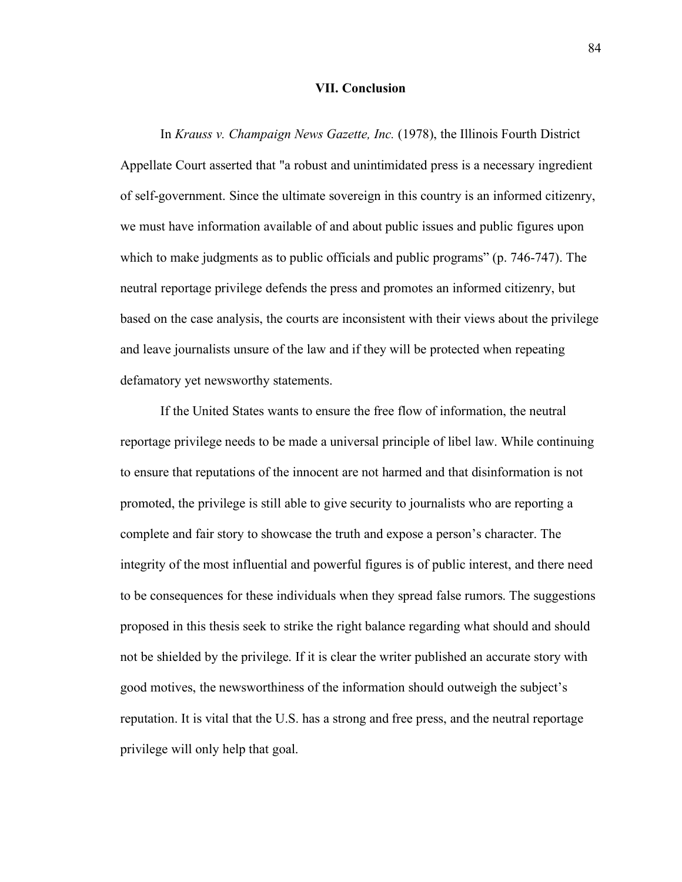## VII. Conclusion

In *Krauss v. Champaign News Gazette, Inc.* (1978), the Illinois Fourth District Appellate Court asserted that "a robust and unintimidated press is a necessary ingredient of self-government. Since the ultimate sovereign in this country is an informed citizenry, we must have information available of and about public issues and public figures upon which to make judgments as to public officials and public programs" (p. 746-747). The neutral reportage privilege defends the press and promotes an informed citizenry, but based on the case analysis, the courts are inconsistent with their views about the privilege and leave journalists unsure of the law and if they will be protected when repeating defamatory yet newsworthy statements.

If the United States wants to ensure the free flow of information, the neutral reportage privilege needs to be made a universal principle of libel law. While continuing to ensure that reputations of the innocent are not harmed and that disinformation is not promoted, the privilege is still able to give security to journalists who are reporting a complete and fair story to showcase the truth and expose a person's character. The integrity of the most influential and powerful figures is of public interest, and there need to be consequences for these individuals when they spread false rumors. The suggestions proposed in this thesis seek to strike the right balance regarding what should and should not be shielded by the privilege. If it is clear the writer published an accurate story with good motives, the newsworthiness of the information should outweigh the subject's reputation. It is vital that the U.S. has a strong and free press, and the neutral reportage privilege will only help that goal.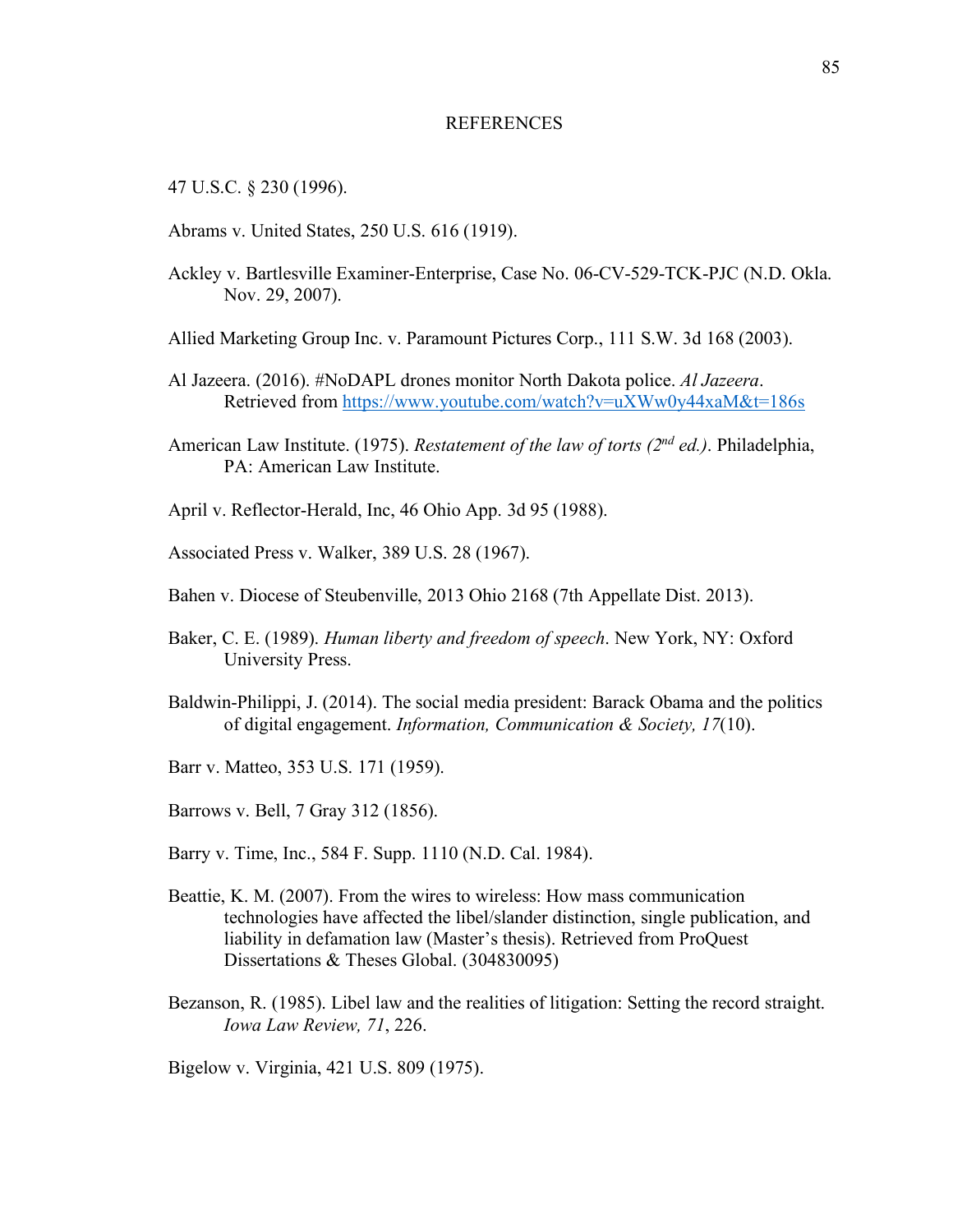# REFERENCES

47 U.S.C. § 230 (1996).

Abrams v. United States, 250 U.S. 616 (1919).

Ackley v. Bartlesville Examiner-Enterprise, Case No. 06-CV-529-TCK-PJC (N.D. Okla. Nov. 29, 2007).

Allied Marketing Group Inc. v. Paramount Pictures Corp., 111 S.W. 3d 168 (2003).

Al Jazeera. (2016). #NoDAPL drones monitor North Dakota police. *Al Jazeera*. Retrieved from https://www.youtube.com/watch?v=uXWw0y44xaM&t=186s

American Law Institute. (1975). *Restatement of the law of torts (2nd ed.)*. Philadelphia, PA: American Law Institute.

April v. Reflector-Herald, Inc, 46 Ohio App. 3d 95 (1988).

Associated Press v. Walker, 389 U.S. 28 (1967).

Bahen v. Diocese of Steubenville, 2013 Ohio 2168 (7th Appellate Dist. 2013).

Baker, C. E. (1989). *Human liberty and freedom of speech*. New York, NY: Oxford University Press.

Baldwin-Philippi, J. (2014). The social media president: Barack Obama and the politics of digital engagement. *Information, Communication & Society, 17*(10).

Barr v. Matteo, 353 U.S. 171 (1959).

Barrows v. Bell, 7 Gray 312 (1856).

Barry v. Time, Inc., 584 F. Supp. 1110 (N.D. Cal. 1984).

Beattie, K. M. (2007). From the wires to wireless: How mass communication technologies have affected the libel/slander distinction, single publication, and liability in defamation law (Master's thesis). Retrieved from ProQuest Dissertations & Theses Global. (304830095)

Bezanson, R. (1985). Libel law and the realities of litigation: Setting the record straight. *Iowa Law Review, 71*, 226.

Bigelow v. Virginia, 421 U.S. 809 (1975).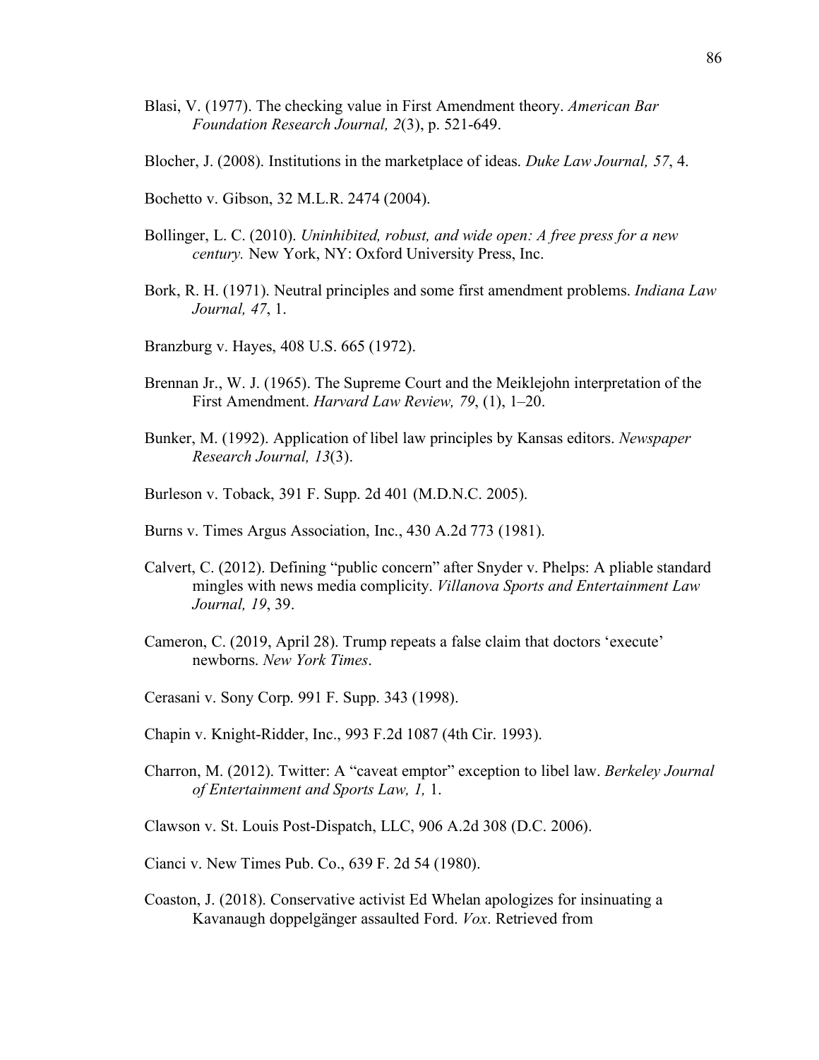Blasi, V. (1977). The checking value in First Amendment theory. *American Bar Foundation Research Journal, 2*(3), p. 521-649.

Blocher, J. (2008). Institutions in the marketplace of ideas. *Duke Law Journal, 57*, 4.

Bochetto v. Gibson, 32 M.L.R. 2474 (2004).

Bollinger, L. C. (2010). *Uninhibited, robust, and wide open: A free press for a new century.* New York, NY: Oxford University Press, Inc.

Bork, R. H. (1971). Neutral principles and some first amendment problems. *Indiana Law Journal, 47*, 1.

Branzburg v. Hayes, 408 U.S. 665 (1972).

Brennan Jr., W. J. (1965). The Supreme Court and the Meiklejohn interpretation of the First Amendment. *Harvard Law Review, 79*, (1), 1–20.

Bunker, M. (1992). Application of libel law principles by Kansas editors. *Newspaper Research Journal, 13*(3).

Burleson v. Toback, 391 F. Supp. 2d 401 (M.D.N.C. 2005).

Burns v. Times Argus Association, Inc., 430 A.2d 773 (1981).

Calvert, C. (2012). Defining "public concern" after Snyder v. Phelps: A pliable standard mingles with news media complicity. *Villanova Sports and Entertainment Law Journal, 19*, 39.

Cameron, C. (2019, April 28). Trump repeats a false claim that doctors 'execute' newborns. *New York Times*.

Cerasani v. Sony Corp. 991 F. Supp. 343 (1998).

Chapin v. Knight-Ridder, Inc., 993 F.2d 1087 (4th Cir. 1993).

Charron, M. (2012). Twitter: A "caveat emptor" exception to libel law. *Berkeley Journal of Entertainment and Sports Law, 1,* 1.

Clawson v. St. Louis Post-Dispatch, LLC, 906 A.2d 308 (D.C. 2006).

Cianci v. New Times Pub. Co., 639 F. 2d 54 (1980).

Coaston, J. (2018). Conservative activist Ed Whelan apologizes for insinuating a Kavanaugh doppelgänger assaulted Ford. *Vox*. Retrieved from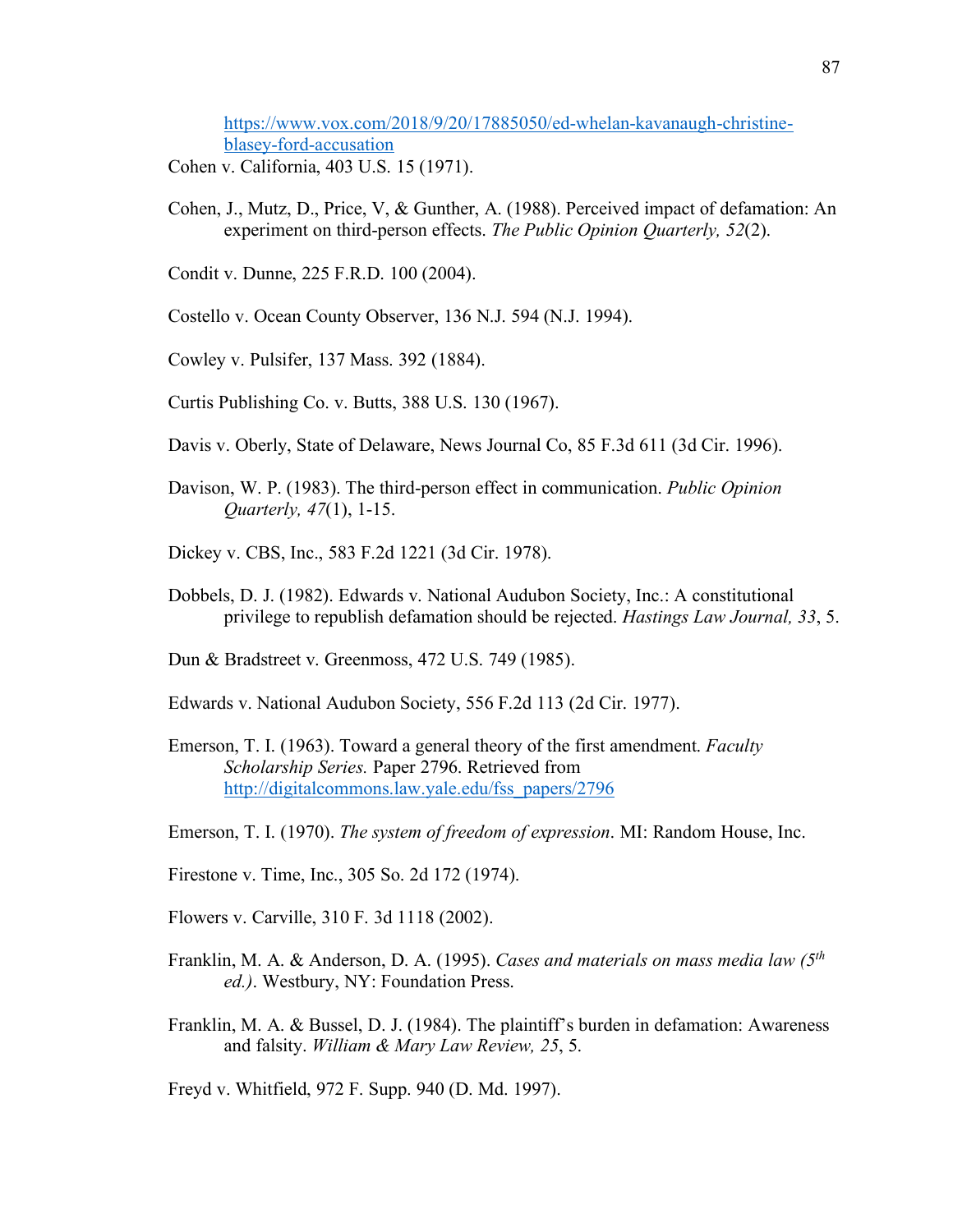https://www.vox.com/2018/9/20/17885050/ed-whelan-kavanaugh-christine-blasey-ford-accusation

Cohen v. California, 403 U.S. 15 (1971).

Cohen, J., Mutz, D., Price, V, & Gunther, A. (1988). Perceived impact of defamation: An experiment on third-person effects. *The Public Opinion Quarterly, 52*(2).

Condit v. Dunne, 225 F.R.D. 100 (2004).

Costello v. Ocean County Observer, 136 N.J. 594 (N.J. 1994).

Cowley v. Pulsifer, 137 Mass. 392 (1884).

Curtis Publishing Co. v. Butts, 388 U.S. 130 (1967).

Davis v. Oberly, State of Delaware, News Journal Co, 85 F.3d 611 (3d Cir. 1996).

Davison, W. P. (1983). The third-person effect in communication. *Public Opinion Quarterly, 47*(1), 1-15.

Dickey v. CBS, Inc., 583 F.2d 1221 (3d Cir. 1978).

Dobbels, D. J. (1982). Edwards v. National Audubon Society, Inc.: A constitutional privilege to republish defamation should be rejected. *Hastings Law Journal, 33*, 5.

Dun & Bradstreet v. Greenmoss, 472 U.S. 749 (1985).

Edwards v. National Audubon Society, 556 F.2d 113 (2d Cir. 1977).

Emerson, T. I. (1963). Toward a general theory of the first amendment. *Faculty Scholarship Series.* Paper 2796. Retrieved from http://digitalcommons.law.yale.edu/fss_papers/2796

Emerson, T. I. (1970). *The system of freedom of expression*. MI: Random House, Inc.

Firestone v. Time, Inc., 305 So. 2d 172 (1974).

Flowers v. Carville, 310 F. 3d 1118 (2002).

Franklin, M. A. & Anderson, D. A. (1995). *Cases and materials on mass media law (5th ed.)*. Westbury, NY: Foundation Press.

Franklin, M. A. & Bussel, D. J. (1984). The plaintiff's burden in defamation: Awareness and falsity. *William & Mary Law Review, 25*, 5.

Freyd v. Whitfield, 972 F. Supp. 940 (D. Md. 1997).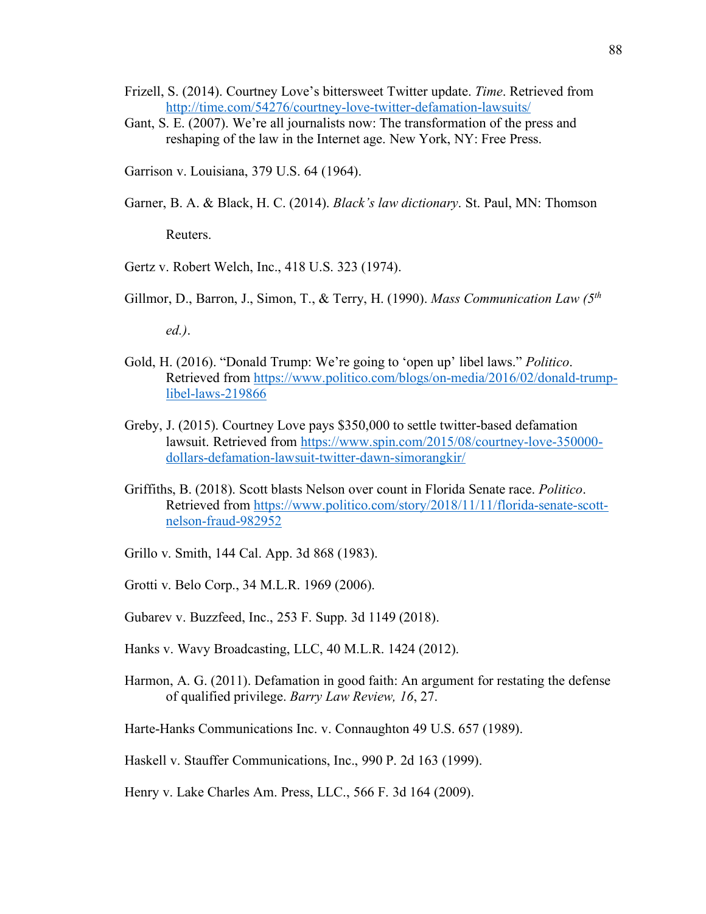Frizell, S. (2014). Courtney Love's bittersweet Twitter update. *Time*. Retrieved from http://time.com/54276/courtney-love-twitter-defamation-lawsuits/

Gant, S. E. (2007). We're all journalists now: The transformation of the press and reshaping of the law in the Internet age. New York, NY: Free Press.

Garrison v. Louisiana, 379 U.S. 64 (1964).

Garner, B. A. & Black, H. C. (2014). *Black's law dictionary*. St. Paul, MN: Thomson Reuters.

Gertz v. Robert Welch, Inc., 418 U.S. 323 (1974).

Gillmor, D., Barron, J., Simon, T., & Terry, H. (1990). *Mass Communication Law (5th ed.)*.

Gold, H. (2016). "Donald Trump: We're going to 'open up' libel laws." *Politico*. Retrieved from https://www.politico.com/blogs/on-media/2016/02/donald-trump-libel-laws-219866

Greby, J. (2015). Courtney Love pays $350,000 to settle twitter-based defamation lawsuit. Retrieved from https://www.spin.com/2015/08/courtney-love-350000-dollars-defamation-lawsuit-twitter-dawn-simorangkir/

Griffiths, B. (2018). Scott blasts Nelson over count in Florida Senate race. *Politico*. Retrieved from https://www.politico.com/story/2018/11/11/florida-senate-scott-nelson-fraud-982952

Grillo v. Smith, 144 Cal. App. 3d 868 (1983).

Grotti v. Belo Corp., 34 M.L.R. 1969 (2006).

Gubarev v. Buzzfeed, Inc., 253 F. Supp. 3d 1149 (2018).

Hanks v. Wavy Broadcasting, LLC, 40 M.L.R. 1424 (2012).

Harmon, A. G. (2011). Defamation in good faith: An argument for restating the defense of qualified privilege. *Barry Law Review, 16*, 27.

Harte-Hanks Communications Inc. v. Connaughton 49 U.S. 657 (1989).

Haskell v. Stauffer Communications, Inc., 990 P. 2d 163 (1999).

Henry v. Lake Charles Am. Press, LLC., 566 F. 3d 164 (2009).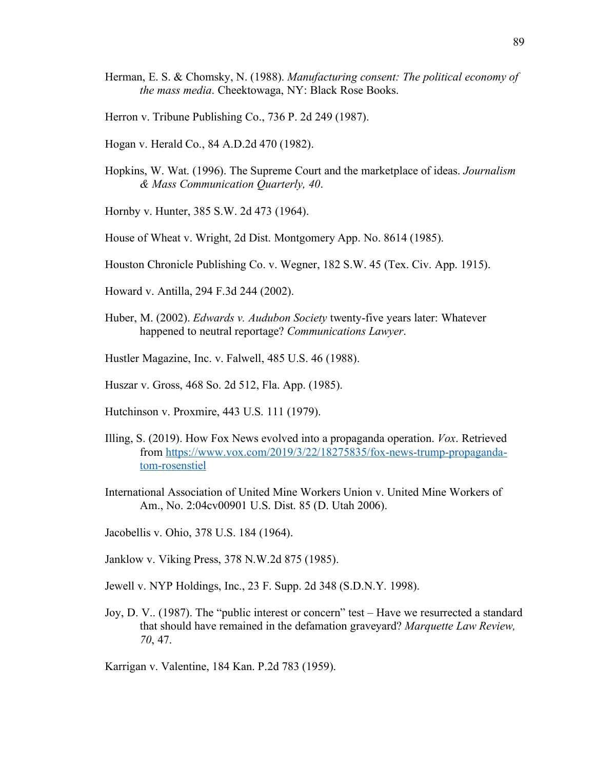Herman, E. S. & Chomsky, N. (1988). *Manufacturing consent: The political economy of the mass media*. Cheektowaga, NY: Black Rose Books.

Herron v. Tribune Publishing Co., 736 P. 2d 249 (1987).

Hogan v. Herald Co., 84 A.D.2d 470 (1982).

Hopkins, W. Wat. (1996). The Supreme Court and the marketplace of ideas. *Journalism & Mass Communication Quarterly, 40*.

Hornby v. Hunter, 385 S.W. 2d 473 (1964).

House of Wheat v. Wright, 2d Dist. Montgomery App. No. 8614 (1985).

Houston Chronicle Publishing Co. v. Wegner, 182 S.W. 45 (Tex. Civ. App. 1915).

Howard v. Antilla, 294 F.3d 244 (2002).

Huber, M. (2002). *Edwards v. Audubon Society* twenty-five years later: Whatever happened to neutral reportage? *Communications Lawyer*.

Hustler Magazine, Inc. v. Falwell, 485 U.S. 46 (1988).

Huszar v. Gross, 468 So. 2d 512, Fla. App. (1985).

Hutchinson v. Proxmire, 443 U.S. 111 (1979).

Illing, S. (2019). How Fox News evolved into a propaganda operation. *Vox*. Retrieved from [https://www.vox.com/2019/3/22/18275835/fox-news-trump-propaganda-tom-rosenstiel](https://www.vox.com/2019/3/22/18275835/fox-news-trump-propaganda-tom-rosenstiel)

International Association of United Mine Workers Union v. United Mine Workers of Am., No. 2:04cv00901 U.S. Dist. 85 (D. Utah 2006).

Jacobellis v. Ohio, 378 U.S. 184 (1964).

Janklow v. Viking Press, 378 N.W.2d 875 (1985).

Jewell v. NYP Holdings, Inc., 23 F. Supp. 2d 348 (S.D.N.Y. 1998).

Joy, D. V.. (1987). The "public interest or concern" test – Have we resurrected a standard that should have remained in the defamation graveyard? *Marquette Law Review, 70*, 47.

Karrigan v. Valentine, 184 Kan. P.2d 783 (1959).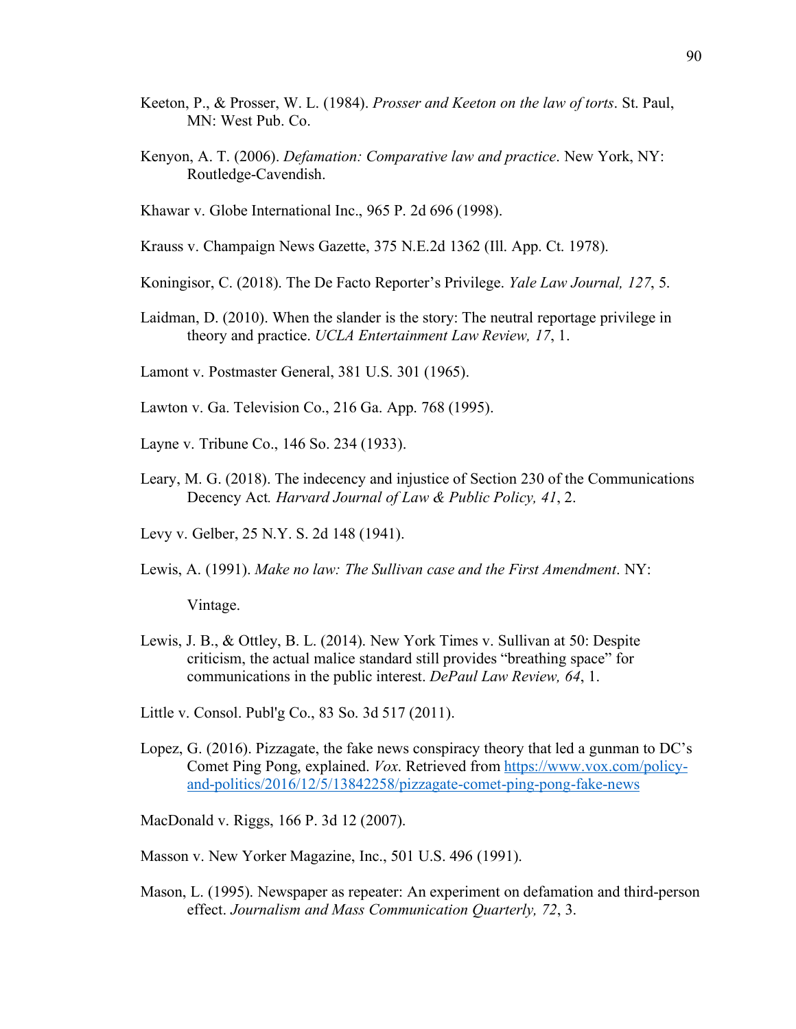Keeton, P., & Prosser, W. L. (1984). *Prosser and Keeton on the law of torts*. St. Paul, MN: West Pub. Co.

Kenyon, A. T. (2006). *Defamation: Comparative law and practice*. New York, NY: Routledge-Cavendish.

Khawar v. Globe International Inc., 965 P. 2d 696 (1998).

Krauss v. Champaign News Gazette, 375 N.E.2d 1362 (Ill. App. Ct. 1978).

Koningisor, C. (2018). The De Facto Reporter's Privilege. *Yale Law Journal, 127*, 5.

Laidman, D. (2010). When the slander is the story: The neutral reportage privilege in theory and practice. *UCLA Entertainment Law Review, 17*, 1.

Lamont v. Postmaster General, 381 U.S. 301 (1965).

Lawton v. Ga. Television Co., 216 Ga. App. 768 (1995).

Layne v. Tribune Co., 146 So. 234 (1933).

Leary, M. G. (2018). The indecency and injustice of Section 230 of the Communications Decency Act*. Harvard Journal of Law & Public Policy, 41*, 2.

Levy v. Gelber, 25 N.Y. S. 2d 148 (1941).

Lewis, A. (1991). *Make no law: The Sullivan case and the First Amendment*. NY:

Vintage.

Lewis, J. B., & Ottley, B. L. (2014). New York Times v. Sullivan at 50: Despite criticism, the actual malice standard still provides "breathing space" for communications in the public interest. *DePaul Law Review, 64*, 1.

Little v. Consol. Publ'g Co., 83 So. 3d 517 (2011).

Lopez, G. (2016). Pizzagate, the fake news conspiracy theory that led a gunman to DC's Comet Ping Pong, explained. *Vox*. Retrieved from https://www.vox.com/policy-and-politics/2016/12/5/13842258/pizzagate-comet-ping-pong-fake-news

MacDonald v. Riggs, 166 P. 3d 12 (2007).

Masson v. New Yorker Magazine, Inc., 501 U.S. 496 (1991).

Mason, L. (1995). Newspaper as repeater: An experiment on defamation and third-person effect. *Journalism and Mass Communication Quarterly, 72*, 3.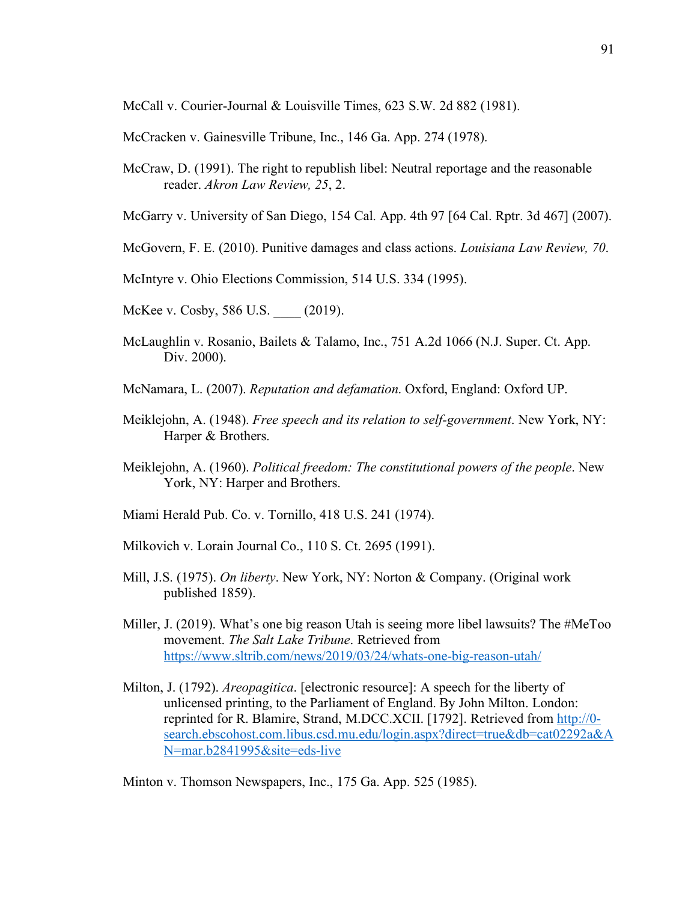McCall v. Courier-Journal & Louisville Times, 623 S.W. 2d 882 (1981).

McCracken v. Gainesville Tribune, Inc., 146 Ga. App. 274 (1978).

McCraw, D. (1991). The right to republish libel: Neutral reportage and the reasonable reader. *Akron Law Review, 25*, 2.

McGarry v. University of San Diego, 154 Cal. App. 4th 97 [64 Cal. Rptr. 3d 467] (2007).

McGovern, F. E. (2010). Punitive damages and class actions. *Louisiana Law Review, 70*.

McIntyre v. Ohio Elections Commission, 514 U.S. 334 (1995).

McKee v. Cosby, 586 U.S. ____ (2019).

McLaughlin v. Rosanio, Bailets & Talamo, Inc., 751 A.2d 1066 (N.J. Super. Ct. App. Div. 2000).

McNamara, L. (2007). *Reputation and defamation*. Oxford, England: Oxford UP.

Meiklejohn, A. (1948). *Free speech and its relation to self-government*. New York, NY: Harper & Brothers.

Meiklejohn, A. (1960). *Political freedom: The constitutional powers of the people*. New York, NY: Harper and Brothers.

Miami Herald Pub. Co. v. Tornillo, 418 U.S. 241 (1974).

Milkovich v. Lorain Journal Co., 110 S. Ct. 2695 (1991).

Mill, J.S. (1975). *On liberty*. New York, NY: Norton & Company. (Original work published 1859).

Miller, J. (2019). What's one big reason Utah is seeing more libel lawsuits? The #MeToo movement. *The Salt Lake Tribune*. Retrieved from https://www.sltrib.com/news/2019/03/24/whats-one-big-reason-utah/

Milton, J. (1792). *Areopagitica*. [electronic resource]: A speech for the liberty of unlicensed printing, to the Parliament of England. By John Milton. London: reprinted for R. Blamire, Strand, M.DCC.XCII. [1792]. Retrieved from http://0-search.ebscohost.com.libus.csd.mu.edu/login.aspx?direct=true&db=cat02292a&AN=mar.b2841995&site=eds-live

Minton v. Thomson Newspapers, Inc., 175 Ga. App. 525 (1985).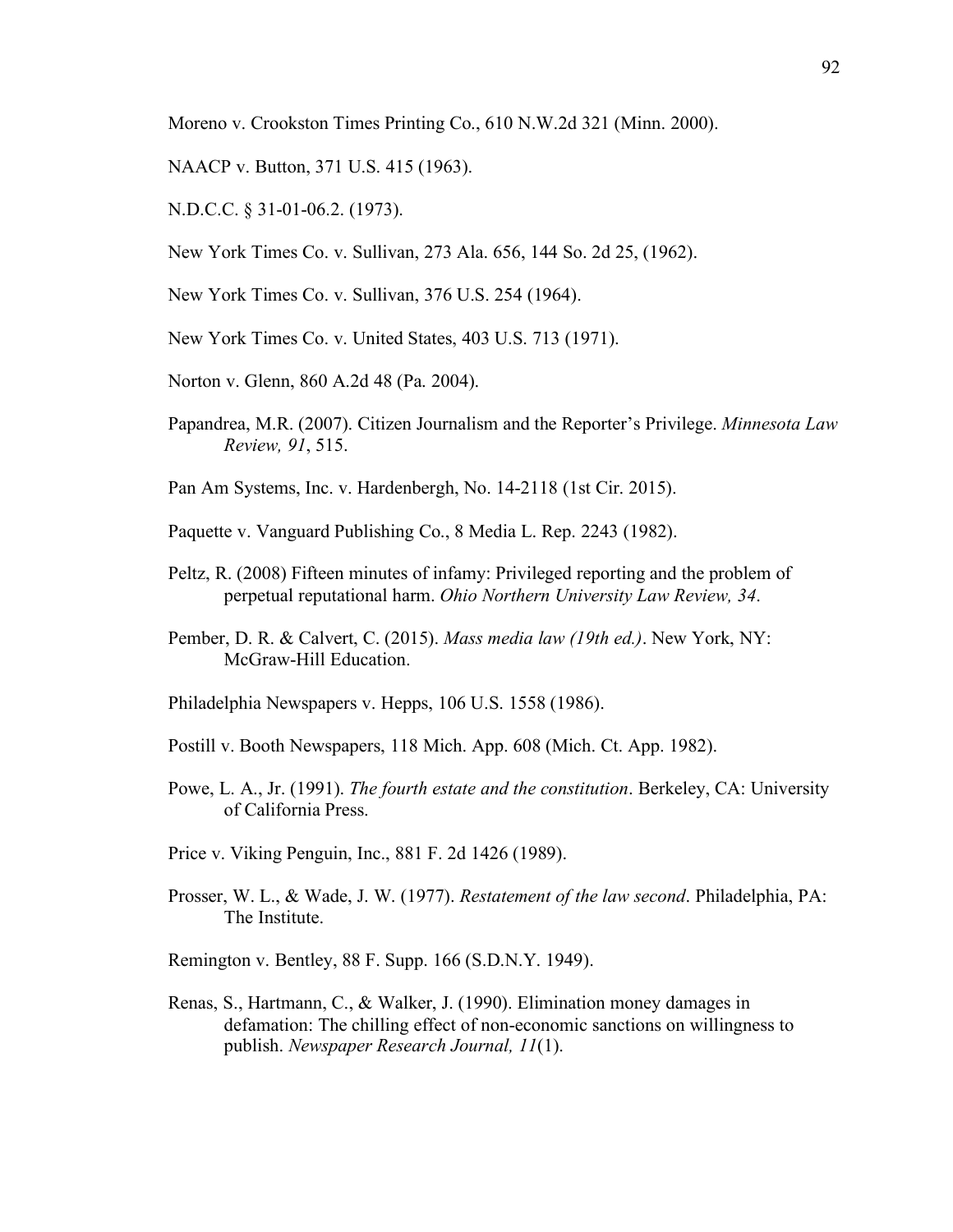Moreno v. Crookston Times Printing Co., 610 N.W.2d 321 (Minn. 2000).

NAACP v. Button, 371 U.S. 415 (1963).

N.D.C.C. § 31-01-06.2. (1973).

New York Times Co. v. Sullivan, 273 Ala. 656, 144 So. 2d 25, (1962).

New York Times Co. v. Sullivan, 376 U.S. 254 (1964).

New York Times Co. v. United States, 403 U.S. 713 (1971).

Norton v. Glenn, 860 A.2d 48 (Pa. 2004).

Papandrea, M.R. (2007). Citizen Journalism and the Reporter's Privilege. *Minnesota Law Review, 91*, 515.

Pan Am Systems, Inc. v. Hardenbergh, No. 14-2118 (1st Cir. 2015).

Paquette v. Vanguard Publishing Co., 8 Media L. Rep. 2243 (1982).

Peltz, R. (2008) Fifteen minutes of infamy: Privileged reporting and the problem of perpetual reputational harm. *Ohio Northern University Law Review, 34*.

Pember, D. R. & Calvert, C. (2015). *Mass media law (19th ed.)*. New York, NY: McGraw-Hill Education.

Philadelphia Newspapers v. Hepps, 106 U.S. 1558 (1986).

Postill v. Booth Newspapers, 118 Mich. App. 608 (Mich. Ct. App. 1982).

Powe, L. A., Jr. (1991). *The fourth estate and the constitution*. Berkeley, CA: University of California Press.

Price v. Viking Penguin, Inc., 881 F. 2d 1426 (1989).

Prosser, W. L., & Wade, J. W. (1977). *Restatement of the law second*. Philadelphia, PA: The Institute.

Remington v. Bentley, 88 F. Supp. 166 (S.D.N.Y. 1949).

Renas, S., Hartmann, C., & Walker, J. (1990). Elimination money damages in defamation: The chilling effect of non-economic sanctions on willingness to publish. *Newspaper Research Journal, 11*(1).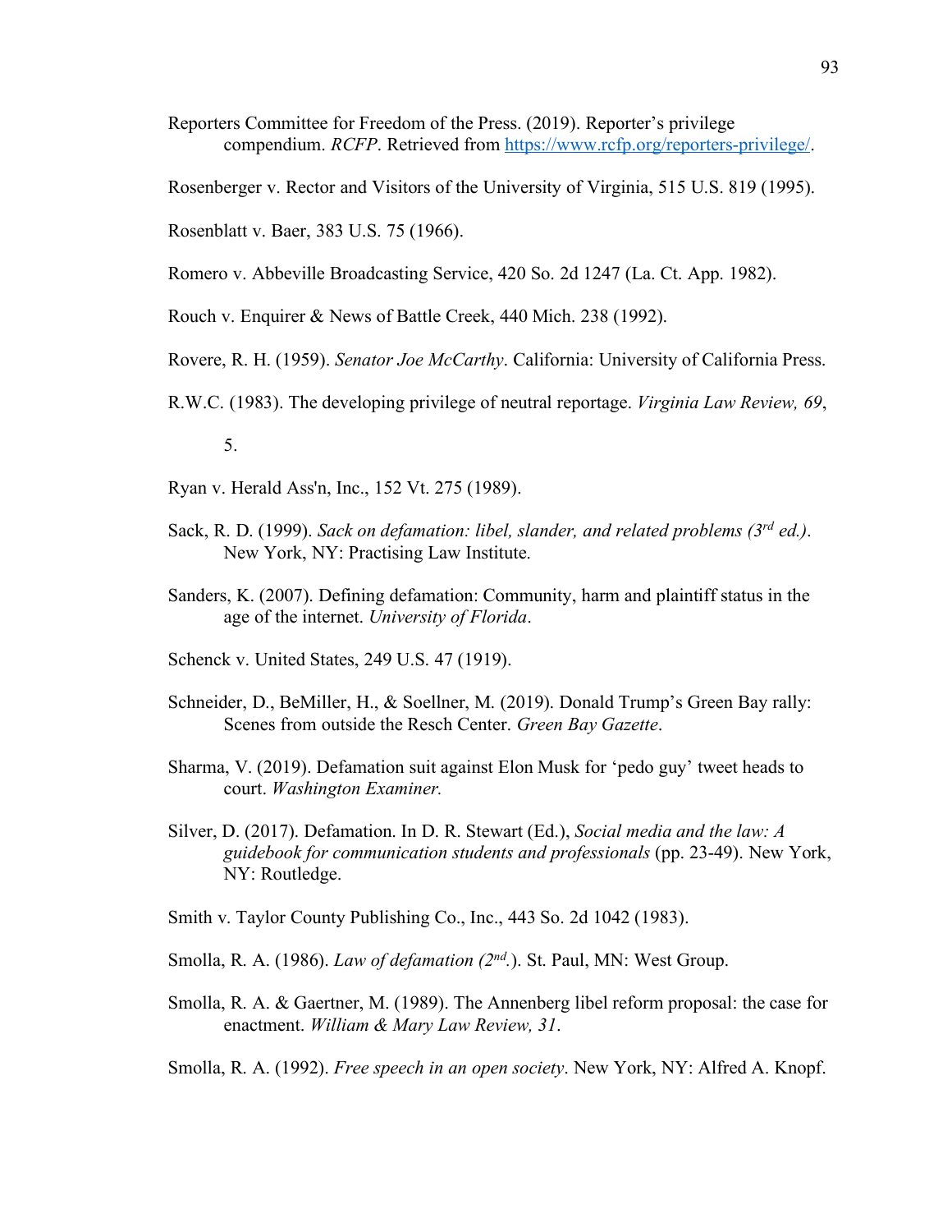Reporters Committee for Freedom of the Press. (2019). Reporter's privilege compendium. *RCFP*. Retrieved from https://www.rcfp.org/reporters-privilege/.

Rosenberger v. Rector and Visitors of the University of Virginia, 515 U.S. 819 (1995).

Rosenblatt v. Baer, 383 U.S. 75 (1966).

Romero v. Abbeville Broadcasting Service, 420 So. 2d 1247 (La. Ct. App. 1982).

Rouch v. Enquirer & News of Battle Creek, 440 Mich. 238 (1992).

Rovere, R. H. (1959). *Senator Joe McCarthy*. California: University of California Press.

R.W.C. (1983). The developing privilege of neutral reportage. *Virginia Law Review, 69*, 5.

Ryan v. Herald Ass'n, Inc., 152 Vt. 275 (1989).

Sack, R. D. (1999). *Sack on defamation: libel, slander, and related problems (3rd ed.)*. New York, NY: Practising Law Institute.

Sanders, K. (2007). Defining defamation: Community, harm and plaintiff status in the age of the internet. *University of Florida*.

Schenck v. United States, 249 U.S. 47 (1919).

Schneider, D., BeMiller, H., & Soellner, M. (2019). Donald Trump's Green Bay rally: Scenes from outside the Resch Center. *Green Bay Gazette*.

Sharma, V. (2019). Defamation suit against Elon Musk for 'pedo guy' tweet heads to court. *Washington Examiner.*

Silver, D. (2017). Defamation. In D. R. Stewart (Ed.), *Social media and the law: A guidebook for communication students and professionals* (pp. 23-49). New York, NY: Routledge.

Smith v. Taylor County Publishing Co., Inc., 443 So. 2d 1042 (1983).

Smolla, R. A. (1986). *Law of defamation (2nd.)*. St. Paul, MN: West Group.

Smolla, R. A. & Gaertner, M. (1989). The Annenberg libel reform proposal: the case for enactment. *William & Mary Law Review, 31*.

Smolla, R. A. (1992). *Free speech in an open society*. New York, NY: Alfred A. Knopf.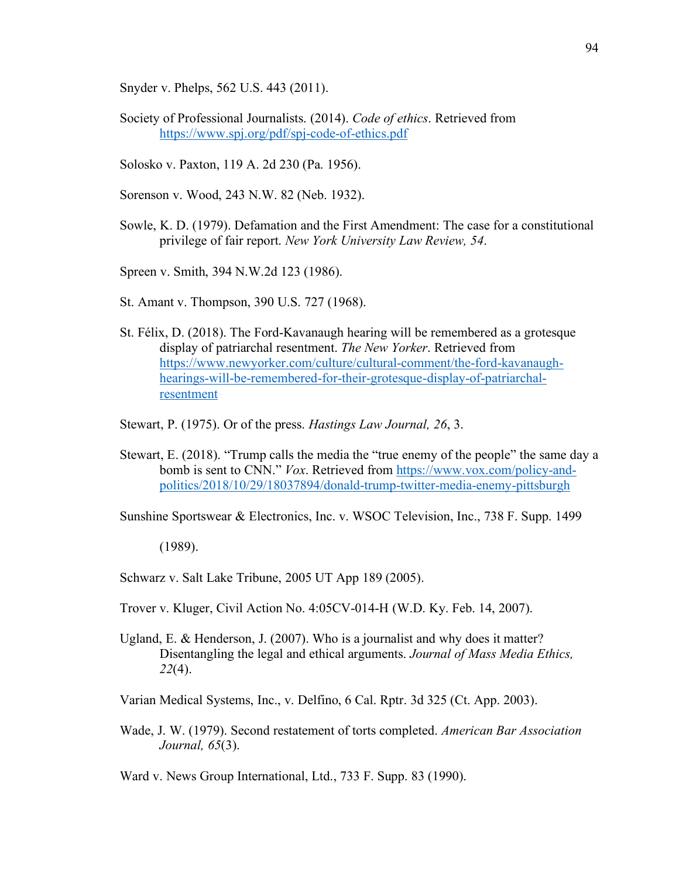Snyder v. Phelps, 562 U.S. 443 (2011).

Society of Professional Journalists. (2014). *Code of ethics*. Retrieved from https://www.spj.org/pdf/spj-code-of-ethics.pdf

Solosko v. Paxton, 119 A. 2d 230 (Pa. 1956).

Sorenson v. Wood, 243 N.W. 82 (Neb. 1932).

Sowle, K. D. (1979). Defamation and the First Amendment: The case for a constitutional privilege of fair report. *New York University Law Review, 54*.

Spreen v. Smith, 394 N.W.2d 123 (1986).

St. Amant v. Thompson, 390 U.S. 727 (1968).

St. Félix, D. (2018). The Ford-Kavanaugh hearing will be remembered as a grotesque display of patriarchal resentment. *The New Yorker*. Retrieved from https://www.newyorker.com/culture/cultural-comment/the-ford-kavanaugh-hearings-will-be-remembered-for-their-grotesque-display-of-patriarchal-resentment

Stewart, P. (1975). Or of the press. *Hastings Law Journal, 26*, 3.

Stewart, E. (2018). "Trump calls the media the "true enemy of the people" the same day a bomb is sent to CNN." *Vox*. Retrieved from https://www.vox.com/policy-and-politics/2018/10/29/18037894/donald-trump-twitter-media-enemy-pittsburgh

Sunshine Sportswear & Electronics, Inc. v. WSOC Television, Inc., 738 F. Supp. 1499 (1989).

Schwarz v. Salt Lake Tribune, 2005 UT App 189 (2005).

Trover v. Kluger, Civil Action No. 4:05CV-014-H (W.D. Ky. Feb. 14, 2007).

Ugland, E. & Henderson, J. (2007). Who is a journalist and why does it matter? Disentangling the legal and ethical arguments. *Journal of Mass Media Ethics, 22*(4).

Varian Medical Systems, Inc., v. Delfino, 6 Cal. Rptr. 3d 325 (Ct. App. 2003).

Wade, J. W. (1979). Second restatement of torts completed. *American Bar Association Journal, 65*(3).

Ward v. News Group International, Ltd., 733 F. Supp. 83 (1990).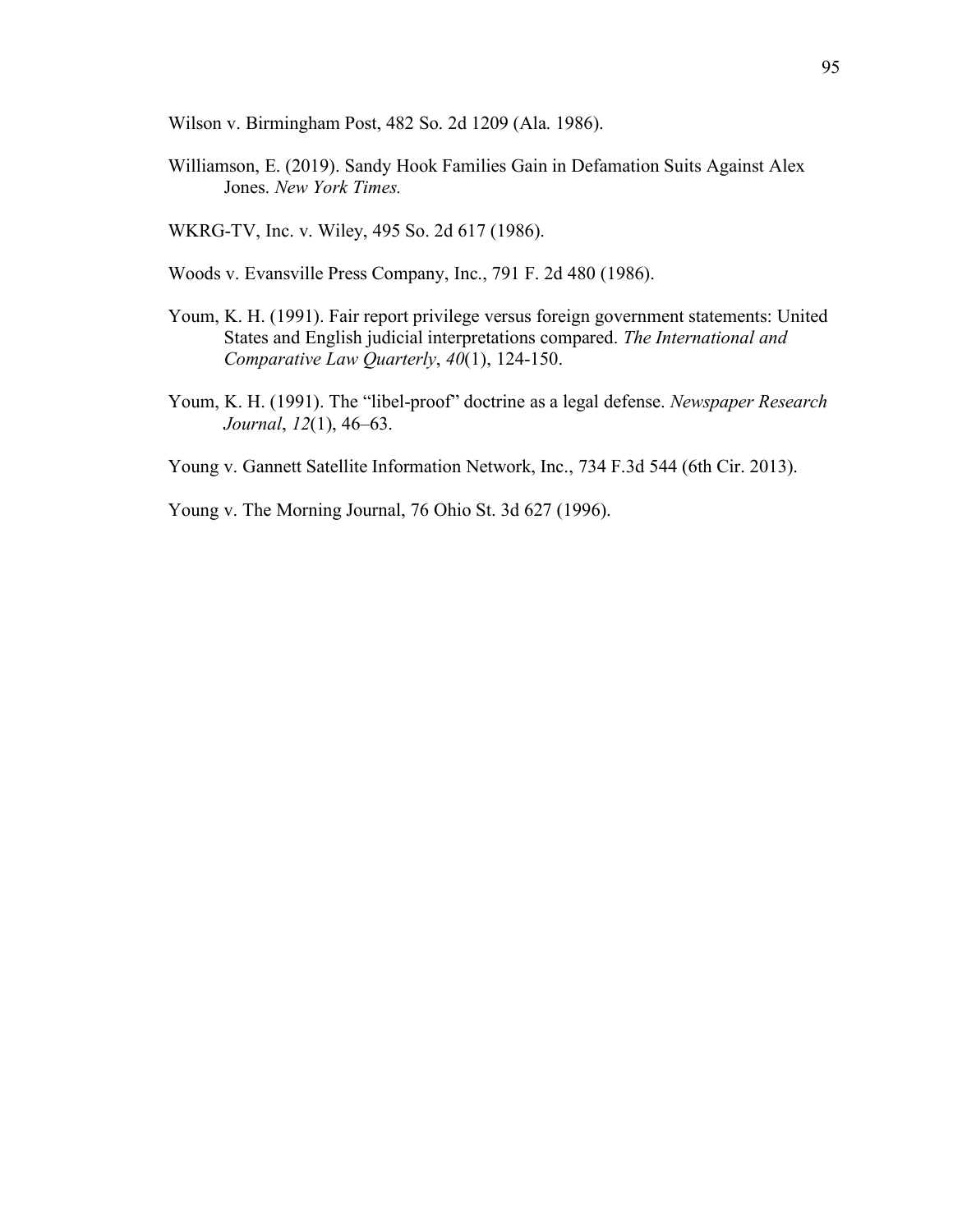Wilson v. Birmingham Post, 482 So. 2d 1209 (Ala. 1986).

Williamson, E. (2019). Sandy Hook Families Gain in Defamation Suits Against Alex Jones. *New York Times.*

WKRG-TV, Inc. v. Wiley, 495 So. 2d 617 (1986).

Woods v. Evansville Press Company, Inc., 791 F. 2d 480 (1986).

Youm, K. H. (1991). Fair report privilege versus foreign government statements: United States and English judicial interpretations compared. *The International and Comparative Law Quarterly*, *40*(1), 124-150.

Youm, K. H. (1991). The "libel-proof" doctrine as a legal defense. *Newspaper Research Journal*, *12*(1), 46–63.

Young v. Gannett Satellite Information Network, Inc., 734 F.3d 544 (6th Cir. 2013).

Young v. The Morning Journal, 76 Ohio St. 3d 627 (1996).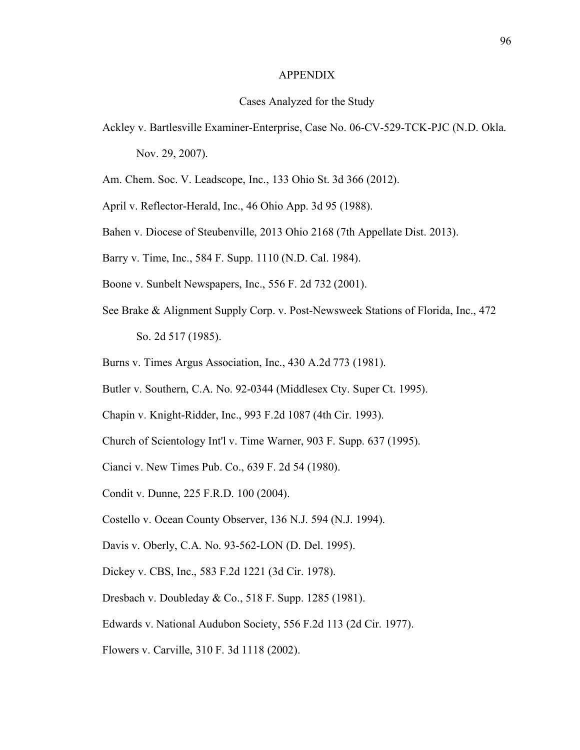# APPENDIX

## Cases Analyzed for the Study

Ackley v. Bartlesville Examiner-Enterprise, Case No. 06-CV-529-TCK-PJC (N.D. Okla. Nov. 29, 2007).

Am. Chem. Soc. V. Leadscope, Inc., 133 Ohio St. 3d 366 (2012).

April v. Reflector-Herald, Inc., 46 Ohio App. 3d 95 (1988).

Bahen v. Diocese of Steubenville, 2013 Ohio 2168 (7th Appellate Dist. 2013).

Barry v. Time, Inc., 584 F. Supp. 1110 (N.D. Cal. 1984).

Boone v. Sunbelt Newspapers, Inc., 556 F. 2d 732 (2001).

See Brake & Alignment Supply Corp. v. Post-Newsweek Stations of Florida, Inc., 472 So. 2d 517 (1985).

Burns v. Times Argus Association, Inc., 430 A.2d 773 (1981).

Butler v. Southern, C.A. No. 92-0344 (Middlesex Cty. Super Ct. 1995).

Chapin v. Knight-Ridder, Inc., 993 F.2d 1087 (4th Cir. 1993).

Church of Scientology Int'l v. Time Warner, 903 F. Supp. 637 (1995).

Cianci v. New Times Pub. Co., 639 F. 2d 54 (1980).

Condit v. Dunne, 225 F.R.D. 100 (2004).

Costello v. Ocean County Observer, 136 N.J. 594 (N.J. 1994).

Davis v. Oberly, C.A. No. 93-562-LON (D. Del. 1995).

Dickey v. CBS, Inc., 583 F.2d 1221 (3d Cir. 1978).

Dresbach v. Doubleday & Co., 518 F. Supp. 1285 (1981).

Edwards v. National Audubon Society, 556 F.2d 113 (2d Cir. 1977).

Flowers v. Carville, 310 F. 3d 1118 (2002).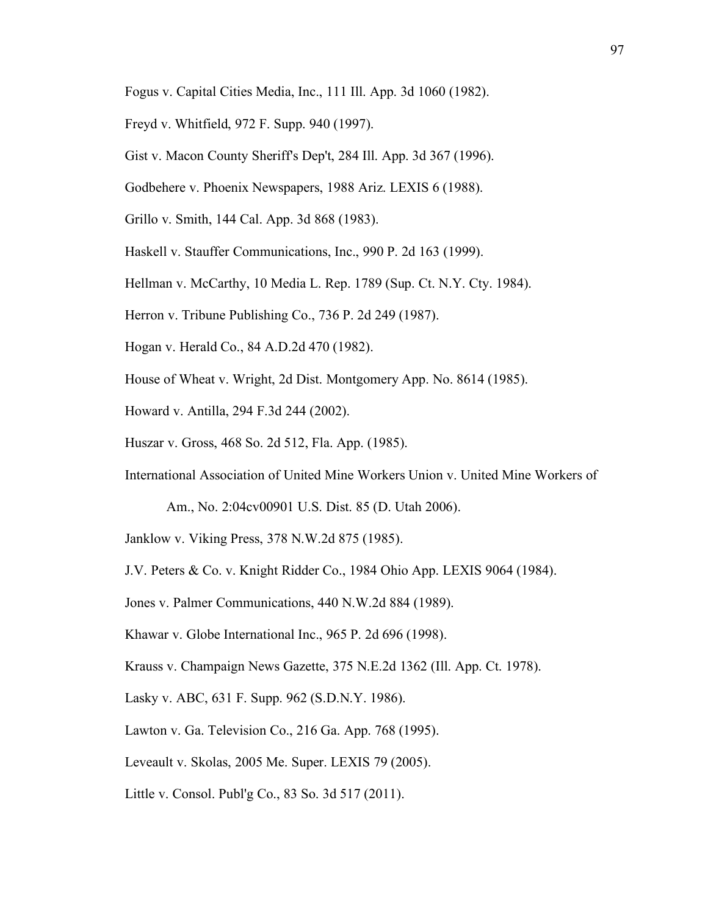Fogus v. Capital Cities Media, Inc., 111 Ill. App. 3d 1060 (1982).

Freyd v. Whitfield, 972 F. Supp. 940 (1997).

Gist v. Macon County Sheriff's Dep't, 284 Ill. App. 3d 367 (1996).

Godbehere v. Phoenix Newspapers, 1988 Ariz. LEXIS 6 (1988).

Grillo v. Smith, 144 Cal. App. 3d 868 (1983).

Haskell v. Stauffer Communications, Inc., 990 P. 2d 163 (1999).

Hellman v. McCarthy, 10 Media L. Rep. 1789 (Sup. Ct. N.Y. Cty. 1984).

Herron v. Tribune Publishing Co., 736 P. 2d 249 (1987).

Hogan v. Herald Co., 84 A.D.2d 470 (1982).

House of Wheat v. Wright, 2d Dist. Montgomery App. No. 8614 (1985).

Howard v. Antilla, 294 F.3d 244 (2002).

Huszar v. Gross, 468 So. 2d 512, Fla. App. (1985).

International Association of United Mine Workers Union v. United Mine Workers of Am., No. 2:04cv00901 U.S. Dist. 85 (D. Utah 2006).

Janklow v. Viking Press, 378 N.W.2d 875 (1985).

J.V. Peters & Co. v. Knight Ridder Co., 1984 Ohio App. LEXIS 9064 (1984).

Jones v. Palmer Communications, 440 N.W.2d 884 (1989).

Khawar v. Globe International Inc., 965 P. 2d 696 (1998).

Krauss v. Champaign News Gazette, 375 N.E.2d 1362 (Ill. App. Ct. 1978).

Lasky v. ABC, 631 F. Supp. 962 (S.D.N.Y. 1986).

Lawton v. Ga. Television Co., 216 Ga. App. 768 (1995).

Leveault v. Skolas, 2005 Me. Super. LEXIS 79 (2005).

Little v. Consol. Publ'g Co., 83 So. 3d 517 (2011).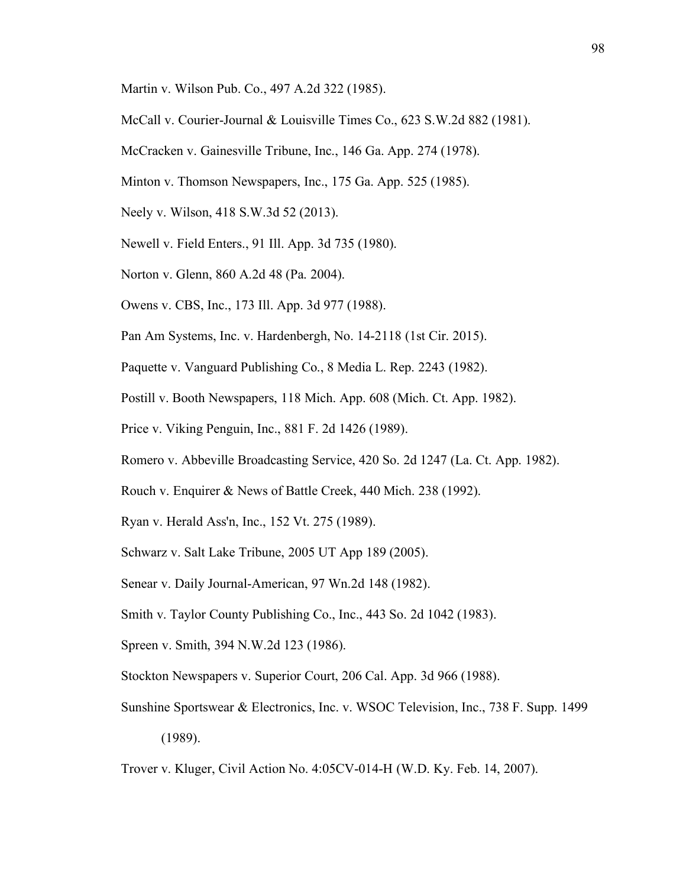Martin v. Wilson Pub. Co., 497 A.2d 322 (1985).

McCall v. Courier-Journal & Louisville Times Co., 623 S.W.2d 882 (1981).

McCracken v. Gainesville Tribune, Inc., 146 Ga. App. 274 (1978).

Minton v. Thomson Newspapers, Inc., 175 Ga. App. 525 (1985).

Neely v. Wilson, 418 S.W.3d 52 (2013).

Newell v. Field Enters., 91 Ill. App. 3d 735 (1980).

Norton v. Glenn, 860 A.2d 48 (Pa. 2004).

Owens v. CBS, Inc., 173 Ill. App. 3d 977 (1988).

Pan Am Systems, Inc. v. Hardenbergh, No. 14-2118 (1st Cir. 2015).

Paquette v. Vanguard Publishing Co., 8 Media L. Rep. 2243 (1982).

Postill v. Booth Newspapers, 118 Mich. App. 608 (Mich. Ct. App. 1982).

Price v. Viking Penguin, Inc., 881 F. 2d 1426 (1989).

Romero v. Abbeville Broadcasting Service, 420 So. 2d 1247 (La. Ct. App. 1982).

Rouch v. Enquirer & News of Battle Creek, 440 Mich. 238 (1992).

Ryan v. Herald Ass'n, Inc., 152 Vt. 275 (1989).

Schwarz v. Salt Lake Tribune, 2005 UT App 189 (2005).

Senear v. Daily Journal-American, 97 Wn.2d 148 (1982).

Smith v. Taylor County Publishing Co., Inc., 443 So. 2d 1042 (1983).

Spreen v. Smith, 394 N.W.2d 123 (1986).

Stockton Newspapers v. Superior Court, 206 Cal. App. 3d 966 (1988).

Sunshine Sportswear & Electronics, Inc. v. WSOC Television, Inc., 738 F. Supp. 1499 (1989).

Trover v. Kluger, Civil Action No. 4:05CV-014-H (W.D. Ky. Feb. 14, 2007).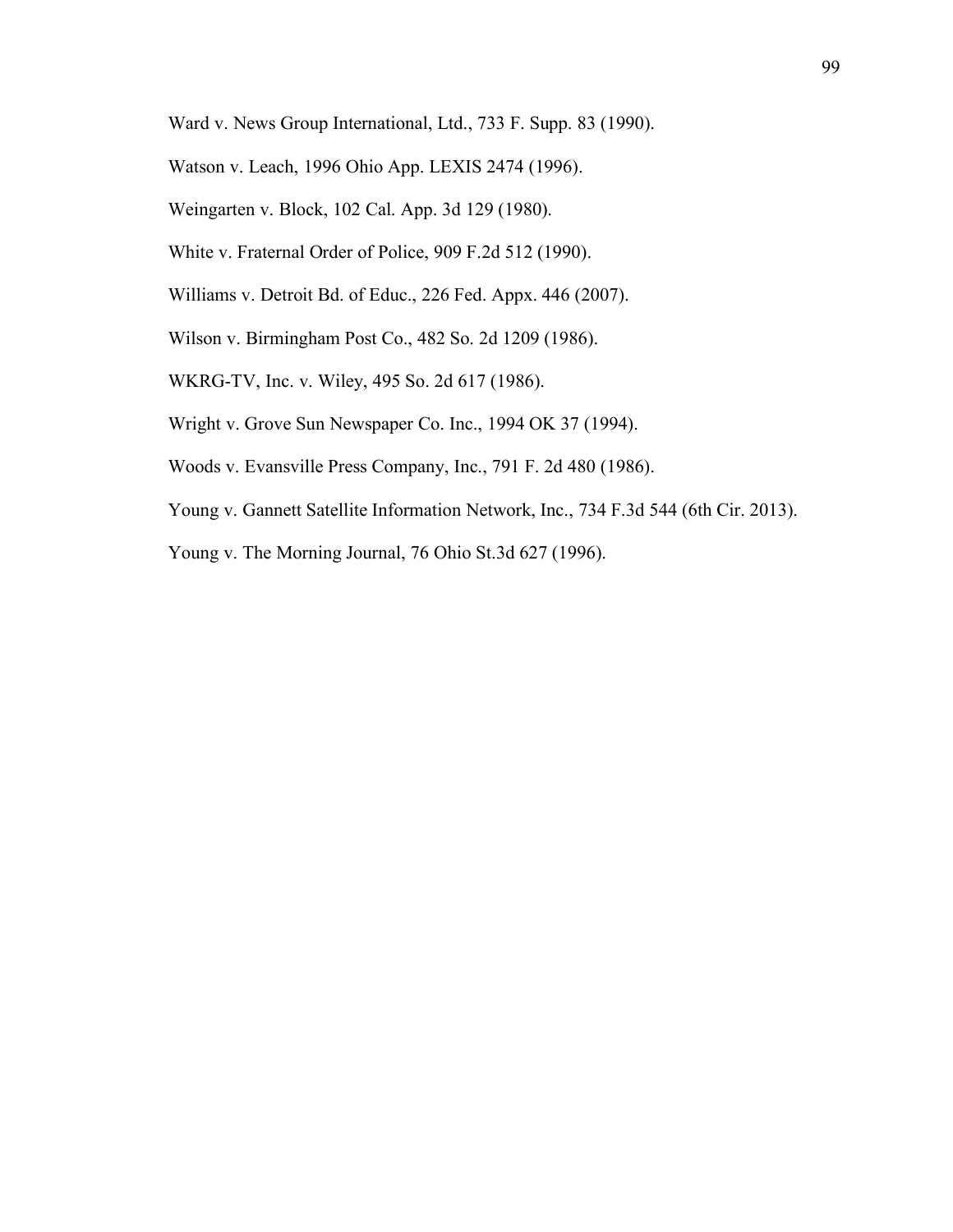Ward v. News Group International, Ltd., 733 F. Supp. 83 (1990).

Watson v. Leach, 1996 Ohio App. LEXIS 2474 (1996).

Weingarten v. Block, 102 Cal. App. 3d 129 (1980).

White v. Fraternal Order of Police, 909 F.2d 512 (1990).

Williams v. Detroit Bd. of Educ., 226 Fed. Appx. 446 (2007).

Wilson v. Birmingham Post Co., 482 So. 2d 1209 (1986).

WKRG-TV, Inc. v. Wiley, 495 So. 2d 617 (1986).

Wright v. Grove Sun Newspaper Co. Inc., 1994 OK 37 (1994).

Woods v. Evansville Press Company, Inc., 791 F. 2d 480 (1986).

Young v. Gannett Satellite Information Network, Inc., 734 F.3d 544 (6th Cir. 2013).

Young v. The Morning Journal, 76 Ohio St.3d 627 (1996).